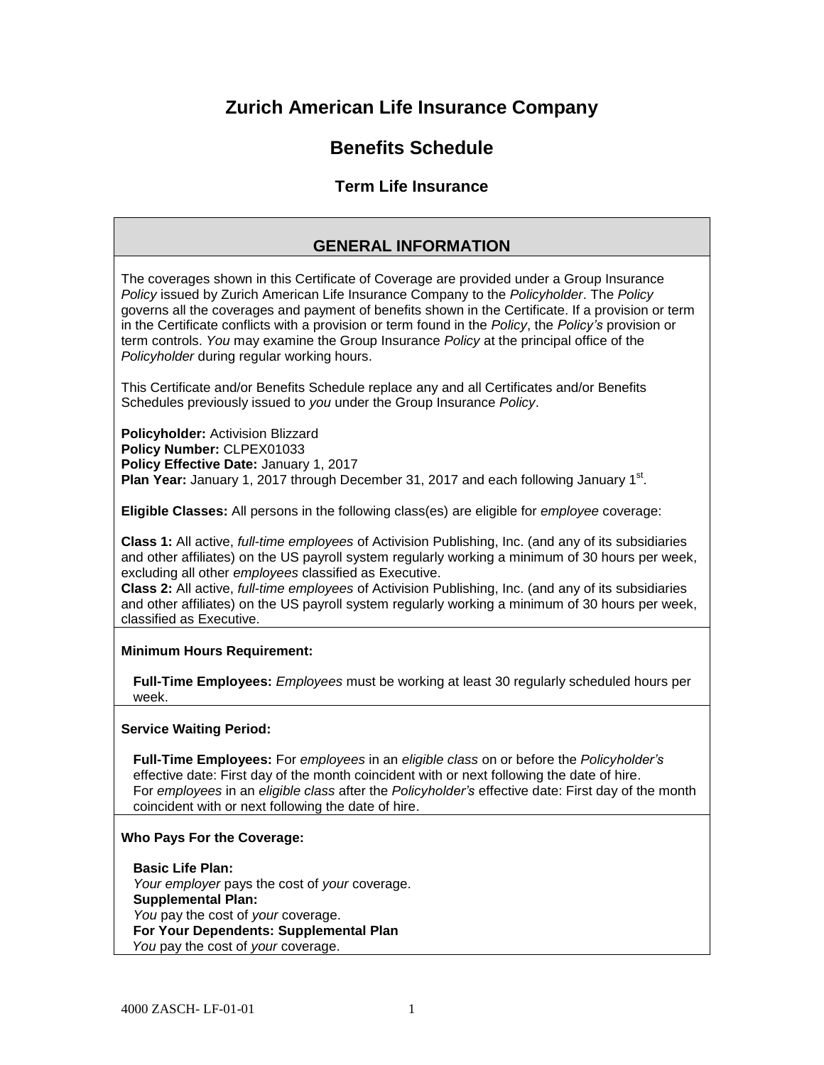# Zurich American Life Insurance Company

## Benefits Schedule

### Term Life Insurance

## GENERAL INFORMATION

The coverages shown in this Certificate of Coverage are provided under a Group Insurance *Policy* issued by Zurich American Life Insurance Company to the *Policyholder*. The *Policy* governs all the coverages and payment of benefits shown in the Certificate. If a provision or term in the Certificate conflicts with a provision or term found in the *Policy*, the *Policy's* provision or term controls. *You* may examine the Group Insurance *Policy* at the principal office of the *Policyholder* during regular working hours.

This Certificate and/or Benefits Schedule replace any and all Certificates and/or Benefits Schedules previously issued to *you* under the Group Insurance *Policy*.

**Policyholder:** Activision Blizzard
**Policy Number:** CLPEX01033
**Policy Effective Date:** January 1, 2017
**Plan Year:** January 1, 2017 through December 31, 2017 and each following January 1st.

**Eligible Classes:** All persons in the following class(es) are eligible for *employee* coverage:

**Class 1:** All active, *full-time employees* of Activision Publishing, Inc. (and any of its subsidiaries and other affiliates) on the US payroll system regularly working a minimum of 30 hours per week, excluding all other *employees* classified as Executive.
**Class 2:** All active, *full-time employees* of Activision Publishing, Inc. (and any of its subsidiaries and other affiliates) on the US payroll system regularly working a minimum of 30 hours per week, classified as Executive.

**Minimum Hours Requirement:**

**Full-Time Employees:** *Employees* must be working at least 30 regularly scheduled hours per week.

**Service Waiting Period:**

**Full-Time Employees:** For *employees* in an *eligible class* on or before the *Policyholder's* effective date: First day of the month coincident with or next following the date of hire.
For *employees* in an *eligible class* after the *Policyholder's* effective date: First day of the month coincident with or next following the date of hire.

**Who Pays For the Coverage:**

**Basic Life Plan:**
*Your employer* pays the cost of *your* coverage.
**Supplemental Plan:**
*You* pay the cost of *your* coverage.
**For Your Dependents: Supplemental Plan**
*You* pay the cost of *your* coverage.

4000 ZASCH- LF-01-01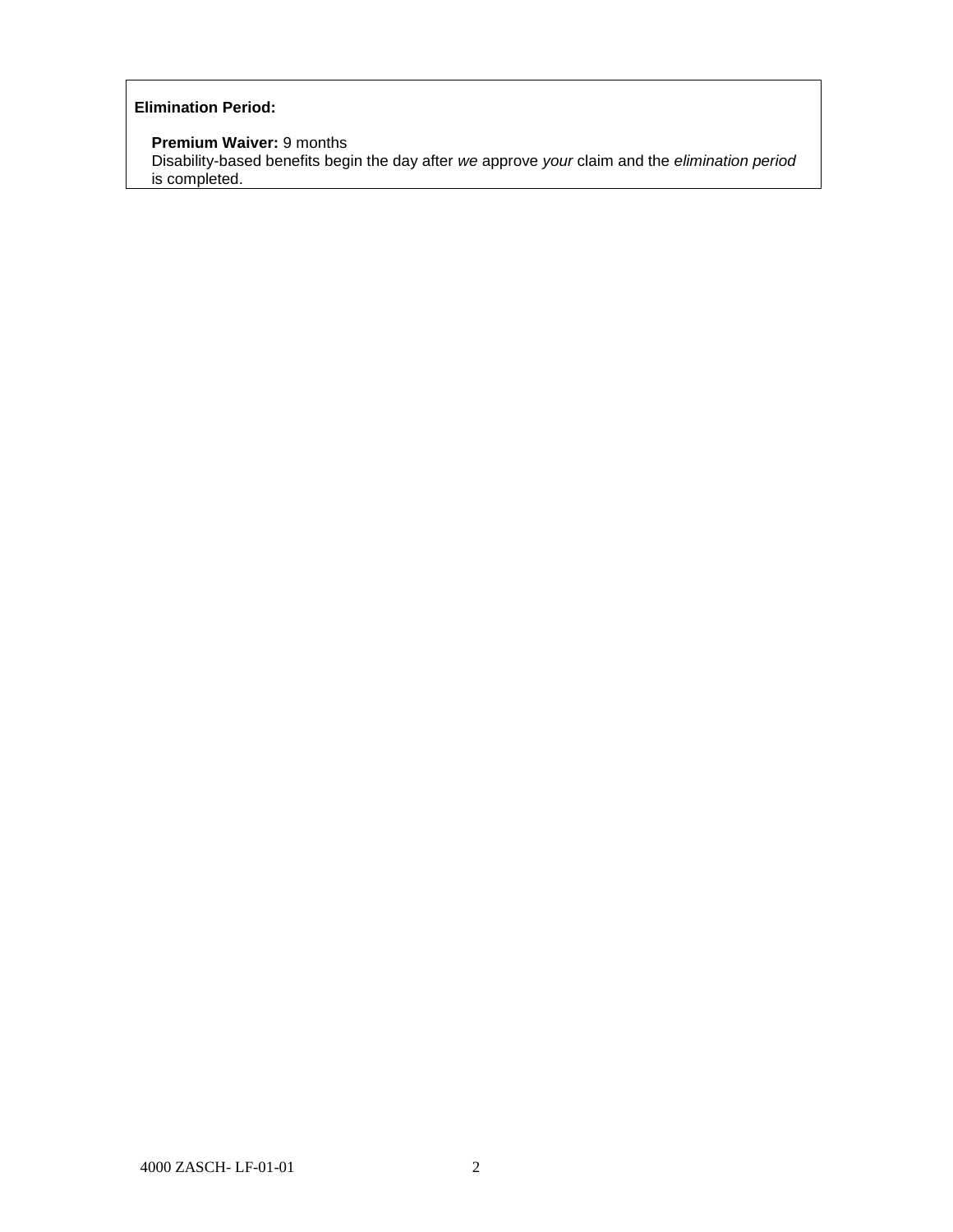**Elimination Period:**

**Premium Waiver:** 9 months
Disability-based benefits begin the day after *we* approve *your* claim and the *elimination period* is completed.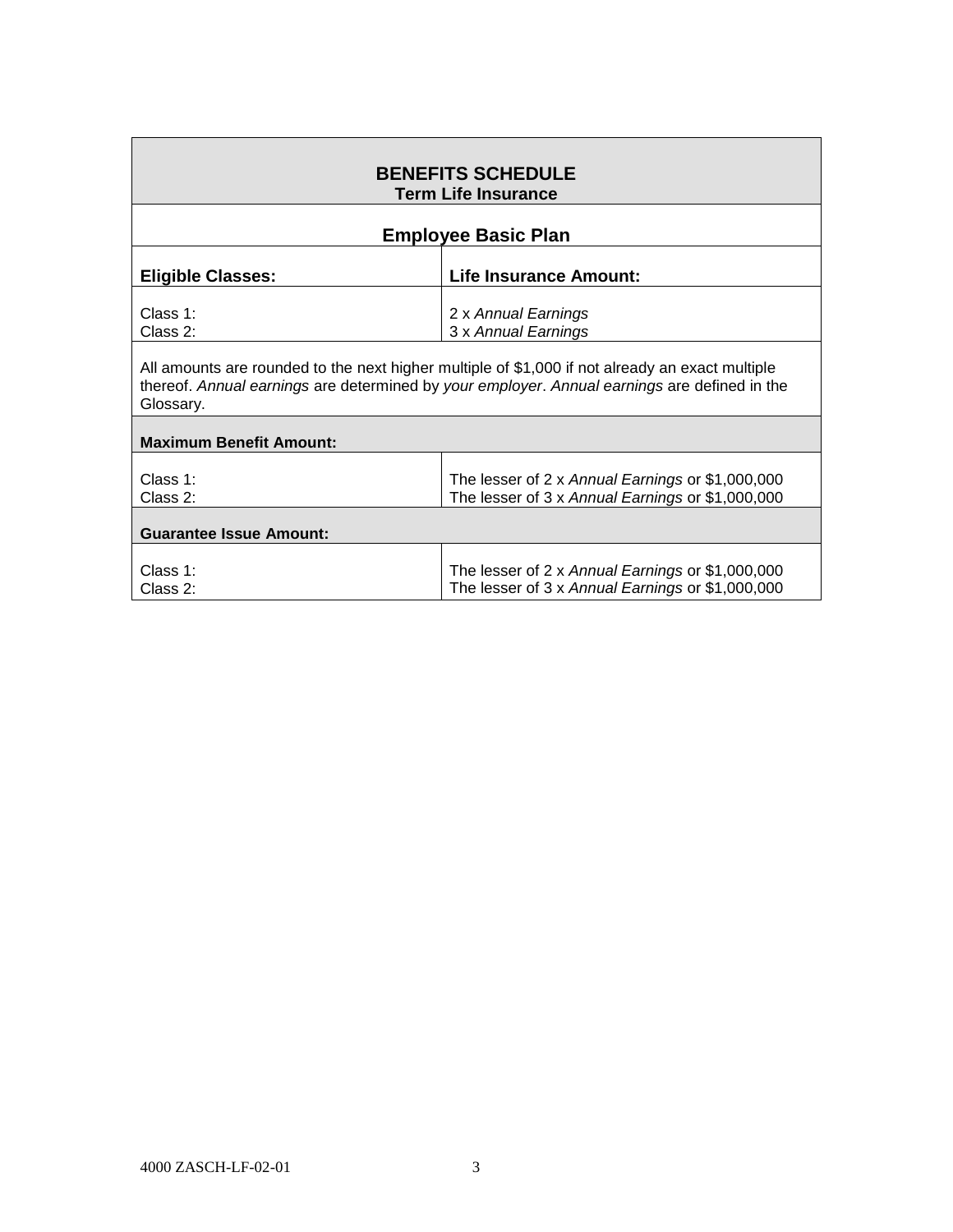## BENEFITS SCHEDULE
### Term Life Insurance

### Employee Basic Plan

| Eligible Classes: | Life Insurance Amount: |
| --- | --- |
| Class 1: | 2 x *Annual Earnings* |
| Class 2: | 3 x *Annual Earnings* |

All amounts are rounded to the next higher multiple of $1,000 if not already an exact multiple thereof. *Annual earnings* are determined by *your employer*. *Annual earnings* are defined in the Glossary.

**Maximum Benefit Amount:**

| | |
| --- | --- |
| Class 1: | The lesser of 2 x *Annual Earnings* or $1,000,000 |
| Class 2: | The lesser of 3 x *Annual Earnings* or $1,000,000 |

**Guarantee Issue Amount:**

| | |
| --- | --- |
| Class 1: | The lesser of 2 x *Annual Earnings* or $1,000,000 |
| Class 2: | The lesser of 3 x *Annual Earnings* or $1,000,000 |

4000 ZASCH-LF-02-01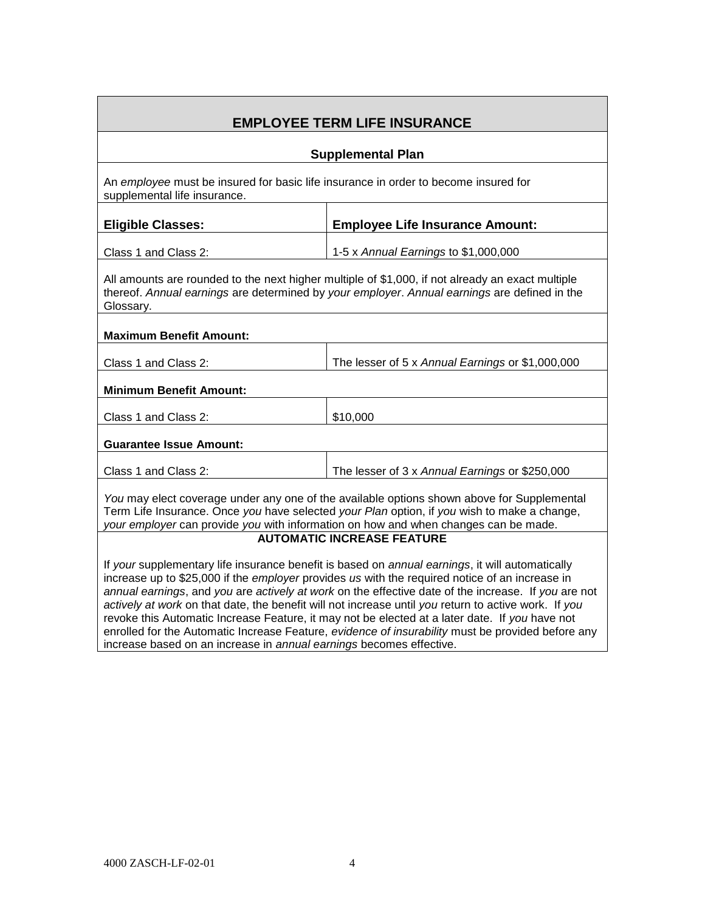## EMPLOYEE TERM LIFE INSURANCE

### Supplemental Plan

An *employee* must be insured for basic life insurance in order to become insured for supplemental life insurance.

| **Eligible Classes:** | **Employee Life Insurance Amount:** |
| --- | --- |
| Class 1 and Class 2: | 1-5 x *Annual Earnings* to $1,000,000 |

All amounts are rounded to the next higher multiple of $1,000, if not already an exact multiple thereof. *Annual earnings* are determined by *your employer*. *Annual earnings* are defined in the Glossary.

**Maximum Benefit Amount:**

| | |
| --- | --- |
| Class 1 and Class 2: | The lesser of 5 x *Annual Earnings* or $1,000,000 |

**Minimum Benefit Amount:**

| | |
| --- | --- |
| Class 1 and Class 2: | $10,000 |

**Guarantee Issue Amount:**

| | |
| --- | --- |
| Class 1 and Class 2: | The lesser of 3 x *Annual Earnings* or $250,000 |

*You* may elect coverage under any one of the available options shown above for Supplemental Term Life Insurance. Once *you* have selected *your Plan* option, if *you* wish to make a change, *your employer* can provide *you* with information on how and when changes can be made.

**AUTOMATIC INCREASE FEATURE**

If *your* supplementary life insurance benefit is based on *annual earnings*, it will automatically increase up to $25,000 if the *employer* provides *us* with the required notice of an increase in *annual earnings*, and *you* are *actively at work* on the effective date of the increase. If *you* are not *actively at work* on that date, the benefit will not increase until *you* return to active work. If *you* revoke this Automatic Increase Feature, it may not be elected at a later date. If *you* have not enrolled for the Automatic Increase Feature, *evidence of insurability* must be provided before any increase based on an increase in *annual earnings* becomes effective.

4000 ZASCH-LF-02-01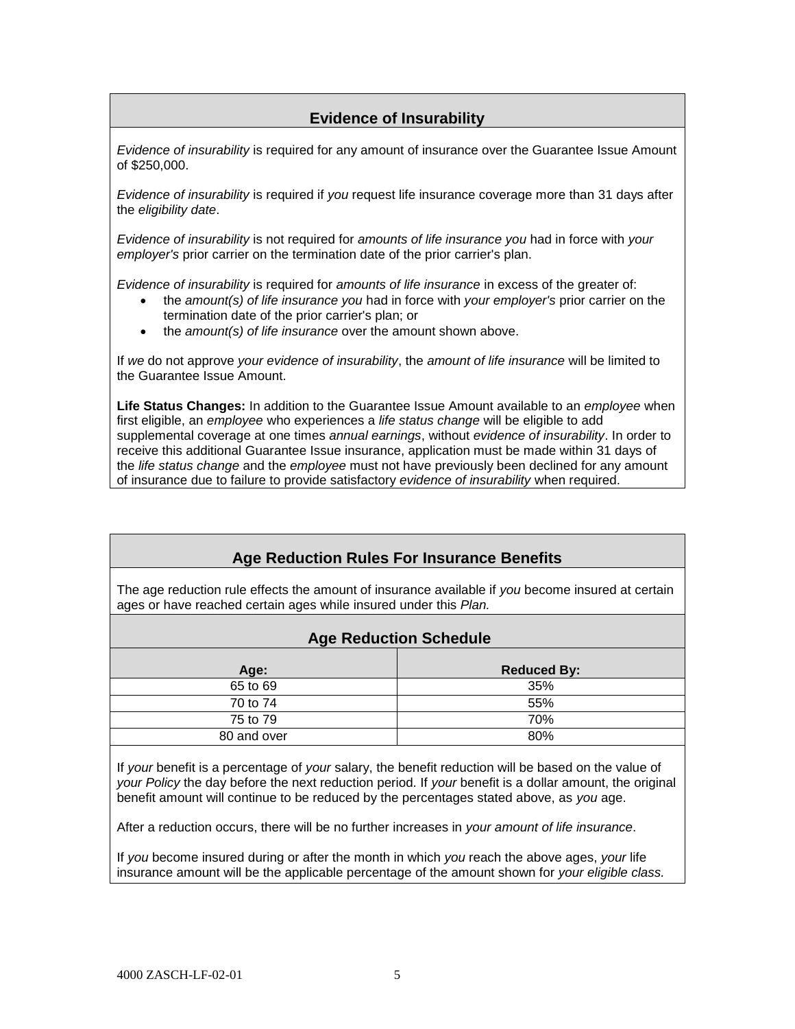## Evidence of Insurability

*Evidence of insurability* is required for any amount of insurance over the Guarantee Issue Amount of $250,000.

*Evidence of insurability* is required if *you* request life insurance coverage more than 31 days after the *eligibility date*.

*Evidence of insurability* is not required for *amounts of life insurance you* had in force with *your employer's* prior carrier on the termination date of the prior carrier's plan.

*Evidence of insurability* is required for *amounts of life insurance* in excess of the greater of:

- the *amount(s) of life insurance you* had in force with *your employer's* prior carrier on the termination date of the prior carrier's plan; or
- the *amount(s) of life insurance* over the amount shown above.

If *we* do not approve *your evidence of insurability*, the *amount of life insurance* will be limited to the Guarantee Issue Amount.

**Life Status Changes:** In addition to the Guarantee Issue Amount available to an *employee* when first eligible, an *employee* who experiences a *life status change* will be eligible to add supplemental coverage at one times *annual earnings*, without *evidence of insurability*. In order to receive this additional Guarantee Issue insurance, application must be made within 31 days of the *life status change* and the *employee* must not have previously been declined for any amount of insurance due to failure to provide satisfactory *evidence of insurability* when required.

## Age Reduction Rules For Insurance Benefits

The age reduction rule effects the amount of insurance available if *you* become insured at certain ages or have reached certain ages while insured under this *Plan.*

### Age Reduction Schedule

| Age: | Reduced By: |
|---|---|
| 65 to 69 | 35% |
| 70 to 74 | 55% |
| 75 to 79 | 70% |
| 80 and over | 80% |

If *your* benefit is a percentage of *your* salary, the benefit reduction will be based on the value of *your Policy* the day before the next reduction period. If *your* benefit is a dollar amount, the original benefit amount will continue to be reduced by the percentages stated above, as *you* age.

After a reduction occurs, there will be no further increases in *your amount of life insurance*.

If *you* become insured during or after the month in which *you* reach the above ages, *your* life insurance amount will be the applicable percentage of the amount shown for *your eligible class.*

4000 ZASCH-LF-02-01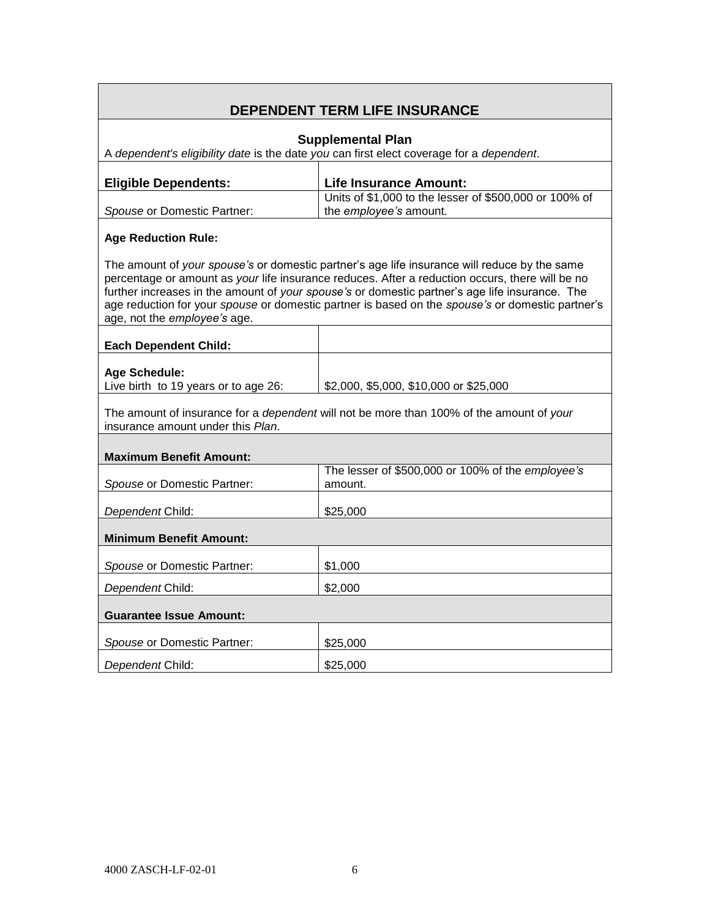## DEPENDENT TERM LIFE INSURANCE

### Supplemental Plan

A *dependent's eligibility date* is the date *you* can first elect coverage for a *dependent*.

| **Eligible Dependents:** | **Life Insurance Amount:** |
|---|---|
| *Spouse* or Domestic Partner: | Units of $1,000 to the lesser of $500,000 or 100% of the *employee's* amount. |

**Age Reduction Rule:**

The amount of *your spouse's* or domestic partner's age life insurance will reduce by the same percentage or amount as *your* life insurance reduces. After a reduction occurs, there will be no further increases in the amount of *your spouse's* or domestic partner's age life insurance. The age reduction for your *spouse* or domestic partner is based on the *spouse's* or domestic partner's age, not the *employee's* age.

| | |
|---|---|
| **Each Dependent Child:** | |
| **Age Schedule:**<br>Live birth to 19 years or to age 26: | $2,000, $5,000, $10,000 or $25,000 |

The amount of insurance for a *dependent* will not be more than 100% of the amount of *your* insurance amount under this *Plan*.

| **Maximum Benefit Amount:** | |
|---|---|
| *Spouse* or Domestic Partner: | The lesser of $500,000 or 100% of the *employee's* amount. |
| *Dependent* Child: | $25,000 |
| **Minimum Benefit Amount:** | |
| *Spouse* or Domestic Partner: | $1,000 |
| *Dependent* Child: | $2,000 |
| **Guarantee Issue Amount:** | |
| *Spouse* or Domestic Partner: | $25,000 |
| *Dependent* Child: | $25,000 |

4000 ZASCH-LF-02-01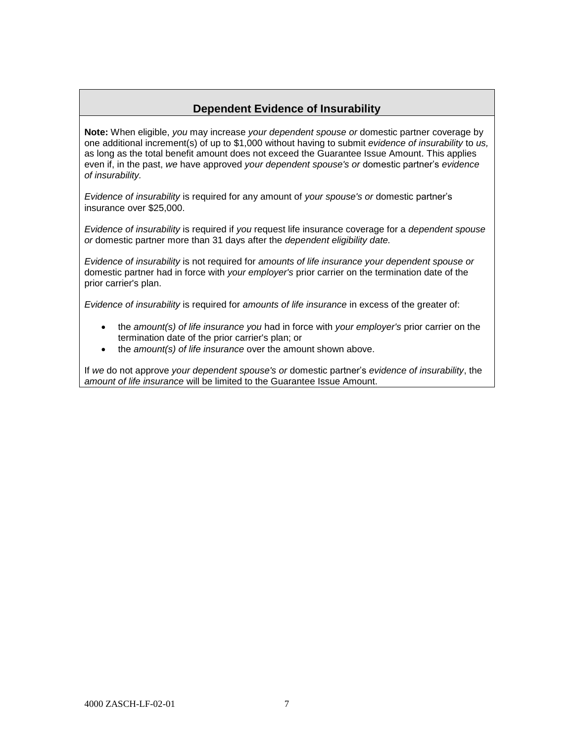## Dependent Evidence of Insurability

**Note:** When eligible, *you* may increase *your dependent spouse or* domestic partner coverage by one additional increment(s) of up to $1,000 without having to submit *evidence of insurability* to *us,* as long as the total benefit amount does not exceed the Guarantee Issue Amount. This applies even if, in the past, *we* have approved *your dependent spouse's or* domestic partner's *evidence of insurability.*

*Evidence of insurability* is required for any amount of *your spouse's or* domestic partner's insurance over $25,000.

*Evidence of insurability* is required if *you* request life insurance coverage for a *dependent spouse or* domestic partner more than 31 days after the *dependent eligibility date.*

*Evidence of insurability* is not required for *amounts of life insurance your dependent spouse or* domestic partner had in force with *your employer's* prior carrier on the termination date of the prior carrier's plan.

*Evidence of insurability* is required for *amounts of life insurance* in excess of the greater of:

- the *amount(s) of life insurance you* had in force with *your employer's* prior carrier on the termination date of the prior carrier's plan; or
- the *amount(s) of life insurance* over the amount shown above.

If *we* do not approve *your dependent spouse's or* domestic partner's *evidence of insurability*, the *amount of life insurance* will be limited to the Guarantee Issue Amount.

4000 ZASCH-LF-02-01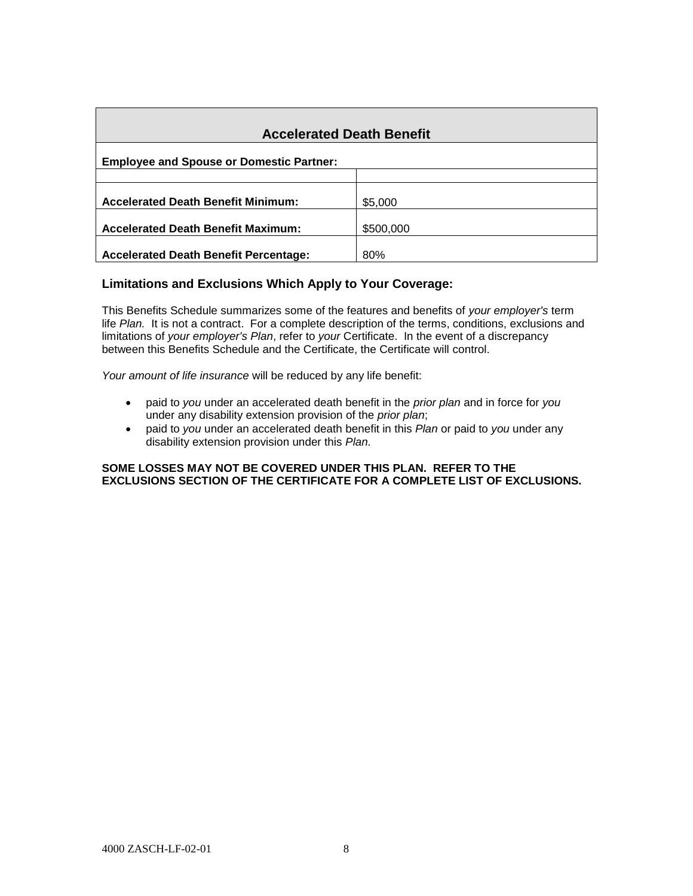| Accelerated Death Benefit | |
|---|---|
| **Employee and Spouse or Domestic Partner:** | |
| | |
| **Accelerated Death Benefit Minimum:** | $5,000 |
| **Accelerated Death Benefit Maximum:** | $500,000 |
| **Accelerated Death Benefit Percentage:** | 80% |

### Limitations and Exclusions Which Apply to Your Coverage:

This Benefits Schedule summarizes some of the features and benefits of *your employer's* term life *Plan.* It is not a contract. For a complete description of the terms, conditions, exclusions and limitations of *your employer's Plan*, refer to *your* Certificate. In the event of a discrepancy between this Benefits Schedule and the Certificate, the Certificate will control.

*Your amount of life insurance* will be reduced by any life benefit:

- paid to *you* under an accelerated death benefit in the *prior plan* and in force for *you* under any disability extension provision of the *prior plan*;
- paid to *you* under an accelerated death benefit in this *Plan* or paid to *you* under any disability extension provision under this *Plan.*

**SOME LOSSES MAY NOT BE COVERED UNDER THIS PLAN. REFER TO THE EXCLUSIONS SECTION OF THE CERTIFICATE FOR A COMPLETE LIST OF EXCLUSIONS.**

4000 ZASCH-LF-02-01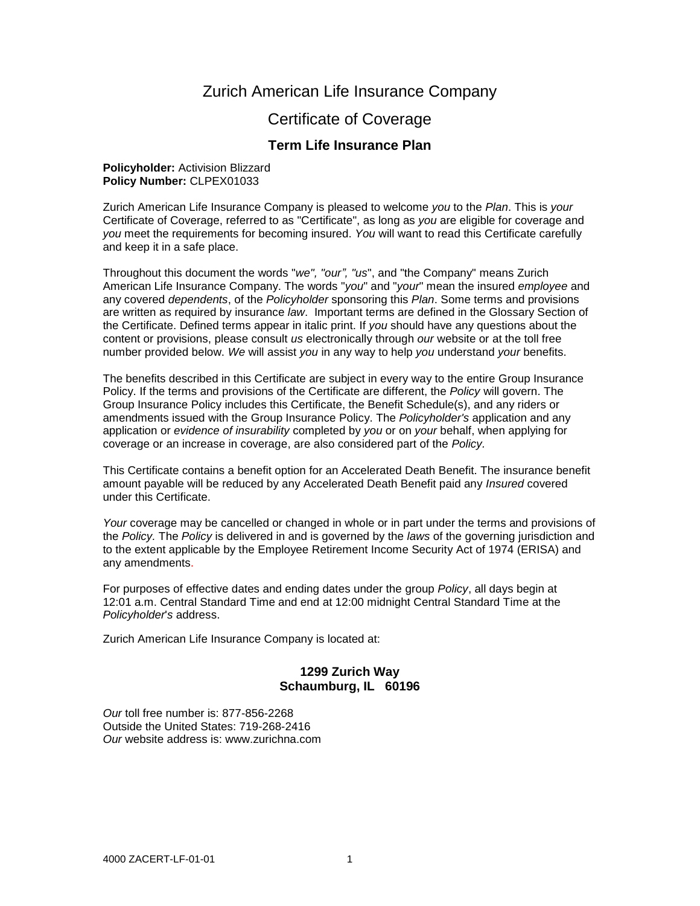# Zurich American Life Insurance Company

## Certificate of Coverage

### Term Life Insurance Plan

**Policyholder:** Activision Blizzard
**Policy Number:** CLPEX01033

Zurich American Life Insurance Company is pleased to welcome *you* to the *Plan*. This is *your* Certificate of Coverage, referred to as "Certificate", as long as *you* are eligible for coverage and *you* meet the requirements for becoming insured. *You* will want to read this Certificate carefully and keep it in a safe place.

Throughout this document the words "*we", "our", "us*", and "the Company" means Zurich American Life Insurance Company. The words "*you*" and "*your*" mean the insured *employee* and any covered *dependents*, of the *Policyholder* sponsoring this *Plan*. Some terms and provisions are written as required by insurance *law*. Important terms are defined in the Glossary Section of the Certificate. Defined terms appear in italic print. If *you* should have any questions about the content or provisions, please consult *us* electronically through *our* website or at the toll free number provided below. *We* will assist *you* in any way to help *you* understand *your* benefits.

The benefits described in this Certificate are subject in every way to the entire Group Insurance Policy. If the terms and provisions of the Certificate are different, the *Policy* will govern. The Group Insurance Policy includes this Certificate, the Benefit Schedule(s), and any riders or amendments issued with the Group Insurance Policy. The *Policyholder's* application and any application or *evidence of insurability* completed by *you* or on *your* behalf, when applying for coverage or an increase in coverage, are also considered part of the *Policy.*

This Certificate contains a benefit option for an Accelerated Death Benefit. The insurance benefit amount payable will be reduced by any Accelerated Death Benefit paid any *Insured* covered under this Certificate.

*Your* coverage may be cancelled or changed in whole or in part under the terms and provisions of the *Policy.* The *Policy* is delivered in and is governed by the *laws* of the governing jurisdiction and to the extent applicable by the Employee Retirement Income Security Act of 1974 (ERISA) and any amendments.

For purposes of effective dates and ending dates under the group *Policy*, all days begin at 12:01 a.m. Central Standard Time and end at 12:00 midnight Central Standard Time at the *Policyholder's* address.

Zurich American Life Insurance Company is located at:

**1299 Zurich Way**
**Schaumburg, IL 60196**

*Our* toll free number is: 877-856-2268
Outside the United States: 719-268-2416
*Our* website address is: www.zurichna.com

4000 ZACERT-LF-01-01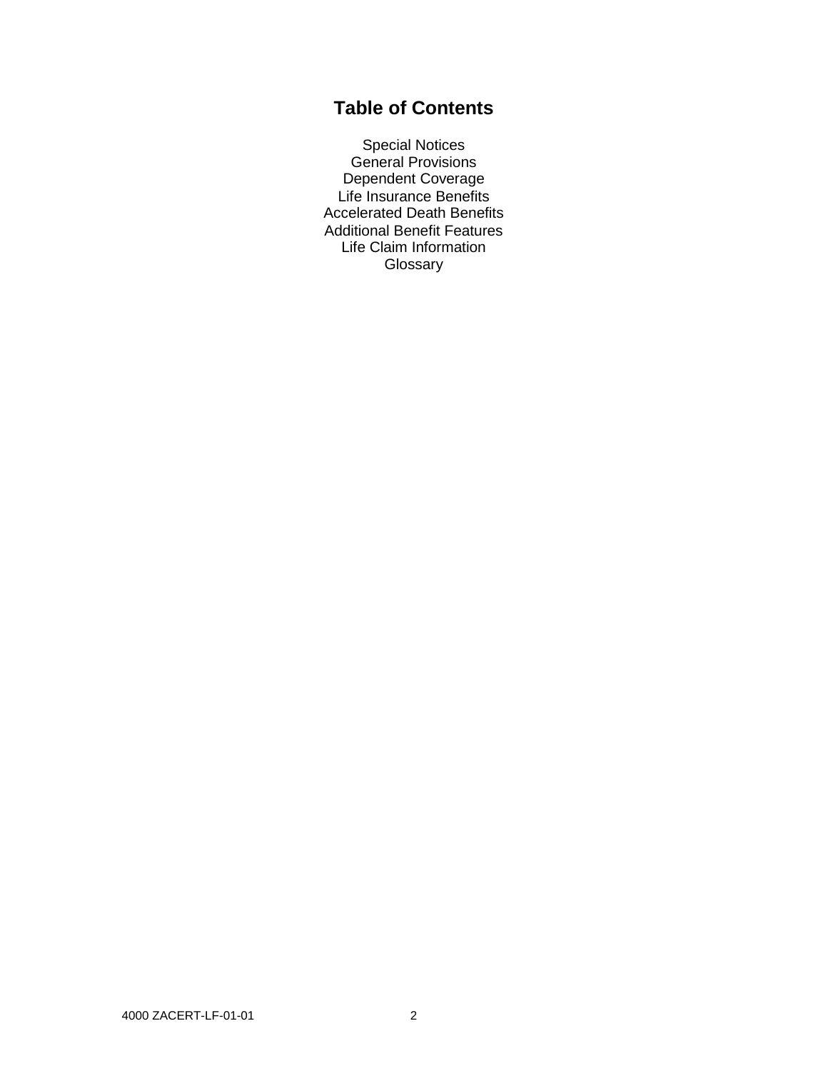# Table of Contents

Special Notices
General Provisions
Dependent Coverage
Life Insurance Benefits
Accelerated Death Benefits
Additional Benefit Features
Life Claim Information
Glossary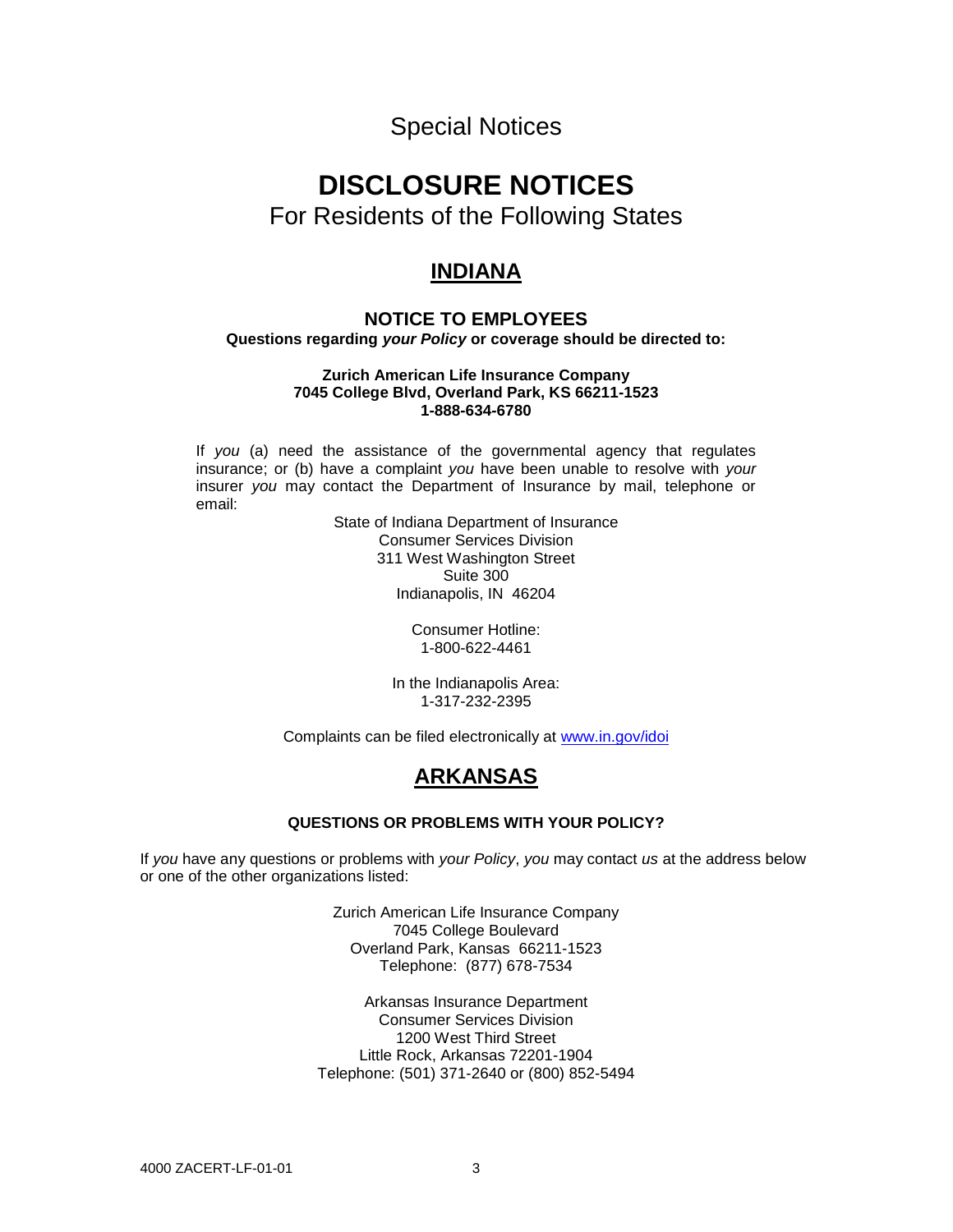Special Notices

# DISCLOSURE NOTICES

For Residents of the Following States

## INDIANA

### NOTICE TO EMPLOYEES

**Questions regarding *your Policy* or coverage should be directed to:**

**Zurich American Life Insurance Company**
**7045 College Blvd, Overland Park, KS 66211-1523**
**1-888-634-6780**

If *you* (a) need the assistance of the governmental agency that regulates insurance; or (b) have a complaint *you* have been unable to resolve with *your* insurer *you* may contact the Department of Insurance by mail, telephone or email:

State of Indiana Department of Insurance
Consumer Services Division
311 West Washington Street
Suite 300
Indianapolis, IN 46204

Consumer Hotline:
1-800-622-4461

In the Indianapolis Area:
1-317-232-2395

Complaints can be filed electronically at www.in.gov/idoi

## ARKANSAS

**QUESTIONS OR PROBLEMS WITH YOUR POLICY?**

If *you* have any questions or problems with *your Policy*, *you* may contact *us* at the address below or one of the other organizations listed:

Zurich American Life Insurance Company
7045 College Boulevard
Overland Park, Kansas 66211-1523
Telephone: (877) 678-7534

Arkansas Insurance Department
Consumer Services Division
1200 West Third Street
Little Rock, Arkansas 72201-1904
Telephone: (501) 371-2640 or (800) 852-5494

4000 ZACERT-LF-01-01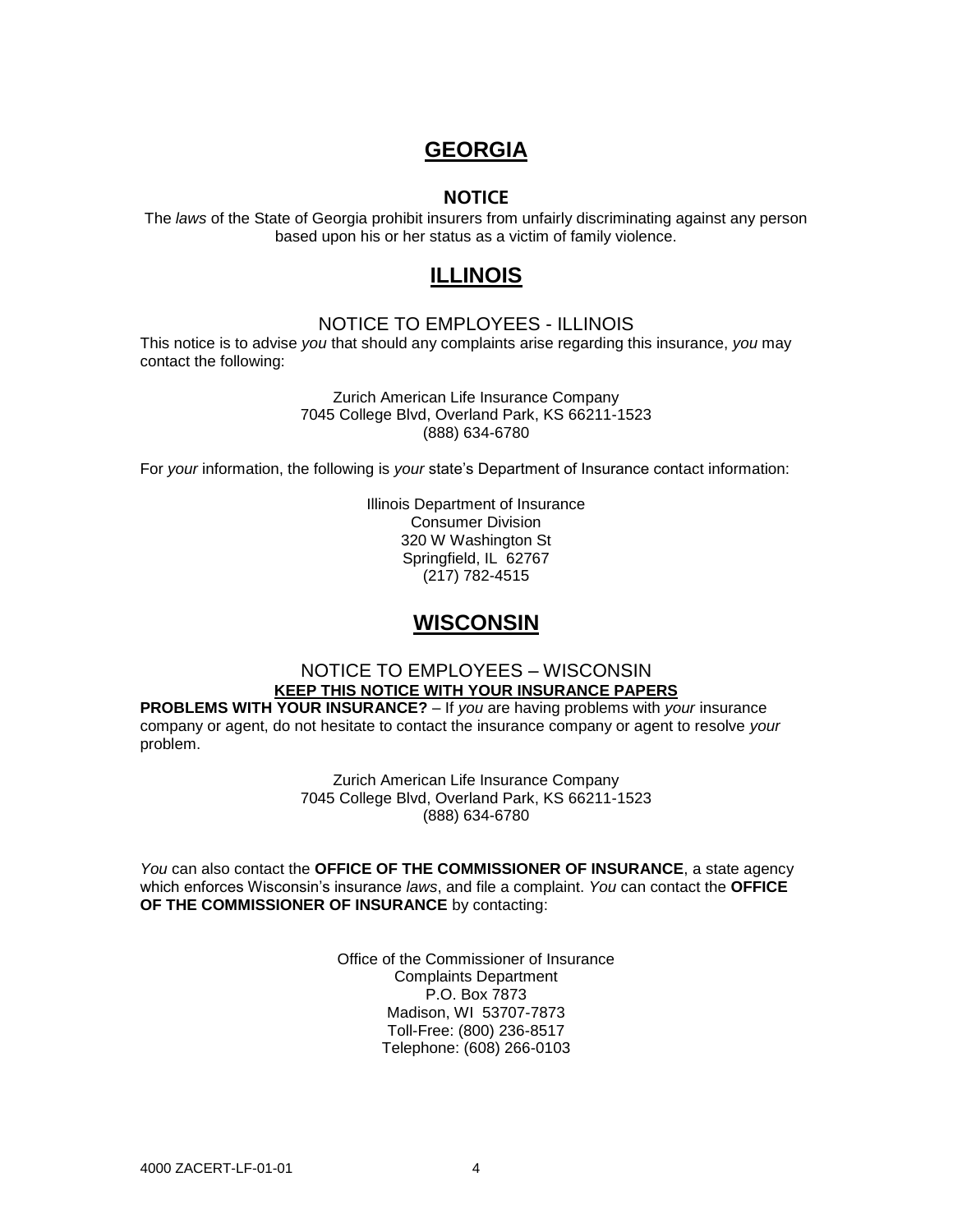## GEORGIA

### NOTICE

The *laws* of the State of Georgia prohibit insurers from unfairly discriminating against any person based upon his or her status as a victim of family violence.

## ILLINOIS

### NOTICE TO EMPLOYEES - ILLINOIS

This notice is to advise *you* that should any complaints arise regarding this insurance, *you* may contact the following:

Zurich American Life Insurance Company
7045 College Blvd, Overland Park, KS 66211-1523
(888) 634-6780

For *your* information, the following is *your* state's Department of Insurance contact information:

Illinois Department of Insurance
Consumer Division
320 W Washington St
Springfield, IL 62767
(217) 782-4515

## WISCONSIN

### NOTICE TO EMPLOYEES – WISCONSIN

**KEEP THIS NOTICE WITH YOUR INSURANCE PAPERS**

**PROBLEMS WITH YOUR INSURANCE?** – If *you* are having problems with *your* insurance company or agent, do not hesitate to contact the insurance company or agent to resolve *your* problem.

Zurich American Life Insurance Company
7045 College Blvd, Overland Park, KS 66211-1523
(888) 634-6780

*You* can also contact the **OFFICE OF THE COMMISSIONER OF INSURANCE**, a state agency which enforces Wisconsin's insurance *laws*, and file a complaint. *You* can contact the **OFFICE OF THE COMMISSIONER OF INSURANCE** by contacting:

Office of the Commissioner of Insurance
Complaints Department
P.O. Box 7873
Madison, WI 53707-7873
Toll-Free: (800) 236-8517
Telephone: (608) 266-0103

4000 ZACERT-LF-01-01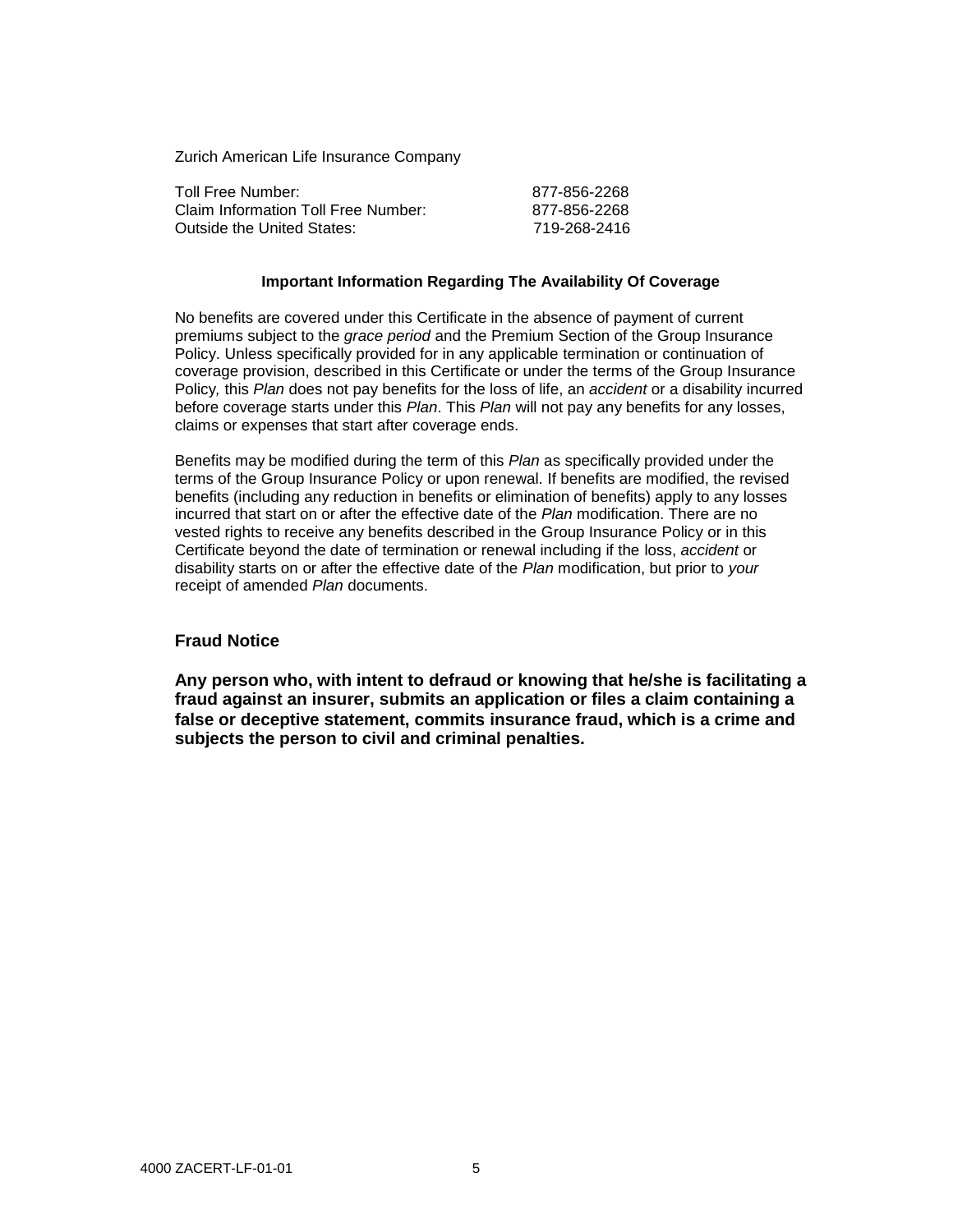Zurich American Life Insurance Company

| | |
|---|---|
| Toll Free Number: | 877-856-2268 |
| Claim Information Toll Free Number: | 877-856-2268 |
| Outside the United States: | 719-268-2416 |

**Important Information Regarding The Availability Of Coverage**

No benefits are covered under this Certificate in the absence of payment of current premiums subject to the *grace period* and the Premium Section of the Group Insurance Policy. Unless specifically provided for in any applicable termination or continuation of coverage provision, described in this Certificate or under the terms of the Group Insurance Policy, this *Plan* does not pay benefits for the loss of life, an *accident* or a disability incurred before coverage starts under this *Plan*. This *Plan* will not pay any benefits for any losses, claims or expenses that start after coverage ends.

Benefits may be modified during the term of this *Plan* as specifically provided under the terms of the Group Insurance Policy or upon renewal. If benefits are modified, the revised benefits (including any reduction in benefits or elimination of benefits) apply to any losses incurred that start on or after the effective date of the *Plan* modification. There are no vested rights to receive any benefits described in the Group Insurance Policy or in this Certificate beyond the date of termination or renewal including if the loss, *accident* or disability starts on or after the effective date of the *Plan* modification, but prior to *your* receipt of amended *Plan* documents.

## Fraud Notice

**Any person who, with intent to defraud or knowing that he/she is facilitating a fraud against an insurer, submits an application or files a claim containing a false or deceptive statement, commits insurance fraud, which is a crime and subjects the person to civil and criminal penalties.**

4000 ZACERT-LF-01-01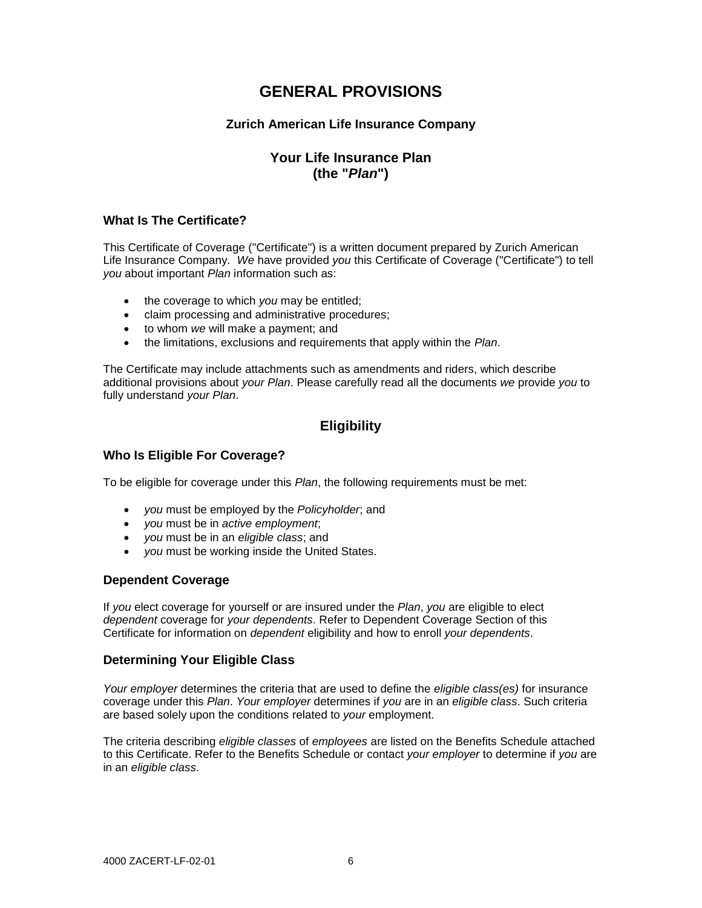# GENERAL PROVISIONS

### Zurich American Life Insurance Company

## Your Life Insurance Plan (the "*Plan*")

### What Is The Certificate?

This Certificate of Coverage ("Certificate") is a written document prepared by Zurich American Life Insurance Company. *We* have provided *you* this Certificate of Coverage ("Certificate") to tell *you* about important *Plan* information such as:

- the coverage to which *you* may be entitled;
- claim processing and administrative procedures;
- to whom *we* will make a payment; and
- the limitations, exclusions and requirements that apply within the *Plan*.

The Certificate may include attachments such as amendments and riders, which describe additional provisions about *your Plan*. Please carefully read all the documents *we* provide *you* to fully understand *your Plan*.

## Eligibility

### Who Is Eligible For Coverage?

To be eligible for coverage under this *Plan*, the following requirements must be met:

- *you* must be employed by the *Policyholder*; and
- *you* must be in *active employment*;
- *you* must be in an *eligible class*; and
- *you* must be working inside the United States.

### Dependent Coverage

If *you* elect coverage for yourself or are insured under the *Plan*, *you* are eligible to elect *dependent* coverage for *your dependents*. Refer to Dependent Coverage Section of this Certificate for information on *dependent* eligibility and how to enroll *your dependents*.

### Determining Your Eligible Class

*Your employer* determines the criteria that are used to define the *eligible class(es)* for insurance coverage under this *Plan*. *Your employer* determines if *you* are in an *eligible class*. Such criteria are based solely upon the conditions related to *your* employment.

The criteria describing *eligible classes* of *employees* are listed on the Benefits Schedule attached to this Certificate. Refer to the Benefits Schedule or contact *your employer* to determine if *you* are in an *eligible class*.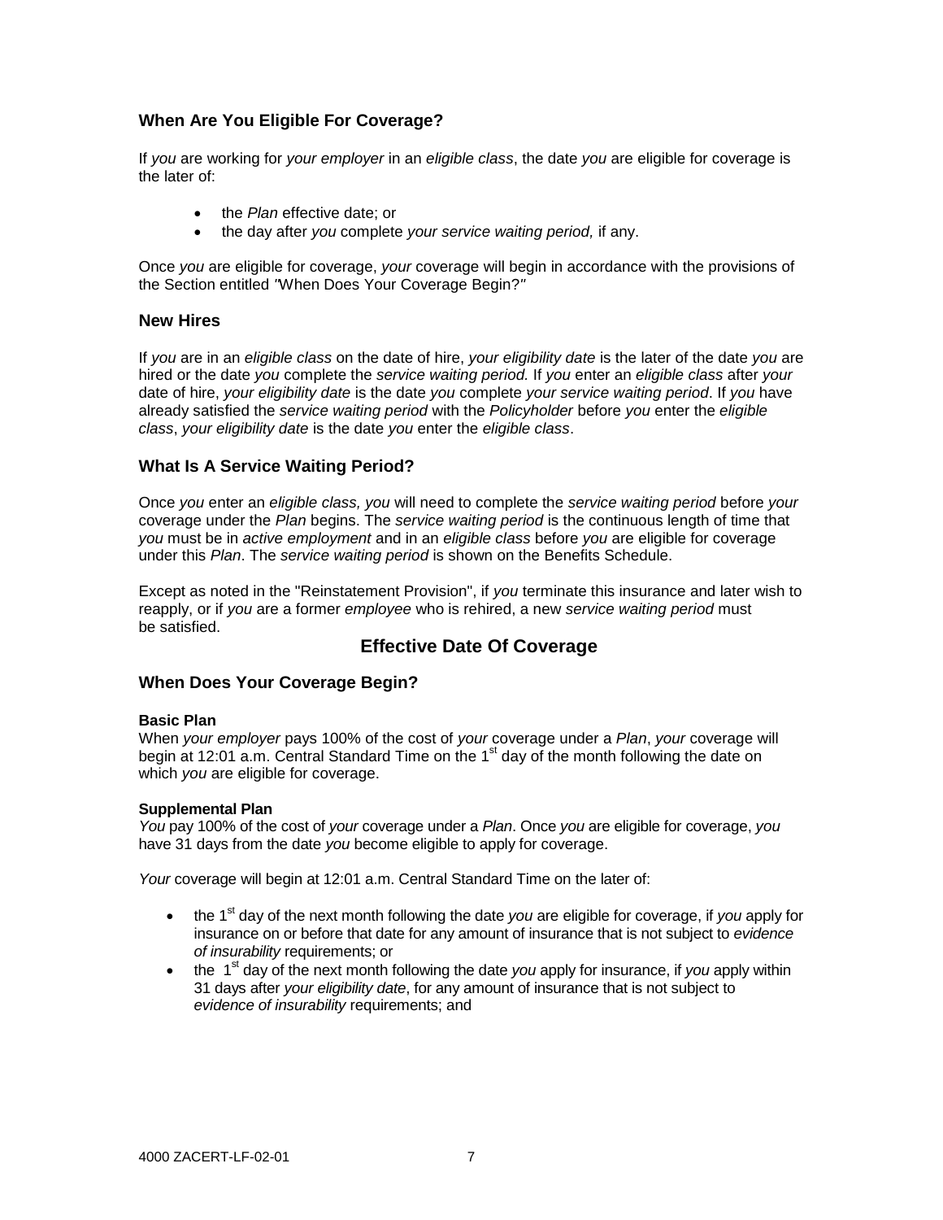### When Are You Eligible For Coverage?

If *you* are working for *your employer* in an *eligible class*, the date *you* are eligible for coverage is the later of:

- the *Plan* effective date; or
- the day after *you* complete *your service waiting period,* if any.

Once *you* are eligible for coverage, *your* coverage will begin in accordance with the provisions of the Section entitled "When Does Your Coverage Begin?"

### New Hires

If *you* are in an *eligible class* on the date of hire, *your eligibility date* is the later of the date *you* are hired or the date *you* complete the *service waiting period.* If *you* enter an *eligible class* after *your* date of hire, *your eligibility date* is the date *you* complete *your service waiting period*. If *you* have already satisfied the *service waiting period* with the *Policyholder* before *you* enter the *eligible class*, *your eligibility date* is the date *you* enter the *eligible class*.

### What Is A Service Waiting Period?

Once *you* enter an *eligible class, you* will need to complete the *service waiting period* before *your* coverage under the *Plan* begins. The *service waiting period* is the continuous length of time that *you* must be in *active employment* and in an *eligible class* before *you* are eligible for coverage under this *Plan*. The *service waiting period* is shown on the Benefits Schedule.

Except as noted in the "Reinstatement Provision", if *you* terminate this insurance and later wish to reapply, or if *you* are a former *employee* who is rehired, a new *service waiting period* must be satisfied.

## Effective Date Of Coverage

### When Does Your Coverage Begin?

**Basic Plan**
When *your employer* pays 100% of the cost of *your* coverage under a *Plan*, *your* coverage will begin at 12:01 a.m. Central Standard Time on the 1st day of the month following the date on which *you* are eligible for coverage.

**Supplemental Plan**
*You* pay 100% of the cost of *your* coverage under a *Plan*. Once *you* are eligible for coverage, *you* have 31 days from the date *you* become eligible to apply for coverage.

*Your* coverage will begin at 12:01 a.m. Central Standard Time on the later of:

- the 1st day of the next month following the date *you* are eligible for coverage, if *you* apply for insurance on or before that date for any amount of insurance that is not subject to *evidence of insurability* requirements; or
- the 1st day of the next month following the date *you* apply for insurance, if *you* apply within 31 days after *your eligibility date*, for any amount of insurance that is not subject to *evidence of insurability* requirements; and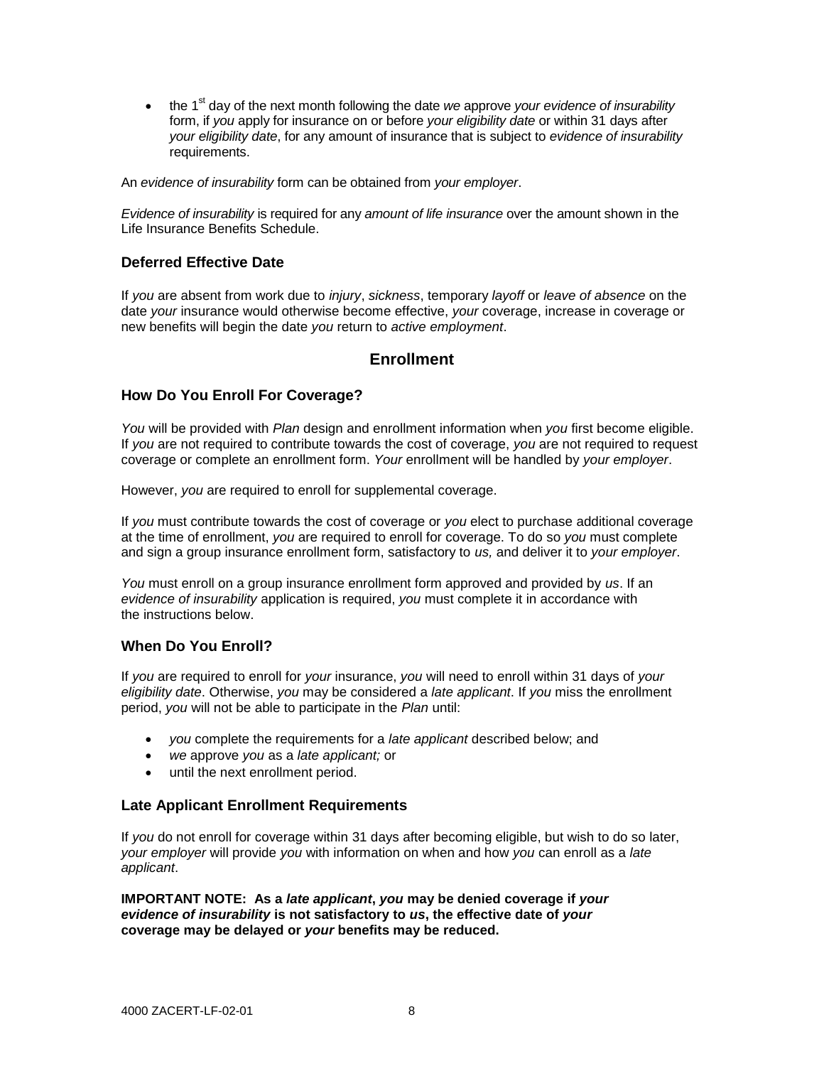- the 1st day of the next month following the date *we* approve *your evidence of insurability* form, if *you* apply for insurance on or before *your eligibility date* or within 31 days after *your eligibility date*, for any amount of insurance that is subject to *evidence of insurability* requirements.

An *evidence of insurability* form can be obtained from *your employer*.

*Evidence of insurability* is required for any *amount of life insurance* over the amount shown in the Life Insurance Benefits Schedule.

### Deferred Effective Date

If *you* are absent from work due to *injury*, *sickness*, temporary *layoff* or *leave of absence* on the date *your* insurance would otherwise become effective, *your* coverage, increase in coverage or new benefits will begin the date *you* return to *active employment*.

## Enrollment

### How Do You Enroll For Coverage?

*You* will be provided with *Plan* design and enrollment information when *you* first become eligible. If *you* are not required to contribute towards the cost of coverage, *you* are not required to request coverage or complete an enrollment form. *Your* enrollment will be handled by *your employer*.

However, *you* are required to enroll for supplemental coverage.

If *you* must contribute towards the cost of coverage or *you* elect to purchase additional coverage at the time of enrollment, *you* are required to enroll for coverage. To do so *you* must complete and sign a group insurance enrollment form, satisfactory to *us,* and deliver it to *your employer*.

*You* must enroll on a group insurance enrollment form approved and provided by *us*. If an *evidence of insurability* application is required, *you* must complete it in accordance with the instructions below.

### When Do You Enroll?

If *you* are required to enroll for *your* insurance, *you* will need to enroll within 31 days of *your eligibility date*. Otherwise, *you* may be considered a *late applicant*. If *you* miss the enrollment period, *you* will not be able to participate in the *Plan* until:

- *you* complete the requirements for a *late applicant* described below; and
- *we* approve *you* as a *late applicant;* or
- until the next enrollment period.

### Late Applicant Enrollment Requirements

If *you* do not enroll for coverage within 31 days after becoming eligible, but wish to do so later, *your employer* will provide *you* with information on when and how *you* can enroll as a *late applicant*.

**IMPORTANT NOTE: As a *late applicant*, *you* may be denied coverage if *your evidence of insurability* is not satisfactory to *us*, the effective date of *your* coverage may be delayed or *your* benefits may be reduced.**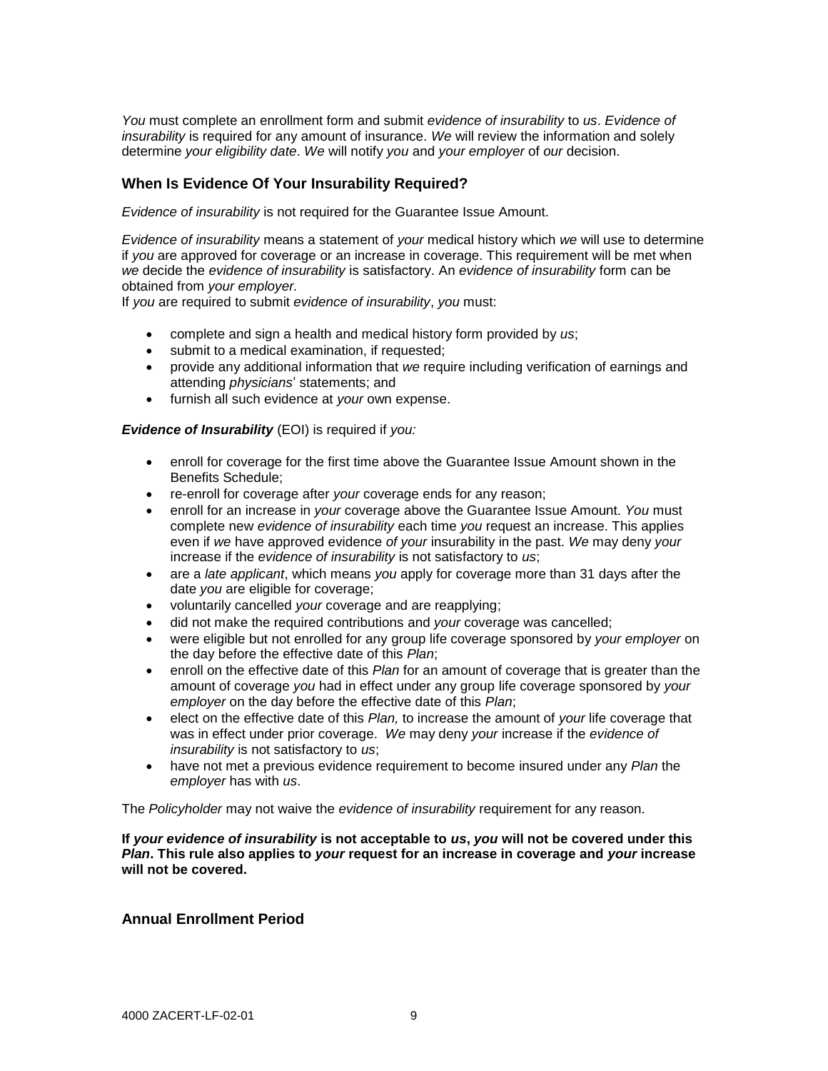*You* must complete an enrollment form and submit *evidence of insurability* to *us*. *Evidence of insurability* is required for any amount of insurance. *We* will review the information and solely determine *your eligibility date*. *We* will notify *you* and *your employer* of *our* decision.

## When Is Evidence Of Your Insurability Required?

*Evidence of insurability* is not required for the Guarantee Issue Amount.

*Evidence of insurability* means a statement of *your* medical history which *we* will use to determine if *you* are approved for coverage or an increase in coverage. This requirement will be met when *we* decide the *evidence of insurability* is satisfactory. An *evidence of insurability* form can be obtained from *your employer.*

If *you* are required to submit *evidence of insurability*, *you* must:

- complete and sign a health and medical history form provided by *us*;
- submit to a medical examination, if requested;
- provide any additional information that *we* require including verification of earnings and attending *physicians*' statements; and
- furnish all such evidence at *your* own expense.

***Evidence of Insurability*** (EOI) is required if *you:*

- enroll for coverage for the first time above the Guarantee Issue Amount shown in the Benefits Schedule;
- re-enroll for coverage after *your* coverage ends for any reason;
- enroll for an increase in *your* coverage above the Guarantee Issue Amount. *You* must complete new *evidence of insurability* each time *you* request an increase. This applies even if *we* have approved evidence *of your* insurability in the past. *We* may deny *your* increase if the *evidence of insurability* is not satisfactory to *us*;
- are a *late applicant*, which means *you* apply for coverage more than 31 days after the date *you* are eligible for coverage;
- voluntarily cancelled *your* coverage and are reapplying;
- did not make the required contributions and *your* coverage was cancelled;
- were eligible but not enrolled for any group life coverage sponsored by *your employer* on the day before the effective date of this *Plan*;
- enroll on the effective date of this *Plan* for an amount of coverage that is greater than the amount of coverage *you* had in effect under any group life coverage sponsored by *your employer* on the day before the effective date of this *Plan*;
- elect on the effective date of this *Plan,* to increase the amount of *your* life coverage that was in effect under prior coverage. *We* may deny *your* increase if the *evidence of insurability* is not satisfactory to *us*;
- have not met a previous evidence requirement to become insured under any *Plan* the *employer* has with *us*.

The *Policyholder* may not waive the *evidence of insurability* requirement for any reason.

**If *your evidence of insurability* is not acceptable to *us*, *you* will not be covered under this *Plan*. This rule also applies to *your* request for an increase in coverage and *your* increase will not be covered.**

## Annual Enrollment Period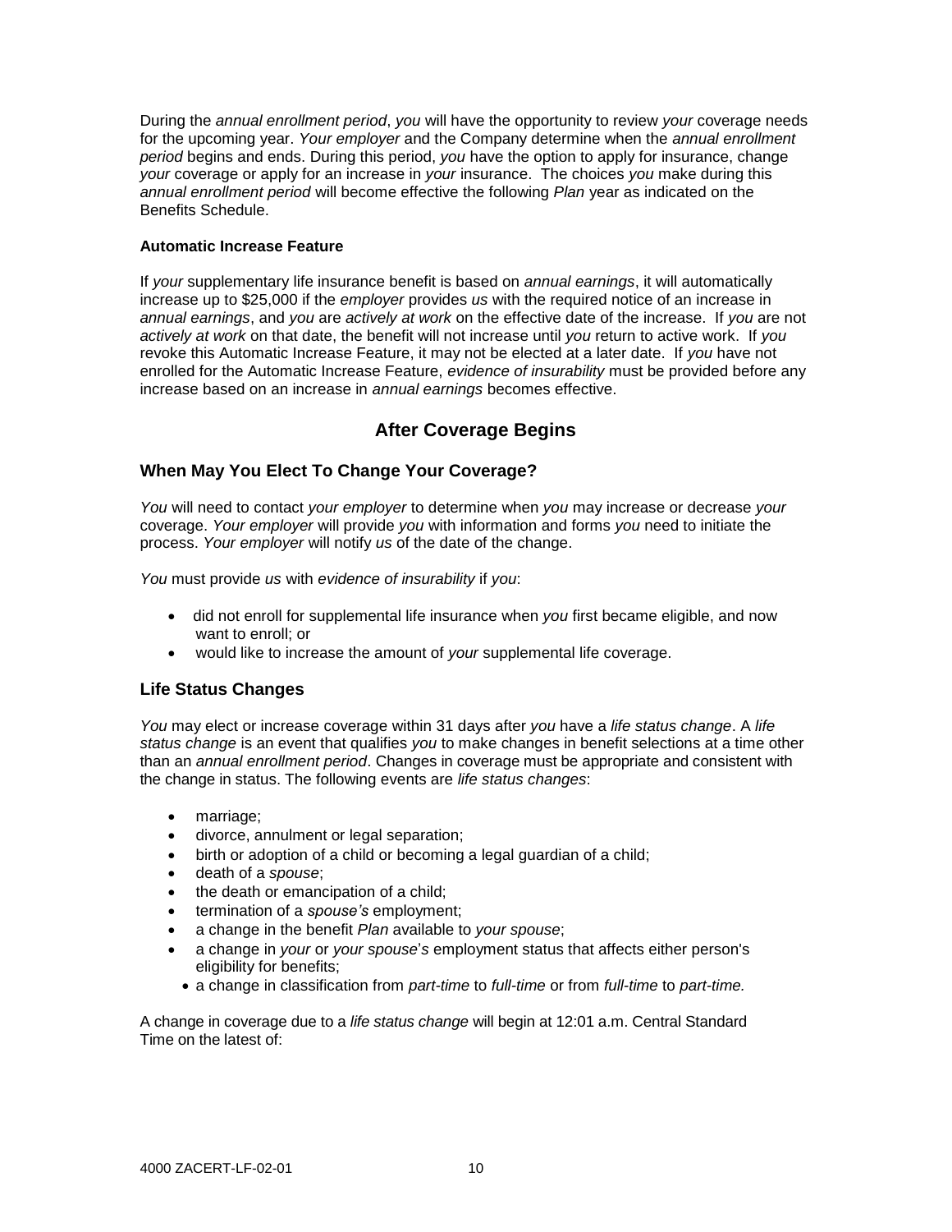During the *annual enrollment period*, *you* will have the opportunity to review *your* coverage needs for the upcoming year. *Your employer* and the Company determine when the *annual enrollment period* begins and ends. During this period, *you* have the option to apply for insurance, change *your* coverage or apply for an increase in *your* insurance. The choices *you* make during this *annual enrollment period* will become effective the following *Plan* year as indicated on the Benefits Schedule.

**Automatic Increase Feature**

If *your* supplementary life insurance benefit is based on *annual earnings*, it will automatically increase up to $25,000 if the *employer* provides *us* with the required notice of an increase in *annual earnings*, and *you* are *actively at work* on the effective date of the increase. If *you* are not *actively at work* on that date, the benefit will not increase until *you* return to active work. If *you* revoke this Automatic Increase Feature, it may not be elected at a later date. If *you* have not enrolled for the Automatic Increase Feature, *evidence of insurability* must be provided before any increase based on an increase in *annual earnings* becomes effective.

## After Coverage Begins

### When May You Elect To Change Your Coverage?

*You* will need to contact *your employer* to determine when *you* may increase or decrease *your* coverage. *Your employer* will provide *you* with information and forms *you* need to initiate the process. *Your employer* will notify *us* of the date of the change.

*You* must provide *us* with *evidence of insurability* if *you*:

- did not enroll for supplemental life insurance when *you* first became eligible, and now want to enroll; or
- would like to increase the amount of *your* supplemental life coverage.

### Life Status Changes

*You* may elect or increase coverage within 31 days after *you* have a *life status change*. A *life status change* is an event that qualifies *you* to make changes in benefit selections at a time other than an *annual enrollment period*. Changes in coverage must be appropriate and consistent with the change in status. The following events are *life status changes*:

- marriage;
- divorce, annulment or legal separation;
- birth or adoption of a child or becoming a legal guardian of a child;
- death of a *spouse*;
- the death or emancipation of a child;
- termination of a *spouse's* employment;
- a change in the benefit *Plan* available to *your spouse*;
- a change in *your* or *your spouse's* employment status that affects either person's eligibility for benefits;
- a change in classification from *part-time* to *full-time* or from *full-time* to *part-time.*

A change in coverage due to a *life status change* will begin at 12:01 a.m. Central Standard Time on the latest of: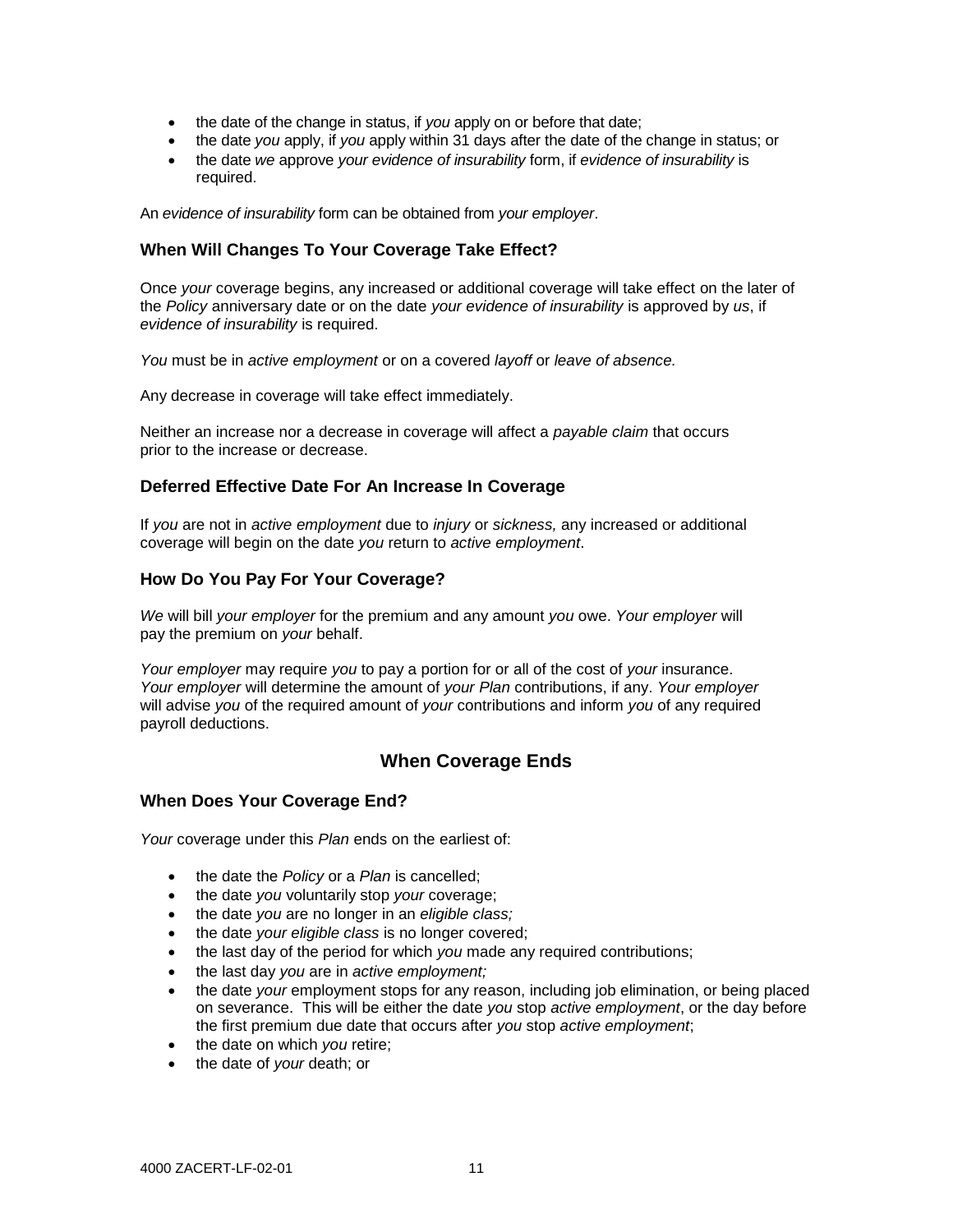- the date of the change in status, if *you* apply on or before that date;
- the date *you* apply, if *you* apply within 31 days after the date of the change in status; or
- the date *we* approve *your evidence of insurability* form, if *evidence of insurability* is required.

An *evidence of insurability* form can be obtained from *your employer*.

### When Will Changes To Your Coverage Take Effect?

Once *your* coverage begins, any increased or additional coverage will take effect on the later of the *Policy* anniversary date or on the date *your evidence of insurability* is approved by *us*, if *evidence of insurability* is required.

*You* must be in *active employment* or on a covered *layoff* or *leave of absence.*

Any decrease in coverage will take effect immediately.

Neither an increase nor a decrease in coverage will affect a *payable claim* that occurs prior to the increase or decrease.

### Deferred Effective Date For An Increase In Coverage

If *you* are not in *active employment* due to *injury* or *sickness,* any increased or additional coverage will begin on the date *you* return to *active employment*.

### How Do You Pay For Your Coverage?

*We* will bill *your employer* for the premium and any amount *you* owe. *Your employer* will pay the premium on *your* behalf.

*Your employer* may require *you* to pay a portion for or all of the cost of *your* insurance. *Your employer* will determine the amount of *your Plan* contributions, if any. *Your employer* will advise *you* of the required amount of *your* contributions and inform *you* of any required payroll deductions.

## When Coverage Ends

### When Does Your Coverage End?

*Your* coverage under this *Plan* ends on the earliest of:

- the date the *Policy* or a *Plan* is cancelled;
- the date *you* voluntarily stop *your* coverage;
- the date *you* are no longer in an *eligible class;*
- the date *your eligible class* is no longer covered;
- the last day of the period for which *you* made any required contributions;
- the last day *you* are in *active employment;*
- the date *your* employment stops for any reason, including job elimination, or being placed on severance. This will be either the date *you* stop *active employment*, or the day before the first premium due date that occurs after *you* stop *active employment*;
- the date on which *you* retire;
- the date of *your* death; or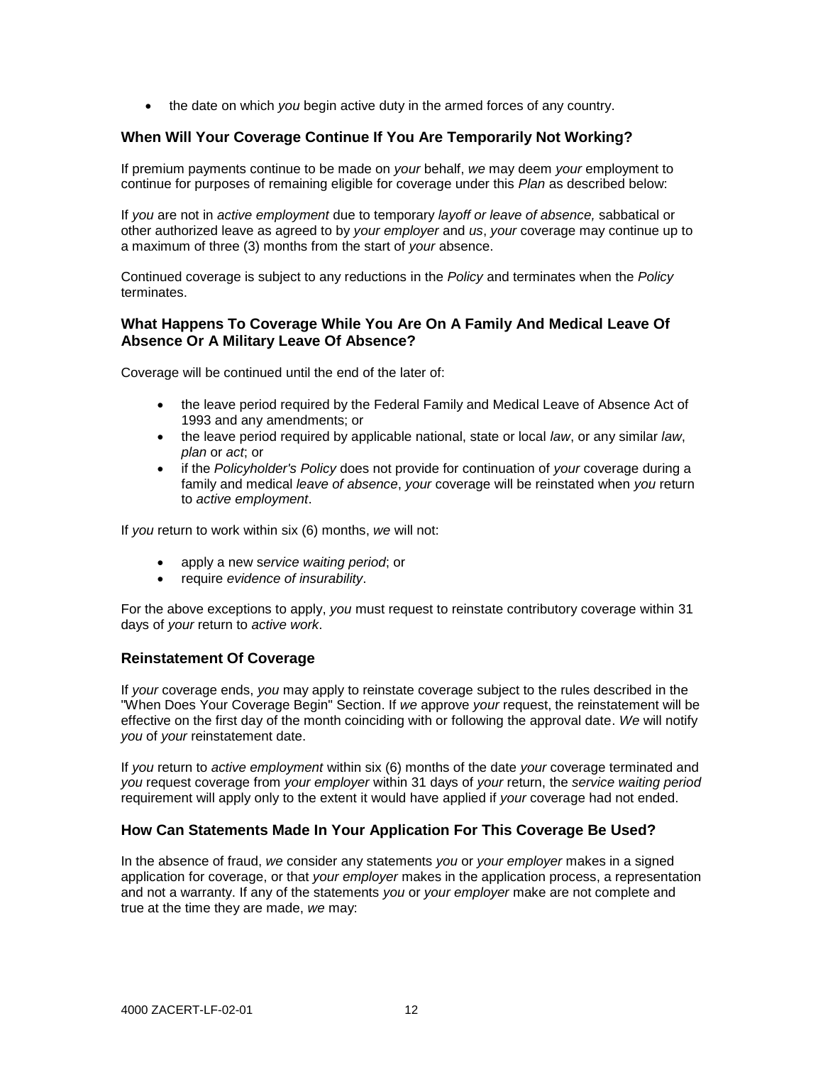- the date on which *you* begin active duty in the armed forces of any country.

## When Will Your Coverage Continue If You Are Temporarily Not Working?

If premium payments continue to be made on *your* behalf, *we* may deem *your* employment to continue for purposes of remaining eligible for coverage under this *Plan* as described below:

If *you* are not in *active employment* due to temporary *layoff or leave of absence,* sabbatical or other authorized leave as agreed to by *your employer* and *us*, *your* coverage may continue up to a maximum of three (3) months from the start of *your* absence.

Continued coverage is subject to any reductions in the *Policy* and terminates when the *Policy* terminates.

## What Happens To Coverage While You Are On A Family And Medical Leave Of Absence Or A Military Leave Of Absence?

Coverage will be continued until the end of the later of:

- the leave period required by the Federal Family and Medical Leave of Absence Act of 1993 and any amendments; or
- the leave period required by applicable national, state or local *law*, or any similar *law*, *plan* or *act*; or
- if the *Policyholder's Policy* does not provide for continuation of *your* coverage during a family and medical *leave of absence*, *your* coverage will be reinstated when *you* return to *active employment*.

If *you* return to work within six (6) months, *we* will not:

- apply a new s*ervice waiting period*; or
- require *evidence of insurability*.

For the above exceptions to apply, *you* must request to reinstate contributory coverage within 31 days of *your* return to *active work*.

## Reinstatement Of Coverage

If *your* coverage ends, *you* may apply to reinstate coverage subject to the rules described in the "When Does Your Coverage Begin" Section. If *we* approve *your* request, the reinstatement will be effective on the first day of the month coinciding with or following the approval date. *We* will notify *you* of *your* reinstatement date.

If *you* return to *active employment* within six (6) months of the date *your* coverage terminated and *you* request coverage from *your employer* within 31 days of *your* return, the *service waiting period* requirement will apply only to the extent it would have applied if *your* coverage had not ended.

## How Can Statements Made In Your Application For This Coverage Be Used?

In the absence of fraud, *we* consider any statements *you* or *your employer* makes in a signed application for coverage, or that *your employer* makes in the application process, a representation and not a warranty. If any of the statements *you* or *your employer* make are not complete and true at the time they are made, *we* may: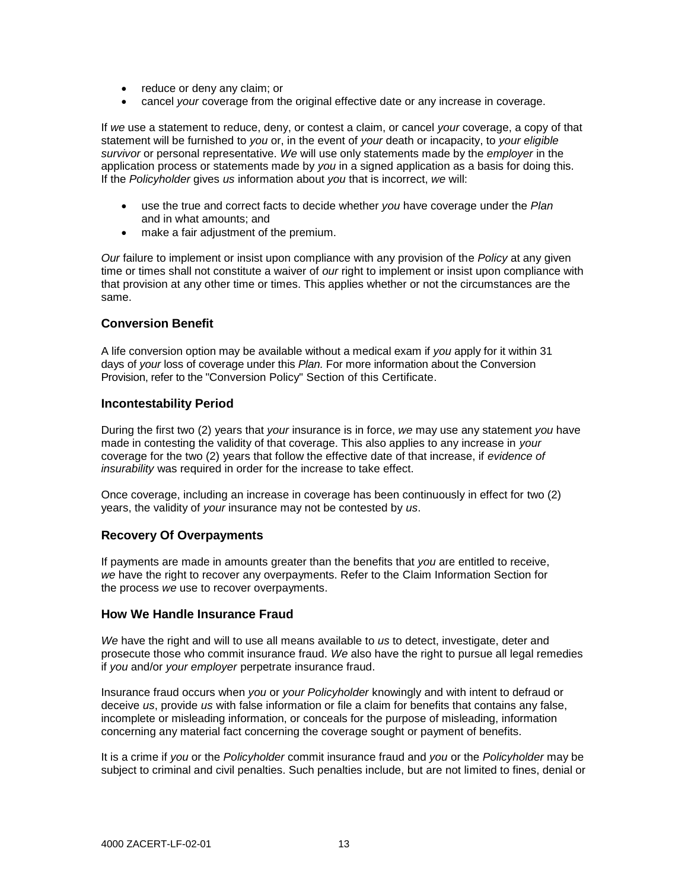- reduce or deny any claim; or
- cancel *your* coverage from the original effective date or any increase in coverage.

If *we* use a statement to reduce, deny, or contest a claim, or cancel *your* coverage, a copy of that statement will be furnished to *you* or, in the event of *your* death or incapacity, to *your eligible survivor* or personal representative. *We* will use only statements made by the *employer* in the application process or statements made by *you* in a signed application as a basis for doing this. If the *Policyholder* gives *us* information about *you* that is incorrect, *we* will:

- use the true and correct facts to decide whether *you* have coverage under the *Plan* and in what amounts; and
- make a fair adjustment of the premium.

*Our* failure to implement or insist upon compliance with any provision of the *Policy* at any given time or times shall not constitute a waiver of *our* right to implement or insist upon compliance with that provision at any other time or times. This applies whether or not the circumstances are the same.

### Conversion Benefit

A life conversion option may be available without a medical exam if *you* apply for it within 31 days of *your* loss of coverage under this *Plan.* For more information about the Conversion Provision, refer to the "Conversion Policy" Section of this Certificate.

### Incontestability Period

During the first two (2) years that *your* insurance is in force, *we* may use any statement *you* have made in contesting the validity of that coverage. This also applies to any increase in *your* coverage for the two (2) years that follow the effective date of that increase, if *evidence of insurability* was required in order for the increase to take effect.

Once coverage, including an increase in coverage has been continuously in effect for two (2) years, the validity of *your* insurance may not be contested by *us*.

### Recovery Of Overpayments

If payments are made in amounts greater than the benefits that *you* are entitled to receive, *we* have the right to recover any overpayments. Refer to the Claim Information Section for the process *we* use to recover overpayments.

### How We Handle Insurance Fraud

*We* have the right and will to use all means available to *us* to detect, investigate, deter and prosecute those who commit insurance fraud. *We* also have the right to pursue all legal remedies if *you* and/or *your employer* perpetrate insurance fraud.

Insurance fraud occurs when *you* or *your Policyholder* knowingly and with intent to defraud or deceive *us*, provide *us* with false information or file a claim for benefits that contains any false, incomplete or misleading information, or conceals for the purpose of misleading, information concerning any material fact concerning the coverage sought or payment of benefits.

It is a crime if *you* or the *Policyholder* commit insurance fraud and *you* or the *Policyholder* may be subject to criminal and civil penalties. Such penalties include, but are not limited to fines, denial or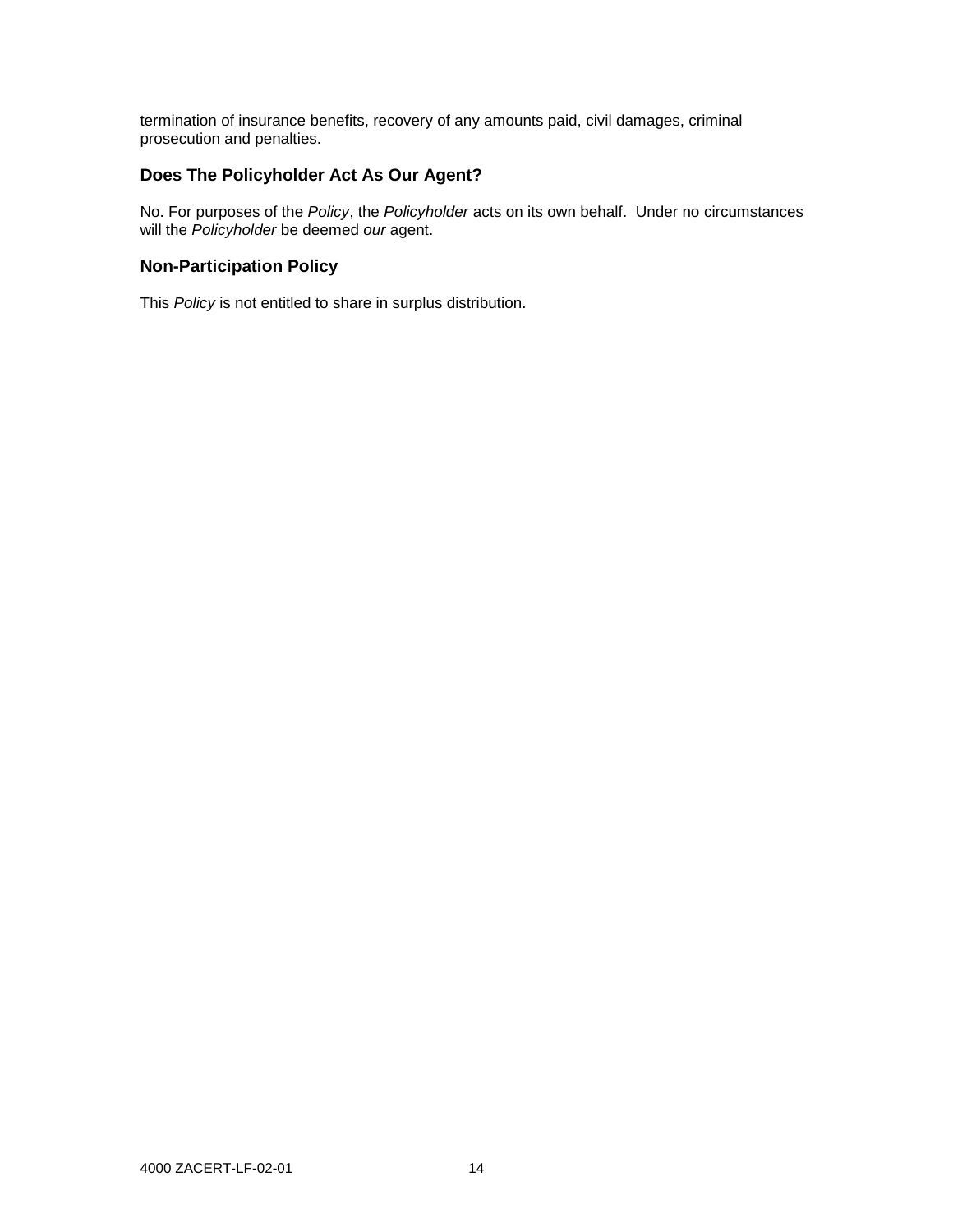termination of insurance benefits, recovery of any amounts paid, civil damages, criminal prosecution and penalties.

## Does The Policyholder Act As Our Agent?

No. For purposes of the *Policy*, the *Policyholder* acts on its own behalf. Under no circumstances will the *Policyholder* be deemed *our* agent.

## Non-Participation Policy

This *Policy* is not entitled to share in surplus distribution.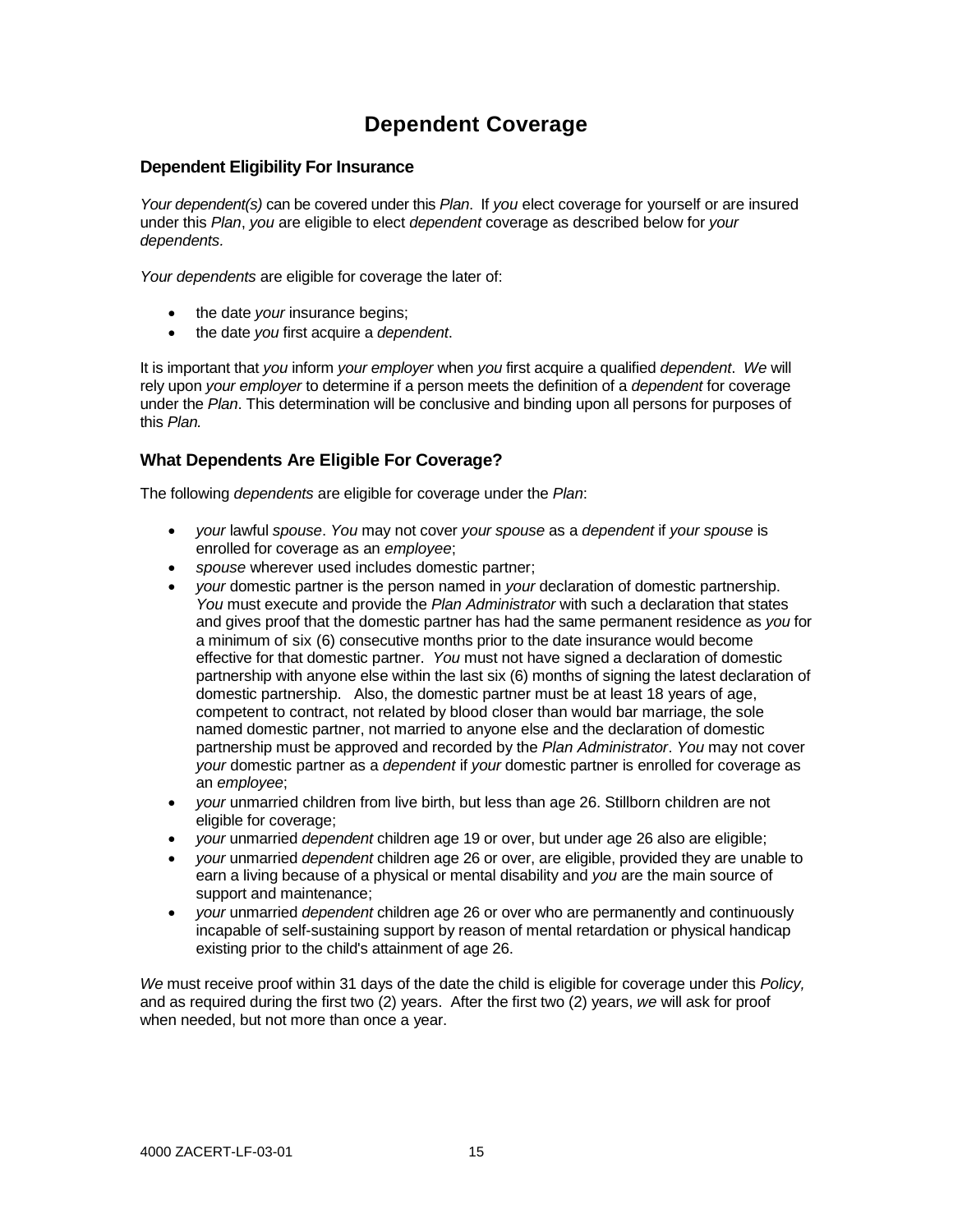# Dependent Coverage

### Dependent Eligibility For Insurance

*Your dependent(s)* can be covered under this *Plan*. If *you* elect coverage for yourself or are insured under this *Plan*, *you* are eligible to elect *dependent* coverage as described below for *your dependents.*

*Your dependents* are eligible for coverage the later of:

- the date *your* insurance begins;
- the date *you* first acquire a *dependent*.

It is important that *you* inform *your employer* when *you* first acquire a qualified *dependent*. *We* will rely upon *your employer* to determine if a person meets the definition of a *dependent* for coverage under the *Plan*. This determination will be conclusive and binding upon all persons for purposes of this *Plan.*

### What Dependents Are Eligible For Coverage?

The following *dependents* are eligible for coverage under the *Plan*:

- *your* lawful *spouse*. *You* may not cover *your spouse* as a *dependent* if *your spouse* is enrolled for coverage as an *employee*;
- *spouse* wherever used includes domestic partner;
- *your* domestic partner is the person named in *your* declaration of domestic partnership. *You* must execute and provide the *Plan Administrator* with such a declaration that states and gives proof that the domestic partner has had the same permanent residence as *you* for a minimum of six (6) consecutive months prior to the date insurance would become effective for that domestic partner. *You* must not have signed a declaration of domestic partnership with anyone else within the last six (6) months of signing the latest declaration of domestic partnership. Also, the domestic partner must be at least 18 years of age, competent to contract, not related by blood closer than would bar marriage, the sole named domestic partner, not married to anyone else and the declaration of domestic partnership must be approved and recorded by the *Plan Administrator*. *You* may not cover *your* domestic partner as a *dependent* if *your* domestic partner is enrolled for coverage as an *employee*;
- *your* unmarried children from live birth, but less than age 26. Stillborn children are not eligible for coverage;
- *your* unmarried *dependent* children age 19 or over, but under age 26 also are eligible;
- *your* unmarried *dependent* children age 26 or over, are eligible, provided they are unable to earn a living because of a physical or mental disability and *you* are the main source of support and maintenance;
- *your* unmarried *dependent* children age 26 or over who are permanently and continuously incapable of self-sustaining support by reason of mental retardation or physical handicap existing prior to the child's attainment of age 26.

*We* must receive proof within 31 days of the date the child is eligible for coverage under this *Policy,* and as required during the first two (2) years. After the first two (2) years, *we* will ask for proof when needed, but not more than once a year.

4000 ZACERT-LF-03-01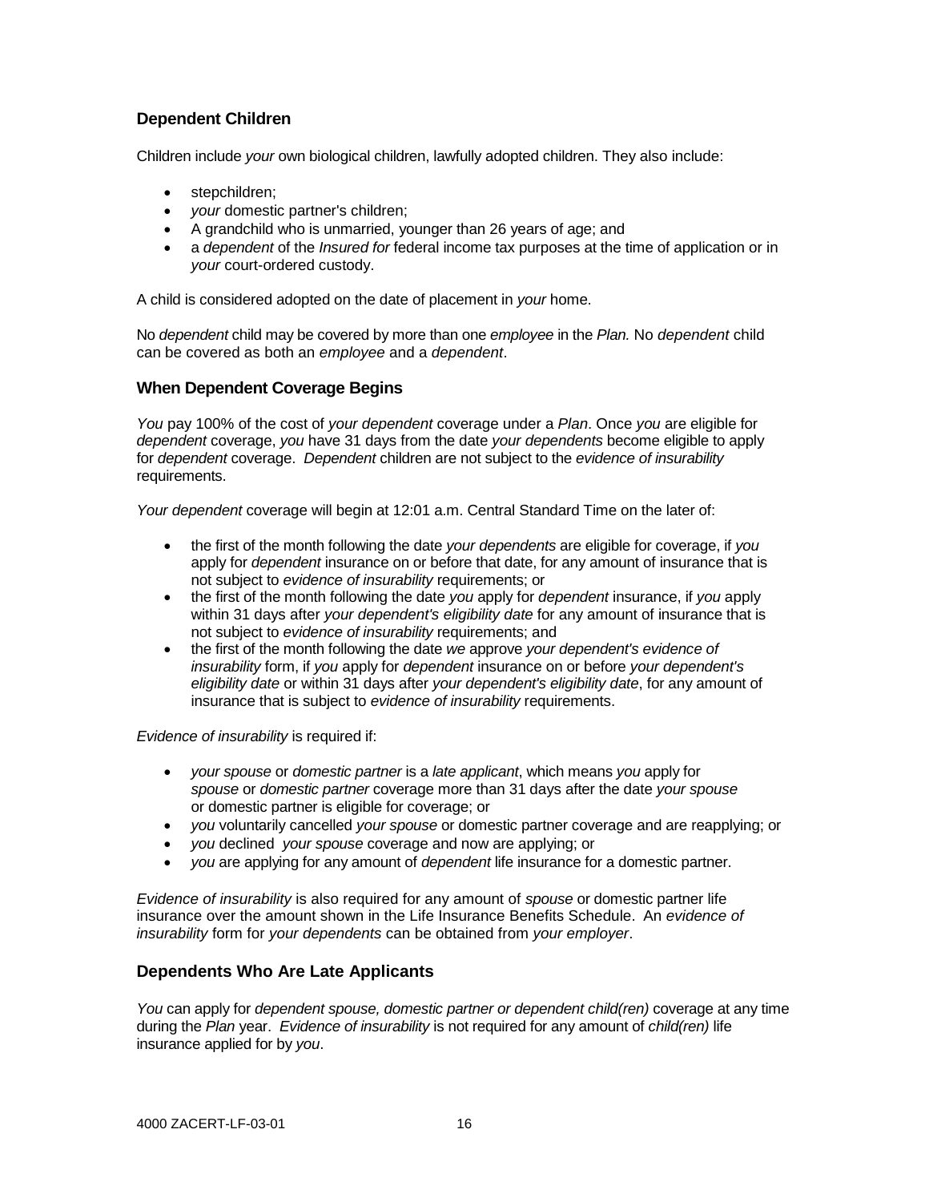## Dependent Children

Children include *your* own biological children, lawfully adopted children. They also include:

- stepchildren;
- *your* domestic partner's children;
- A grandchild who is unmarried, younger than 26 years of age; and
- a *dependent* of the *Insured for* federal income tax purposes at the time of application or in *your* court-ordered custody.

A child is considered adopted on the date of placement in *your* home.

No *dependent* child may be covered by more than one *employee* in the *Plan.* No *dependent* child can be covered as both an *employee* and a *dependent*.

## When Dependent Coverage Begins

*You* pay 100% of the cost of *your dependent* coverage under a *Plan*. Once *you* are eligible for *dependent* coverage, *you* have 31 days from the date *your dependents* become eligible to apply for *dependent* coverage. *Dependent* children are not subject to the *evidence of insurability* requirements.

*Your dependent* coverage will begin at 12:01 a.m. Central Standard Time on the later of:

- the first of the month following the date *your dependents* are eligible for coverage, if *you* apply for *dependent* insurance on or before that date, for any amount of insurance that is not subject to *evidence of insurability* requirements; or
- the first of the month following the date *you* apply for *dependent* insurance, if *you* apply within 31 days after *your dependent's eligibility date* for any amount of insurance that is not subject to *evidence of insurability* requirements; and
- the first of the month following the date *we* approve *your dependent's evidence of insurability* form, if *you* apply for *dependent* insurance on or before *your dependent's eligibility date* or within 31 days after *your dependent's eligibility date*, for any amount of insurance that is subject to *evidence of insurability* requirements.

*Evidence of insurability* is required if:

- *your spouse* or *domestic partner* is a *late applicant*, which means *you* apply for *spouse* or *domestic partner* coverage more than 31 days after the date *your spouse* or domestic partner is eligible for coverage; or
- *you* voluntarily cancelled *your spouse* or domestic partner coverage and are reapplying; or
- *you* declined *your spouse* coverage and now are applying; or
- *you* are applying for any amount of *dependent* life insurance for a domestic partner.

*Evidence of insurability* is also required for any amount of *spouse* or domestic partner life insurance over the amount shown in the Life Insurance Benefits Schedule. An *evidence of insurability* form for *your dependents* can be obtained from *your employer*.

## Dependents Who Are Late Applicants

*You* can apply for *dependent spouse, domestic partner or dependent child(ren)* coverage at any time during the *Plan* year. *Evidence of insurability* is not required for any amount of *child(ren)* life insurance applied for by *you*.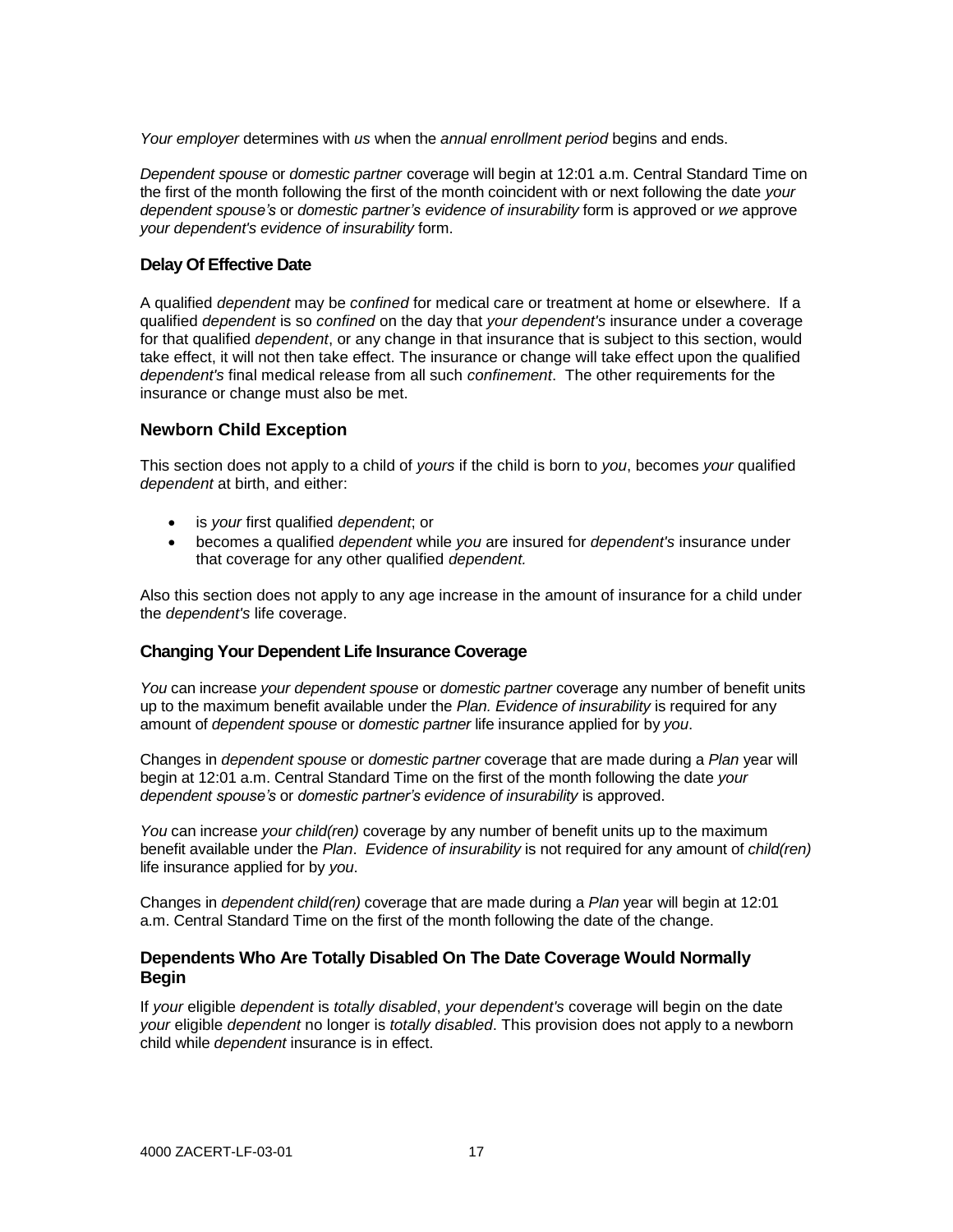*Your employer* determines with *us* when the *annual enrollment period* begins and ends.

*Dependent spouse* or *domestic partner* coverage will begin at 12:01 a.m. Central Standard Time on the first of the month following the first of the month coincident with or next following the date *your dependent spouse's* or *domestic partner's evidence of insurability* form is approved or *we* approve *your dependent's evidence of insurability* form.

### Delay Of Effective Date

A qualified *dependent* may be *confined* for medical care or treatment at home or elsewhere. If a qualified *dependent* is so *confined* on the day that *your dependent's* insurance under a coverage for that qualified *dependent*, or any change in that insurance that is subject to this section, would take effect, it will not then take effect. The insurance or change will take effect upon the qualified *dependent's* final medical release from all such *confinement*. The other requirements for the insurance or change must also be met.

### Newborn Child Exception

This section does not apply to a child of *yours* if the child is born to *you*, becomes *your* qualified *dependent* at birth, and either:

- is *your* first qualified *dependent*; or
- becomes a qualified *dependent* while *you* are insured for *dependent's* insurance under that coverage for any other qualified *dependent.*

Also this section does not apply to any age increase in the amount of insurance for a child under the *dependent's* life coverage.

### Changing Your Dependent Life Insurance Coverage

*You* can increase *your dependent spouse* or *domestic partner* coverage any number of benefit units up to the maximum benefit available under the *Plan. Evidence of insurability* is required for any amount of *dependent spouse* or *domestic partner* life insurance applied for by *you*.

Changes in *dependent spouse* or *domestic partner* coverage that are made during a *Plan* year will begin at 12:01 a.m. Central Standard Time on the first of the month following the date *your dependent spouse's* or *domestic partner's evidence of insurability* is approved.

*You* can increase *your child(ren)* coverage by any number of benefit units up to the maximum benefit available under the *Plan*. *Evidence of insurability* is not required for any amount of *child(ren)* life insurance applied for by *you*.

Changes in *dependent child(ren)* coverage that are made during a *Plan* year will begin at 12:01 a.m. Central Standard Time on the first of the month following the date of the change.

### Dependents Who Are Totally Disabled On The Date Coverage Would Normally Begin

If *your* eligible *dependent* is *totally disabled*, *your dependent's* coverage will begin on the date *your* eligible *dependent* no longer is *totally disabled*. This provision does not apply to a newborn child while *dependent* insurance is in effect.

4000 ZACERT-LF-03-01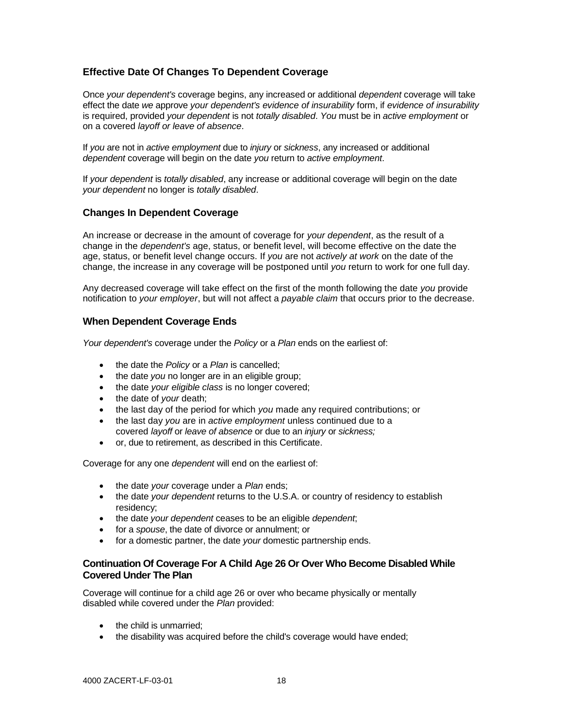## Effective Date Of Changes To Dependent Coverage

Once *your dependent's* coverage begins, any increased or additional *dependent* coverage will take effect the date *we* approve *your dependent's evidence of insurability* form, if *evidence of insurability* is required, provided *your dependent* is not *totally disabled*. *You* must be in *active employment* or on a covered *layoff or leave of absence*.

If *you* are not in *active employment* due to *injury* or *sickness*, any increased or additional *dependent* coverage will begin on the date *you* return to *active employment*.

If *your dependent* is *totally disabled*, any increase or additional coverage will begin on the date *your dependent* no longer is *totally disabled*.

## Changes In Dependent Coverage

An increase or decrease in the amount of coverage for *your dependent*, as the result of a change in the *dependent's* age, status, or benefit level, will become effective on the date the age, status, or benefit level change occurs. If *you* are not *actively at work* on the date of the change, the increase in any coverage will be postponed until *you* return to work for one full day.

Any decreased coverage will take effect on the first of the month following the date *you* provide notification to *your employer*, but will not affect a *payable claim* that occurs prior to the decrease.

## When Dependent Coverage Ends

*Your dependent's* coverage under the *Policy* or a *Plan* ends on the earliest of:

- the date the *Policy* or a *Plan* is cancelled;
- the date *you* no longer are in an eligible group;
- the date *your eligible class* is no longer covered;
- the date of *your* death;
- the last day of the period for which *you* made any required contributions; or
- the last day *you* are in *active employment* unless continued due to a covered *layoff* or *leave of absence* or due to an *injury* or *sickness;*
- or, due to retirement, as described in this Certificate.

Coverage for any one *dependent* will end on the earliest of:

- the date *your* coverage under a *Plan* ends;
- the date *your dependent* returns to the U.S.A. or country of residency to establish residency;
- the date *your dependent* ceases to be an eligible *dependent*;
- for a *spouse*, the date of divorce or annulment; or
- for a domestic partner, the date *your* domestic partnership ends.

## Continuation Of Coverage For A Child Age 26 Or Over Who Become Disabled While Covered Under The Plan

Coverage will continue for a child age 26 or over who became physically or mentally disabled while covered under the *Plan* provided:

- the child is unmarried;
- the disability was acquired before the child's coverage would have ended;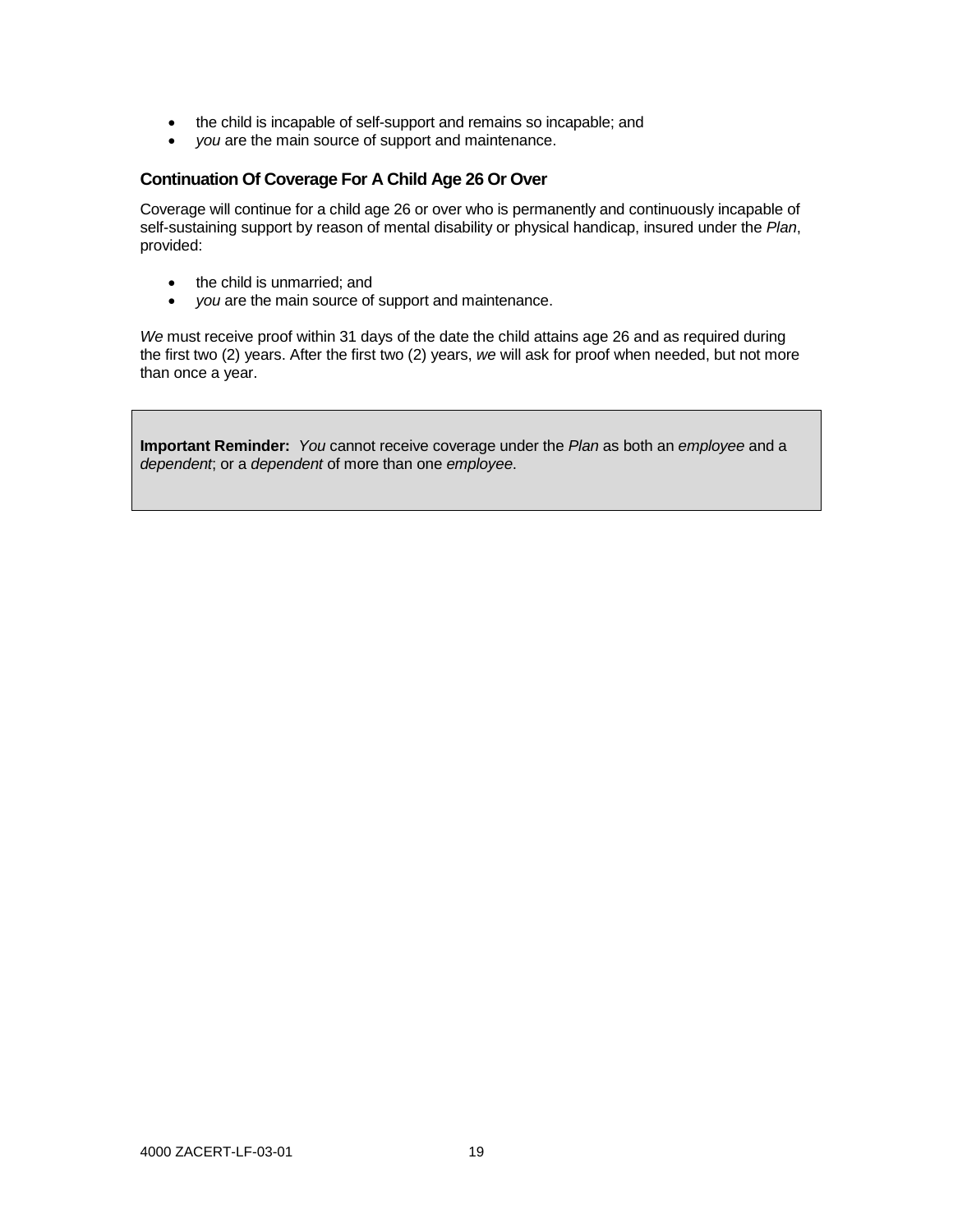- the child is incapable of self-support and remains so incapable; and
- *you* are the main source of support and maintenance.

### Continuation Of Coverage For A Child Age 26 Or Over

Coverage will continue for a child age 26 or over who is permanently and continuously incapable of self-sustaining support by reason of mental disability or physical handicap, insured under the *Plan*, provided:

- the child is unmarried; and
- *you* are the main source of support and maintenance.

*We* must receive proof within 31 days of the date the child attains age 26 and as required during the first two (2) years. After the first two (2) years, *we* will ask for proof when needed, but not more than once a year.

**Important Reminder:** *You* cannot receive coverage under the *Plan* as both an *employee* and a *dependent*; or a *dependent* of more than one *employee*.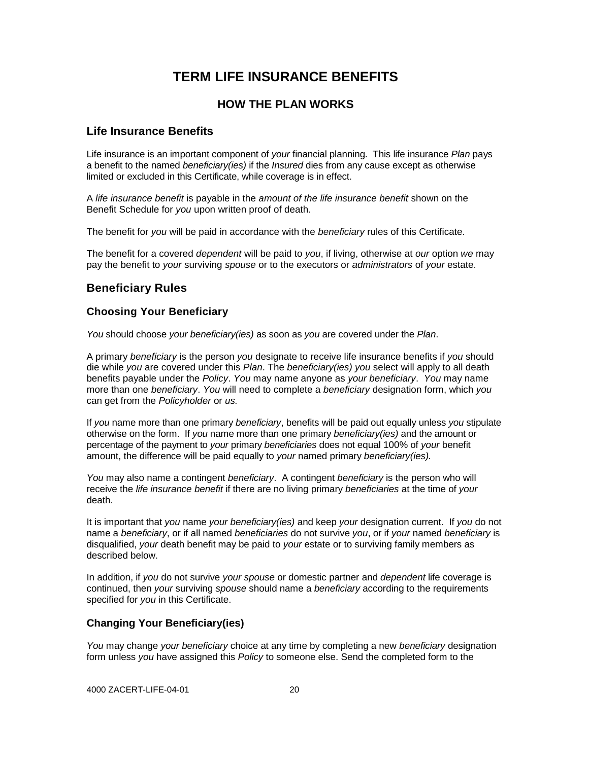# TERM LIFE INSURANCE BENEFITS

## HOW THE PLAN WORKS

### Life Insurance Benefits

Life insurance is an important component of *your* financial planning. This life insurance *Plan* pays a benefit to the named *beneficiary(ies)* if the *Insured* dies from any cause except as otherwise limited or excluded in this Certificate, while coverage is in effect.

A *life insurance benefit* is payable in the *amount of the life insurance benefit* shown on the Benefit Schedule for *you* upon written proof of death.

The benefit for *you* will be paid in accordance with the *beneficiary* rules of this Certificate.

The benefit for a covered *dependent* will be paid to *you*, if living, otherwise at *our* option *we* may pay the benefit to *your* surviving *spouse* or to the executors or *administrators* of *your* estate.

### Beneficiary Rules

#### Choosing Your Beneficiary

*You* should choose *your beneficiary(ies)* as soon as *you* are covered under the *Plan*.

A primary *beneficiary* is the person *you* designate to receive life insurance benefits if *you* should die while *you* are covered under this *Plan*. The *beneficiary(ies) you* select will apply to all death benefits payable under the *Policy*. *You* may name anyone as *your beneficiary*. *You* may name more than one *beneficiary*. *You* will need to complete a *beneficiary* designation form, which *you* can get from the *Policyholder* or *us.*

If *you* name more than one primary *beneficiary*, benefits will be paid out equally unless *you* stipulate otherwise on the form. If *you* name more than one primary *beneficiary(ies)* and the amount or percentage of the payment to *your* primary *beneficiaries* does not equal 100% of *your* benefit amount, the difference will be paid equally to *your* named primary *beneficiary(ies).*

*You* may also name a contingent *beneficiary*. A contingent *beneficiary* is the person who will receive the *life insurance benefit* if there are no living primary *beneficiaries* at the time of *your* death.

It is important that *you* name *your beneficiary(ies)* and keep *your* designation current. If *you* do not name a *beneficiary*, or if all named *beneficiaries* do not survive *you*, or if *your* named *beneficiary* is disqualified, *your* death benefit may be paid to *your* estate or to surviving family members as described below.

In addition, if *you* do not survive *your spouse* or domestic partner and *dependent* life coverage is continued, then *your* surviving *spouse* should name a *beneficiary* according to the requirements specified for *you* in this Certificate.

#### Changing Your Beneficiary(ies)

*You* may change *your beneficiary* choice at any time by completing a new *beneficiary* designation form unless *you* have assigned this *Policy* to someone else. Send the completed form to the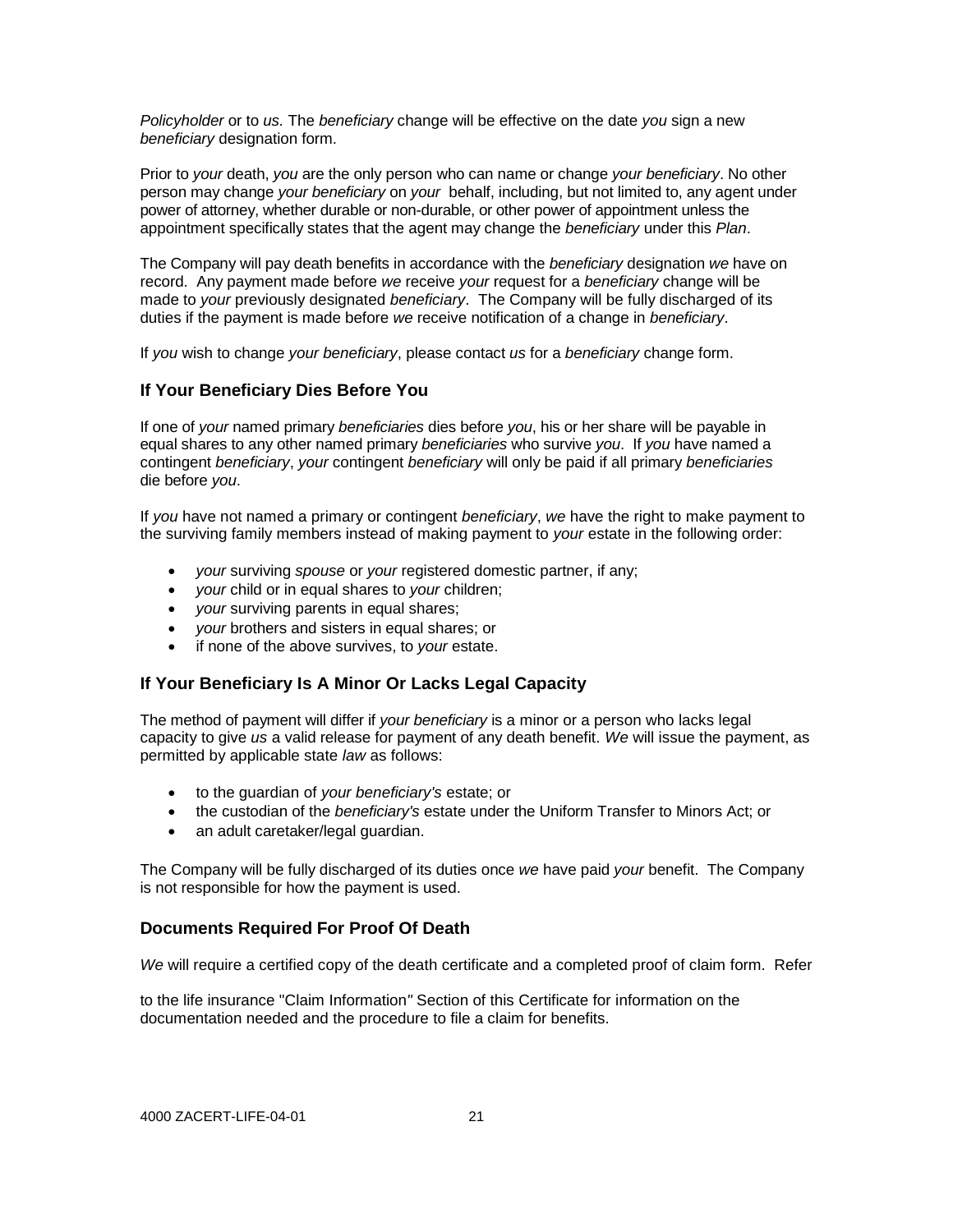*Policyholder* or to *us.* The *beneficiary* change will be effective on the date *you* sign a new *beneficiary* designation form.

Prior to *your* death, *you* are the only person who can name or change *your beneficiary*. No other person may change *your beneficiary* on *your* behalf, including, but not limited to, any agent under power of attorney, whether durable or non-durable, or other power of appointment unless the appointment specifically states that the agent may change the *beneficiary* under this *Plan*.

The Company will pay death benefits in accordance with the *beneficiary* designation *we* have on record. Any payment made before *we* receive *your* request for a *beneficiary* change will be made to *your* previously designated *beneficiary*. The Company will be fully discharged of its duties if the payment is made before *we* receive notification of a change in *beneficiary*.

If *you* wish to change *your beneficiary*, please contact *us* for a *beneficiary* change form.

### If Your Beneficiary Dies Before You

If one of *your* named primary *beneficiaries* dies before *you*, his or her share will be payable in equal shares to any other named primary *beneficiaries* who survive *you*. If *you* have named a contingent *beneficiary*, *your* contingent *beneficiary* will only be paid if all primary *beneficiaries* die before *you*.

If *you* have not named a primary or contingent *beneficiary*, *we* have the right to make payment to the surviving family members instead of making payment to *your* estate in the following order:

- *your* surviving *spouse* or *your* registered domestic partner, if any;
- *your* child or in equal shares to *your* children;
- *your* surviving parents in equal shares;
- *your* brothers and sisters in equal shares; or
- if none of the above survives, to *your* estate.

### If Your Beneficiary Is A Minor Or Lacks Legal Capacity

The method of payment will differ if *your beneficiary* is a minor or a person who lacks legal capacity to give *us* a valid release for payment of any death benefit. *We* will issue the payment, as permitted by applicable state *law* as follows:

- to the guardian of *your beneficiary's* estate; or
- the custodian of the *beneficiary's* estate under the Uniform Transfer to Minors Act; or
- an adult caretaker/legal guardian.

The Company will be fully discharged of its duties once *we* have paid *your* benefit. The Company is not responsible for how the payment is used.

### Documents Required For Proof Of Death

*We* will require a certified copy of the death certificate and a completed proof of claim form. Refer

to the life insurance "Claim Information" Section of this Certificate for information on the documentation needed and the procedure to file a claim for benefits.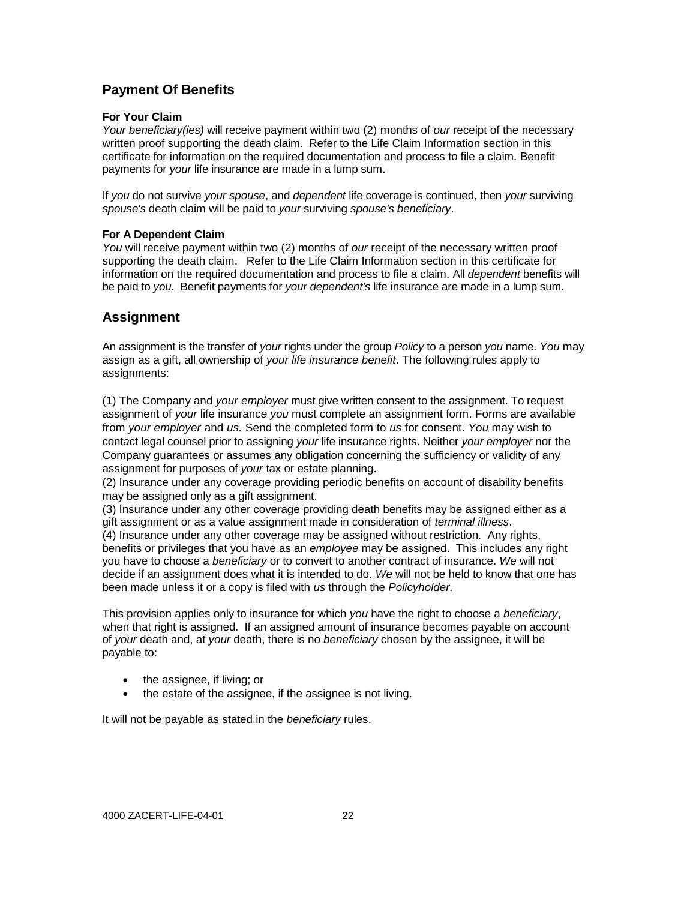## Payment Of Benefits

**For Your Claim**

*Your beneficiary(ies)* will receive payment within two (2) months of *our* receipt of the necessary written proof supporting the death claim. Refer to the Life Claim Information section in this certificate for information on the required documentation and process to file a claim. Benefit payments for *your* life insurance are made in a lump sum.

If *you* do not survive *your spouse*, and *dependent* life coverage is continued, then *your* surviving *spouse's* death claim will be paid to *your* surviving *spouse's beneficiary*.

**For A Dependent Claim**

*You* will receive payment within two (2) months of *our* receipt of the necessary written proof supporting the death claim. Refer to the Life Claim Information section in this certificate for information on the required documentation and process to file a claim. All *dependent* benefits will be paid to *you*. Benefit payments for *your dependent's* life insurance are made in a lump sum.

## Assignment

An assignment is the transfer of *your* rights under the group *Policy* to a person *you* name. *You* may assign as a gift, all ownership of *your life insurance benefit*. The following rules apply to assignments:

(1) The Company and *your employer* must give written consent to the assignment. To request assignment of *your* life insurance *you* must complete an assignment form. Forms are available from *your employer* and *us*. Send the completed form to *us* for consent. *You* may wish to contact legal counsel prior to assigning *your* life insurance rights. Neither *your employer* nor the Company guarantees or assumes any obligation concerning the sufficiency or validity of any assignment for purposes of *your* tax or estate planning.
(2) Insurance under any coverage providing periodic benefits on account of disability benefits may be assigned only as a gift assignment.
(3) Insurance under any other coverage providing death benefits may be assigned either as a gift assignment or as a value assignment made in consideration of *terminal illness*.
(4) Insurance under any other coverage may be assigned without restriction. Any rights, benefits or privileges that you have as an *employee* may be assigned. This includes any right you have to choose a *beneficiary* or to convert to another contract of insurance. *We* will not decide if an assignment does what it is intended to do. *We* will not be held to know that one has been made unless it or a copy is filed with *us* through the *Policyholder*.

This provision applies only to insurance for which *you* have the right to choose a *beneficiary*, when that right is assigned. If an assigned amount of insurance becomes payable on account of *your* death and, at *your* death, there is no *beneficiary* chosen by the assignee, it will be payable to:

- the assignee, if living; or
- the estate of the assignee, if the assignee is not living.

It will not be payable as stated in the *beneficiary* rules.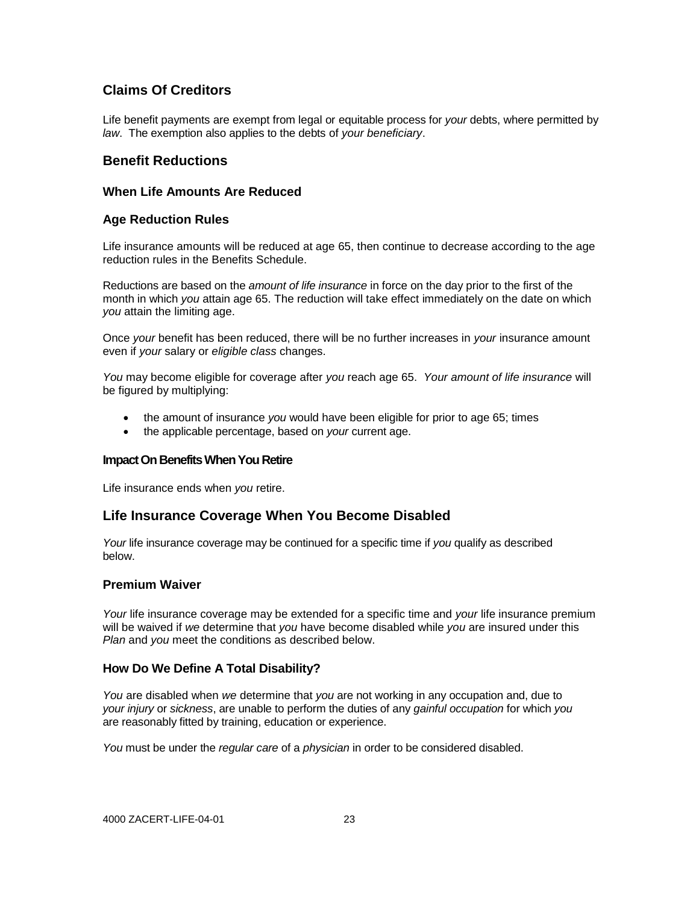## Claims Of Creditors

Life benefit payments are exempt from legal or equitable process for *your* debts, where permitted by *law*. The exemption also applies to the debts of *your beneficiary*.

## Benefit Reductions

### When Life Amounts Are Reduced

### Age Reduction Rules

Life insurance amounts will be reduced at age 65, then continue to decrease according to the age reduction rules in the Benefits Schedule.

Reductions are based on the *amount of life insurance* in force on the day prior to the first of the month in which *you* attain age 65. The reduction will take effect immediately on the date on which *you* attain the limiting age.

Once *your* benefit has been reduced, there will be no further increases in *your* insurance amount even if *your* salary or *eligible class* changes.

*You* may become eligible for coverage after *you* reach age 65. *Your amount of life insurance* will be figured by multiplying:

- the amount of insurance *you* would have been eligible for prior to age 65; times
- the applicable percentage, based on *your* current age.

#### Impact On Benefits When You Retire

Life insurance ends when *you* retire.

## Life Insurance Coverage When You Become Disabled

*Your* life insurance coverage may be continued for a specific time if *you* qualify as described below.

### Premium Waiver

*Your* life insurance coverage may be extended for a specific time and *your* life insurance premium will be waived if *we* determine that *you* have become disabled while *you* are insured under this *Plan* and *you* meet the conditions as described below.

### How Do We Define A Total Disability?

*You* are disabled when *we* determine that *you* are not working in any occupation and, due to *your injury* or *sickness*, are unable to perform the duties of any *gainful occupation* for which *you* are reasonably fitted by training, education or experience.

*You* must be under the *regular care* of a *physician* in order to be considered disabled.

4000 ZACERT-LIFE-04-01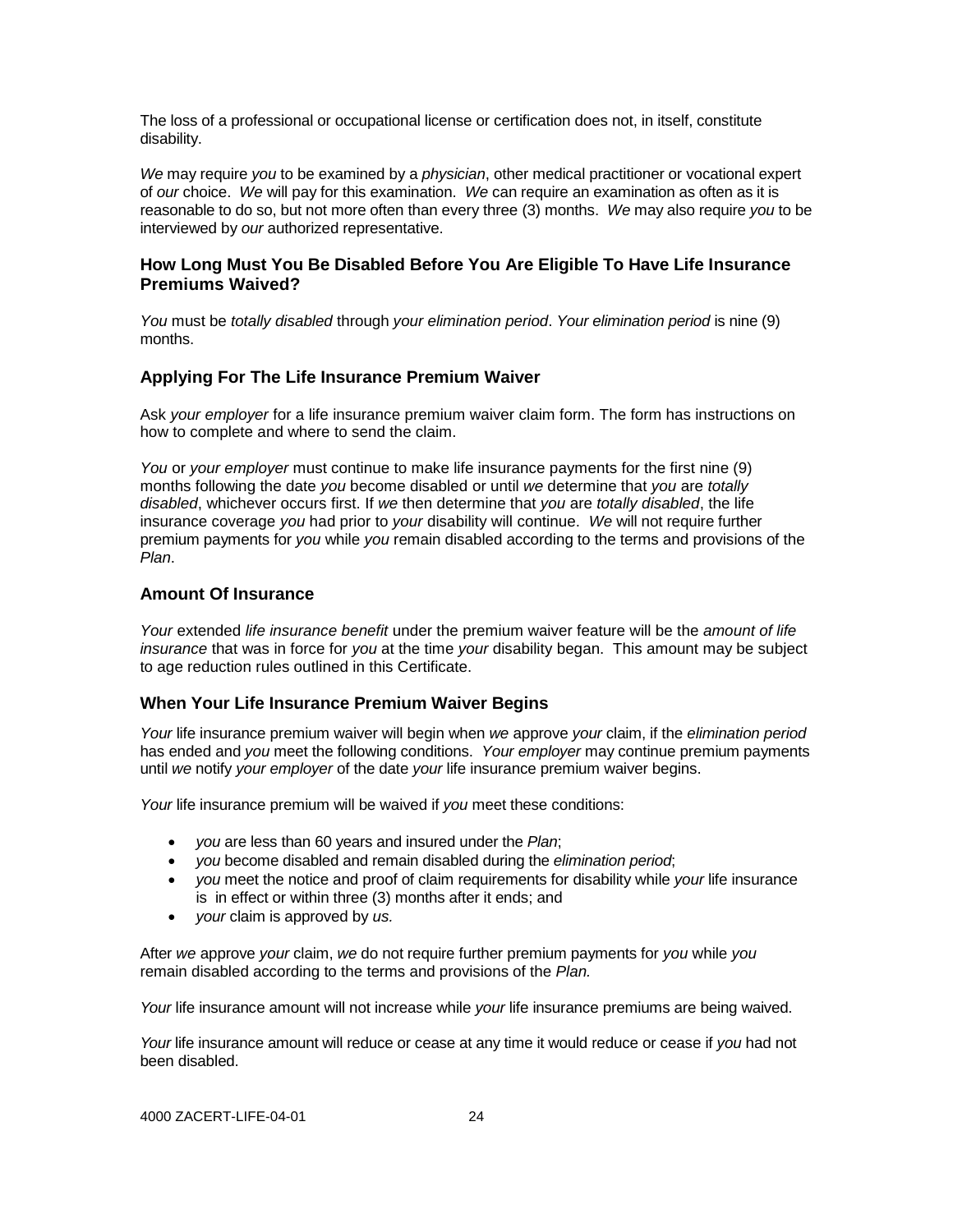The loss of a professional or occupational license or certification does not, in itself, constitute disability.

*We* may require *you* to be examined by a *physician*, other medical practitioner or vocational expert of *our* choice. *We* will pay for this examination. *We* can require an examination as often as it is reasonable to do so, but not more often than every three (3) months. *We* may also require *you* to be interviewed by *our* authorized representative.

### How Long Must You Be Disabled Before You Are Eligible To Have Life Insurance Premiums Waived?

*You* must be *totally disabled* through *your elimination period*. *Your elimination period* is nine (9) months.

### Applying For The Life Insurance Premium Waiver

Ask *your employer* for a life insurance premium waiver claim form. The form has instructions on how to complete and where to send the claim.

*You* or *your employer* must continue to make life insurance payments for the first nine (9) months following the date *you* become disabled or until *we* determine that *you* are *totally disabled*, whichever occurs first. If *we* then determine that *you* are *totally disabled*, the life insurance coverage *you* had prior to *your* disability will continue. *We* will not require further premium payments for *you* while *you* remain disabled according to the terms and provisions of the *Plan*.

### Amount Of Insurance

*Your* extended *life insurance benefit* under the premium waiver feature will be the *amount of life insurance* that was in force for *you* at the time *your* disability began. This amount may be subject to age reduction rules outlined in this Certificate.

### When Your Life Insurance Premium Waiver Begins

*Your* life insurance premium waiver will begin when *we* approve *your* claim, if the *elimination period* has ended and *you* meet the following conditions. *Your employer* may continue premium payments until *we* notify *your employer* of the date *your* life insurance premium waiver begins.

*Your* life insurance premium will be waived if *you* meet these conditions:

- *you* are less than 60 years and insured under the *Plan*;
- *you* become disabled and remain disabled during the *elimination period*;
- *you* meet the notice and proof of claim requirements for disability while *your* life insurance is in effect or within three (3) months after it ends; and
- *your* claim is approved by *us.*

After *we* approve *your* claim, *we* do not require further premium payments for *you* while *you* remain disabled according to the terms and provisions of the *Plan.*

*Your* life insurance amount will not increase while *your* life insurance premiums are being waived.

*Your* life insurance amount will reduce or cease at any time it would reduce or cease if *you* had not been disabled.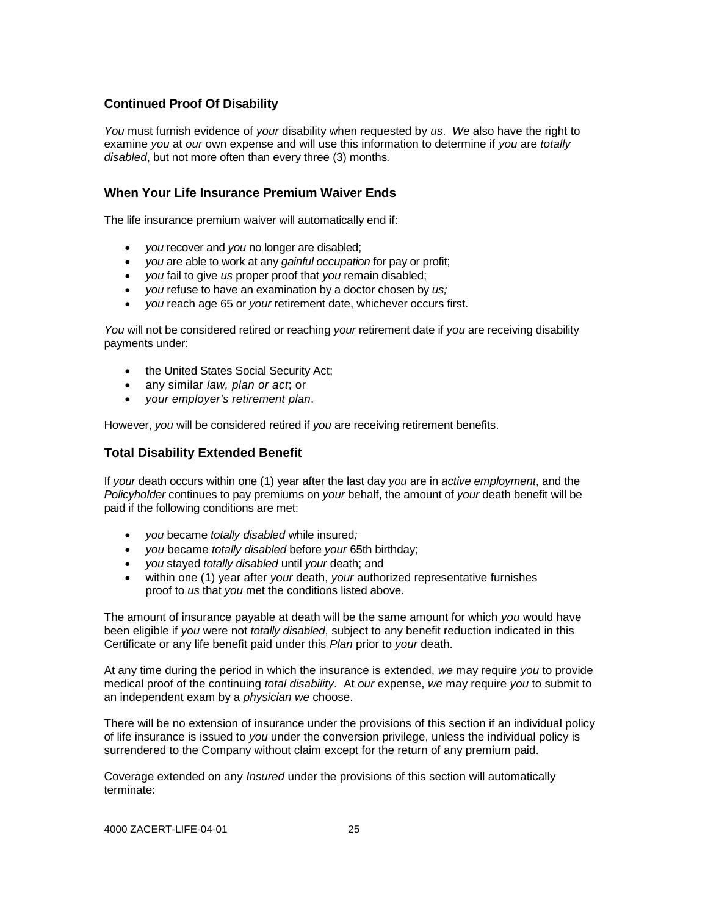### Continued Proof Of Disability

*You* must furnish evidence of *your* disability when requested by *us*. *We* also have the right to examine *you* at *our* own expense and will use this information to determine if *you* are *totally disabled*, but not more often than every three (3) months.

### When Your Life Insurance Premium Waiver Ends

The life insurance premium waiver will automatically end if:

- *you* recover and *you* no longer are disabled;
- *you* are able to work at any *gainful occupation* for pay or profit;
- *you* fail to give *us* proper proof that *you* remain disabled;
- *you* refuse to have an examination by a doctor chosen by *us;*
- *you* reach age 65 or *your* retirement date, whichever occurs first.

*You* will not be considered retired or reaching *your* retirement date if *you* are receiving disability payments under:

- the United States Social Security Act;
- any similar *law, plan or act*; or
- *your employer's retirement plan*.

However, *you* will be considered retired if *you* are receiving retirement benefits.

### Total Disability Extended Benefit

If *your* death occurs within one (1) year after the last day *you* are in *active employment*, and the *Policyholder* continues to pay premiums on *your* behalf, the amount of *your* death benefit will be paid if the following conditions are met:

- *you* became *totally disabled* while insured*;*
- *you* became *totally disabled* before *your* 65th birthday;
- *you* stayed *totally disabled* until *your* death; and
- within one (1) year after *your* death, *your* authorized representative furnishes proof to *us* that *you* met the conditions listed above.

The amount of insurance payable at death will be the same amount for which *you* would have been eligible if *you* were not *totally disabled*, subject to any benefit reduction indicated in this Certificate or any life benefit paid under this *Plan* prior to *your* death.

At any time during the period in which the insurance is extended, *we* may require *you* to provide medical proof of the continuing *total disability*. At *our* expense, *we* may require *you* to submit to an independent exam by a *physician we* choose.

There will be no extension of insurance under the provisions of this section if an individual policy of life insurance is issued to *you* under the conversion privilege, unless the individual policy is surrendered to the Company without claim except for the return of any premium paid.

Coverage extended on any *Insured* under the provisions of this section will automatically terminate:

4000 ZACERT-LIFE-04-01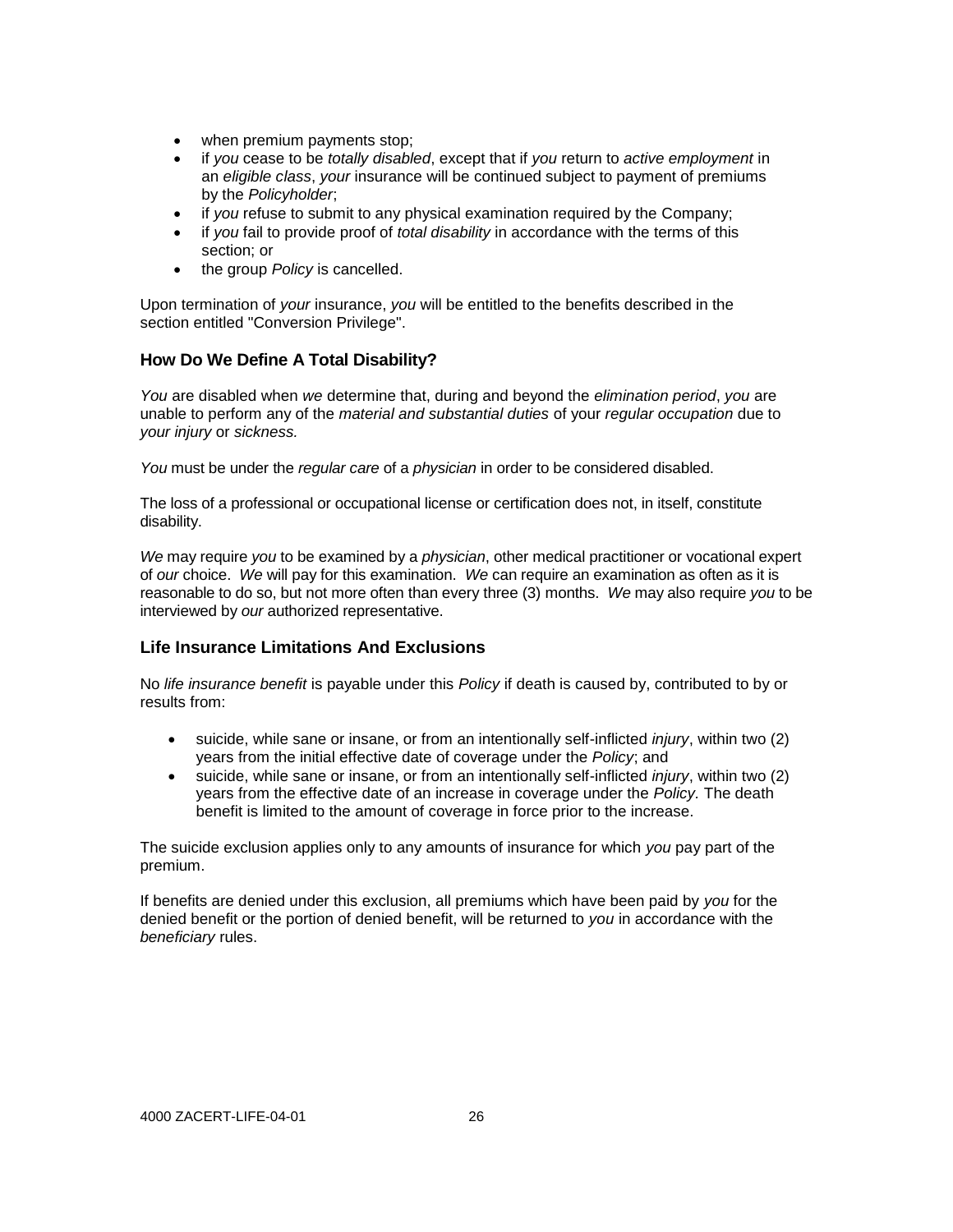- when premium payments stop;
- if *you* cease to be *totally disabled*, except that if *you* return to *active employment* in an *eligible class*, *your* insurance will be continued subject to payment of premiums by the *Policyholder*;
- if *you* refuse to submit to any physical examination required by the Company;
- if *you* fail to provide proof of *total disability* in accordance with the terms of this section; or
- the group *Policy* is cancelled.

Upon termination of *your* insurance, *you* will be entitled to the benefits described in the section entitled "Conversion Privilege".

### How Do We Define A Total Disability?

*You* are disabled when *we* determine that, during and beyond the *elimination period*, *you* are unable to perform any of the *material and substantial duties* of your *regular occupation* due to *your injury* or *sickness.*

*You* must be under the *regular care* of a *physician* in order to be considered disabled.

The loss of a professional or occupational license or certification does not, in itself, constitute disability.

*We* may require *you* to be examined by a *physician*, other medical practitioner or vocational expert of *our* choice. *We* will pay for this examination. *We* can require an examination as often as it is reasonable to do so, but not more often than every three (3) months. *We* may also require *you* to be interviewed by *our* authorized representative.

### Life Insurance Limitations And Exclusions

No *life insurance benefit* is payable under this *Policy* if death is caused by, contributed to by or results from:

- suicide, while sane or insane, or from an intentionally self-inflicted *injury*, within two (2) years from the initial effective date of coverage under the *Policy*; and
- suicide, while sane or insane, or from an intentionally self-inflicted *injury*, within two (2) years from the effective date of an increase in coverage under the *Policy.* The death benefit is limited to the amount of coverage in force prior to the increase.

The suicide exclusion applies only to any amounts of insurance for which *you* pay part of the premium.

If benefits are denied under this exclusion, all premiums which have been paid by *you* for the denied benefit or the portion of denied benefit, will be returned to *you* in accordance with the *beneficiary* rules.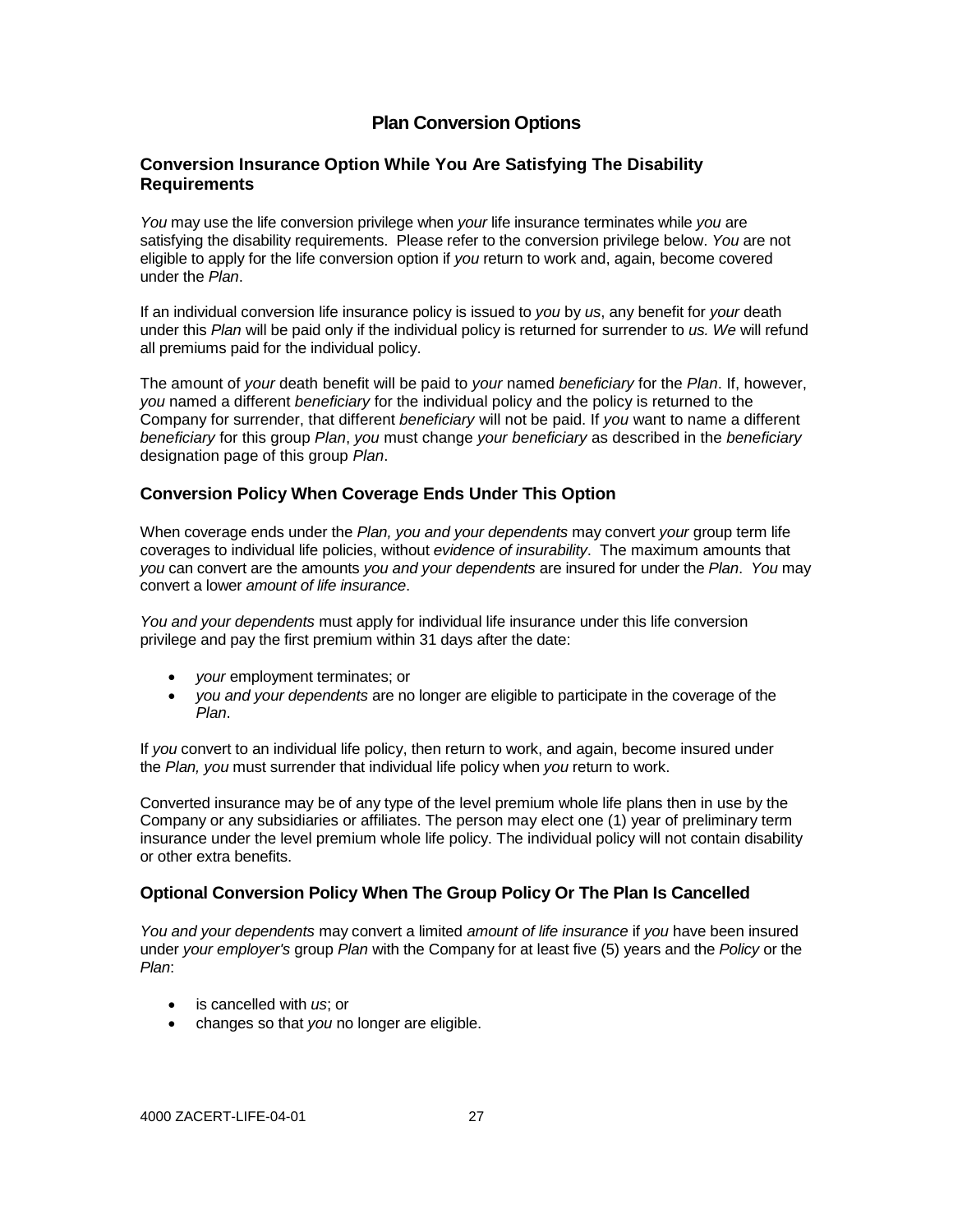# Plan Conversion Options

## Conversion Insurance Option While You Are Satisfying The Disability Requirements

*You* may use the life conversion privilege when *your* life insurance terminates while *you* are satisfying the disability requirements. Please refer to the conversion privilege below. *You* are not eligible to apply for the life conversion option if *you* return to work and, again, become covered under the *Plan*.

If an individual conversion life insurance policy is issued to *you* by *us*, any benefit for *your* death under this *Plan* will be paid only if the individual policy is returned for surrender to *us. We* will refund all premiums paid for the individual policy.

The amount of *your* death benefit will be paid to *your* named *beneficiary* for the *Plan*. If, however, *you* named a different *beneficiary* for the individual policy and the policy is returned to the Company for surrender, that different *beneficiary* will not be paid. If *you* want to name a different *beneficiary* for this group *Plan*, *you* must change *your beneficiary* as described in the *beneficiary* designation page of this group *Plan*.

## Conversion Policy When Coverage Ends Under This Option

When coverage ends under the *Plan, you and your dependents* may convert *your* group term life coverages to individual life policies, without *evidence of insurability*. The maximum amounts that *you* can convert are the amounts *you and your dependents* are insured for under the *Plan*. *You* may convert a lower *amount of life insurance*.

*You and your dependents* must apply for individual life insurance under this life conversion privilege and pay the first premium within 31 days after the date:

- *your* employment terminates; or
- *you and your dependents* are no longer are eligible to participate in the coverage of the *Plan*.

If *you* convert to an individual life policy, then return to work, and again, become insured under the *Plan, you* must surrender that individual life policy when *you* return to work.

Converted insurance may be of any type of the level premium whole life plans then in use by the Company or any subsidiaries or affiliates. The person may elect one (1) year of preliminary term insurance under the level premium whole life policy. The individual policy will not contain disability or other extra benefits.

## Optional Conversion Policy When The Group Policy Or The Plan Is Cancelled

*You and your dependents* may convert a limited *amount of life insurance* if *you* have been insured under *your employer's* group *Plan* with the Company for at least five (5) years and the *Policy* or the *Plan*:

- is cancelled with *us*; or
- changes so that *you* no longer are eligible.

4000 ZACERT-LIFE-04-01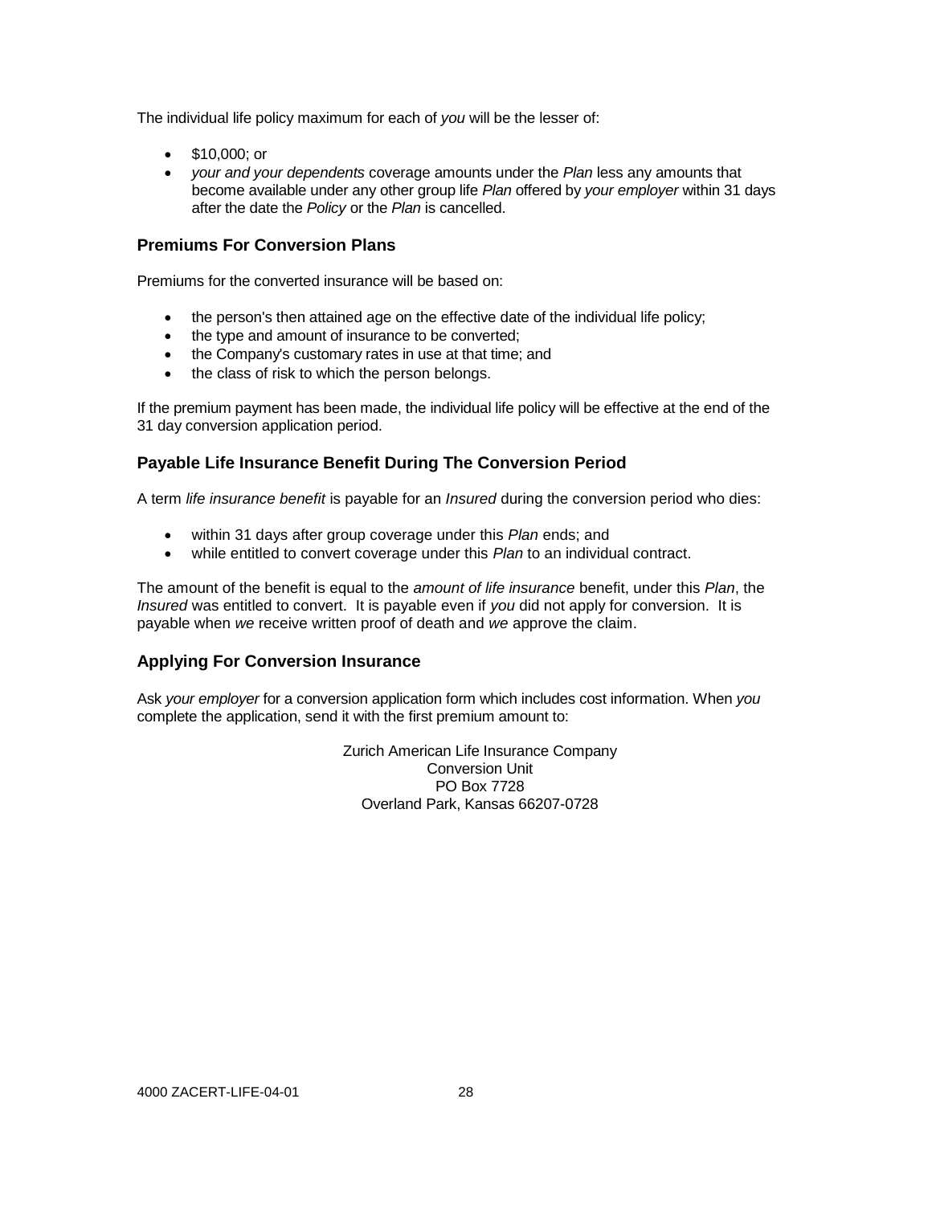The individual life policy maximum for each of *you* will be the lesser of:

- $10,000; or
- *your and your dependents* coverage amounts under the *Plan* less any amounts that become available under any other group life *Plan* offered by *your employer* within 31 days after the date the *Policy* or the *Plan* is cancelled.

### Premiums For Conversion Plans

Premiums for the converted insurance will be based on:

- the person's then attained age on the effective date of the individual life policy;
- the type and amount of insurance to be converted;
- the Company's customary rates in use at that time; and
- the class of risk to which the person belongs.

If the premium payment has been made, the individual life policy will be effective at the end of the 31 day conversion application period.

### Payable Life Insurance Benefit During The Conversion Period

A term *life insurance benefit* is payable for an *Insured* during the conversion period who dies:

- within 31 days after group coverage under this *Plan* ends; and
- while entitled to convert coverage under this *Plan* to an individual contract.

The amount of the benefit is equal to the *amount of life insurance* benefit, under this *Plan*, the *Insured* was entitled to convert. It is payable even if *you* did not apply for conversion. It is payable when *we* receive written proof of death and *we* approve the claim.

### Applying For Conversion Insurance

Ask *your employer* for a conversion application form which includes cost information. When *you* complete the application, send it with the first premium amount to:

Zurich American Life Insurance Company
Conversion Unit
PO Box 7728
Overland Park, Kansas 66207-0728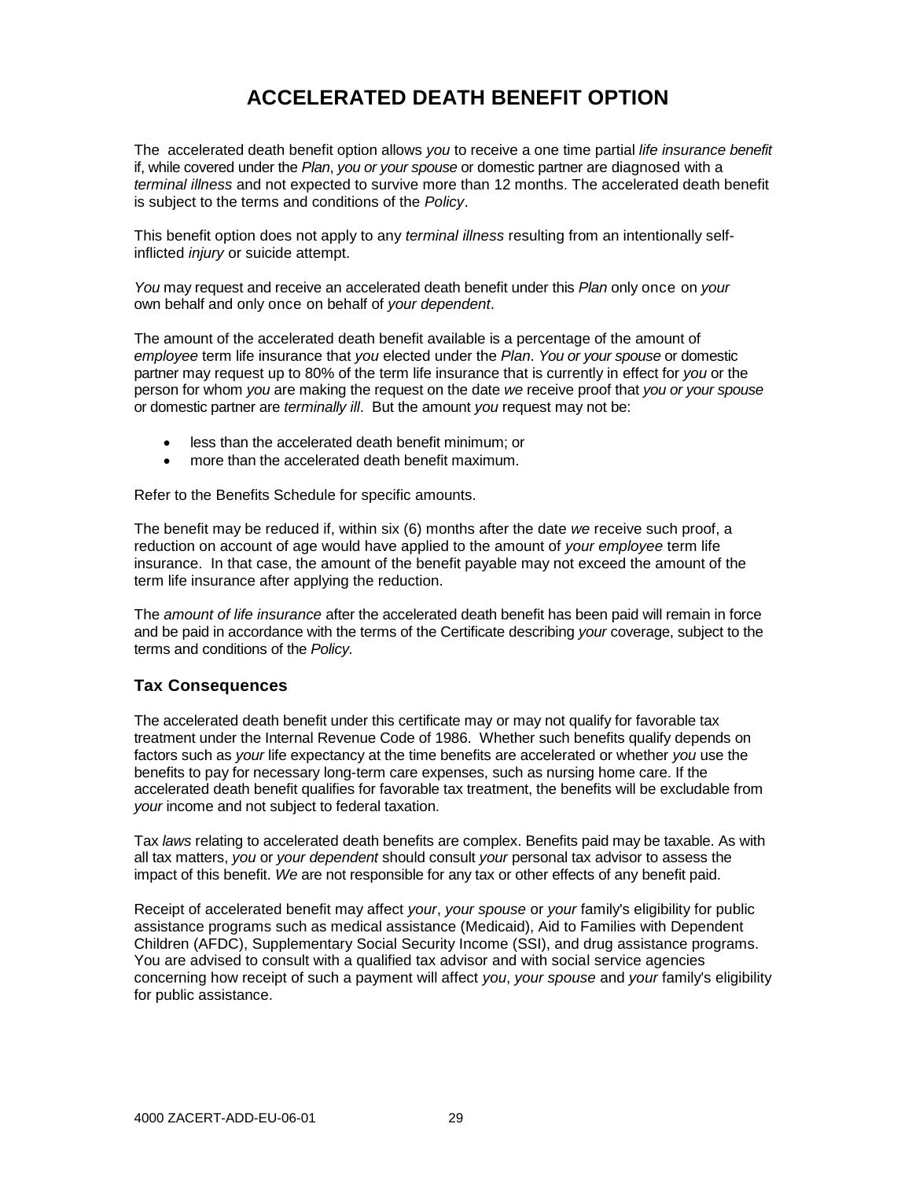# ACCELERATED DEATH BENEFIT OPTION

The accelerated death benefit option allows *you* to receive a one time partial *life insurance benefit* if, while covered under the *Plan*, *you or your spouse* or domestic partner are diagnosed with a *terminal illness* and not expected to survive more than 12 months. The accelerated death benefit is subject to the terms and conditions of the *Policy*.

This benefit option does not apply to any *terminal illness* resulting from an intentionally self-inflicted *injury* or suicide attempt.

*You* may request and receive an accelerated death benefit under this *Plan* only once on *your* own behalf and only once on behalf of *your dependent*.

The amount of the accelerated death benefit available is a percentage of the amount of *employee* term life insurance that *you* elected under the *Plan*. *You or your spouse* or domestic partner may request up to 80% of the term life insurance that is currently in effect for *you* or the person for whom *you* are making the request on the date *we* receive proof that *you or your spouse* or domestic partner are *terminally ill*. But the amount *you* request may not be:

- less than the accelerated death benefit minimum; or
- more than the accelerated death benefit maximum.

Refer to the Benefits Schedule for specific amounts.

The benefit may be reduced if, within six (6) months after the date *we* receive such proof, a reduction on account of age would have applied to the amount of *your employee* term life insurance. In that case, the amount of the benefit payable may not exceed the amount of the term life insurance after applying the reduction.

The *amount of life insurance* after the accelerated death benefit has been paid will remain in force and be paid in accordance with the terms of the Certificate describing *your* coverage, subject to the terms and conditions of the *Policy.*

## Tax Consequences

The accelerated death benefit under this certificate may or may not qualify for favorable tax treatment under the Internal Revenue Code of 1986. Whether such benefits qualify depends on factors such as *your* life expectancy at the time benefits are accelerated or whether *you* use the benefits to pay for necessary long-term care expenses, such as nursing home care. If the accelerated death benefit qualifies for favorable tax treatment, the benefits will be excludable from *your* income and not subject to federal taxation.

Tax *laws* relating to accelerated death benefits are complex. Benefits paid may be taxable. As with all tax matters, *you* or *your dependent* should consult *your* personal tax advisor to assess the impact of this benefit. *We* are not responsible for any tax or other effects of any benefit paid.

Receipt of accelerated benefit may affect *your*, *your spouse* or *your* family's eligibility for public assistance programs such as medical assistance (Medicaid), Aid to Families with Dependent Children (AFDC), Supplementary Social Security Income (SSI), and drug assistance programs. You are advised to consult with a qualified tax advisor and with social service agencies concerning how receipt of such a payment will affect *you*, *your spouse* and *your* family's eligibility for public assistance.

4000 ZACERT-ADD-EU-06-01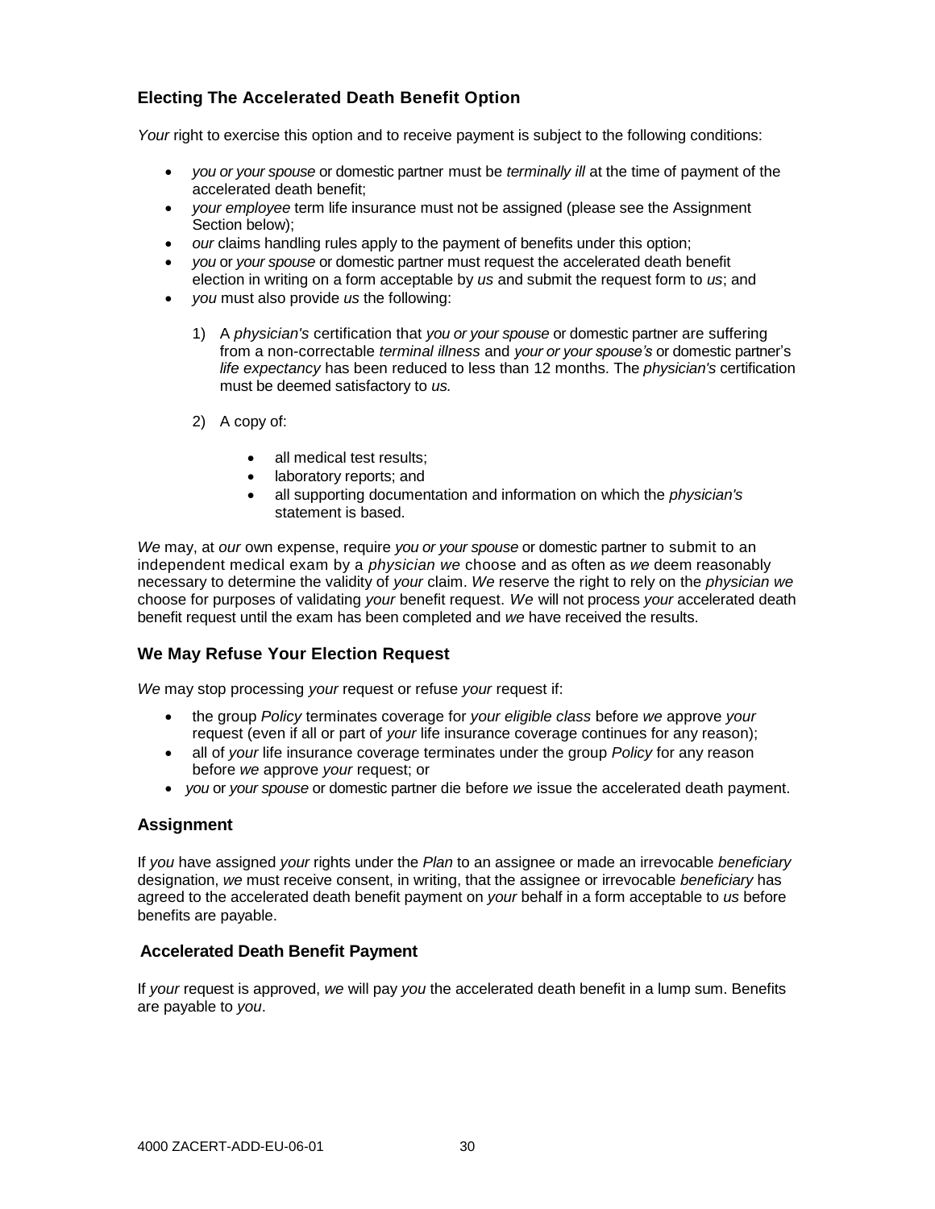### Electing The Accelerated Death Benefit Option

*Your* right to exercise this option and to receive payment is subject to the following conditions:

- *you or your spouse* or domestic partner must be *terminally ill* at the time of payment of the accelerated death benefit;
- *your employee* term life insurance must not be assigned (please see the Assignment Section below);
- *our* claims handling rules apply to the payment of benefits under this option;
- *you* or *your spouse* or domestic partner must request the accelerated death benefit election in writing on a form acceptable by *us* and submit the request form to *us*; and
- *you* must also provide *us* the following:

    1) A *physician's* certification that *you or your spouse* or domestic partner are suffering from a non-correctable *terminal illness* and *your or your spouse's* or domestic partner's *life expectancy* has been reduced to less than 12 months. The *physician's* certification must be deemed satisfactory to *us.*

    2) A copy of:

        - all medical test results;
        - laboratory reports; and
        - all supporting documentation and information on which the *physician's* statement is based.

*We* may, at *our* own expense, require *you or your spouse* or domestic partner to submit to an independent medical exam by a *physician we* choose and as often as *we* deem reasonably necessary to determine the validity of *your* claim. *We* reserve the right to rely on the *physician we* choose for purposes of validating *your* benefit request. *We* will not process *your* accelerated death benefit request until the exam has been completed and *we* have received the results.

### We May Refuse Your Election Request

*We* may stop processing *your* request or refuse *your* request if:

- the group *Policy* terminates coverage for *your eligible class* before *we* approve *your* request (even if all or part of *your* life insurance coverage continues for any reason);
- all of *your* life insurance coverage terminates under the group *Policy* for any reason before *we* approve *your* request; or
- *you* or *your spouse* or domestic partner die before *we* issue the accelerated death payment.

### Assignment

If *you* have assigned *your* rights under the *Plan* to an assignee or made an irrevocable *beneficiary* designation, *we* must receive consent, in writing, that the assignee or irrevocable *beneficiary* has agreed to the accelerated death benefit payment on *your* behalf in a form acceptable to *us* before benefits are payable.

### Accelerated Death Benefit Payment

If *your* request is approved, *we* will pay *you* the accelerated death benefit in a lump sum. Benefits are payable to *you*.

4000 ZACERT-ADD-EU-06-01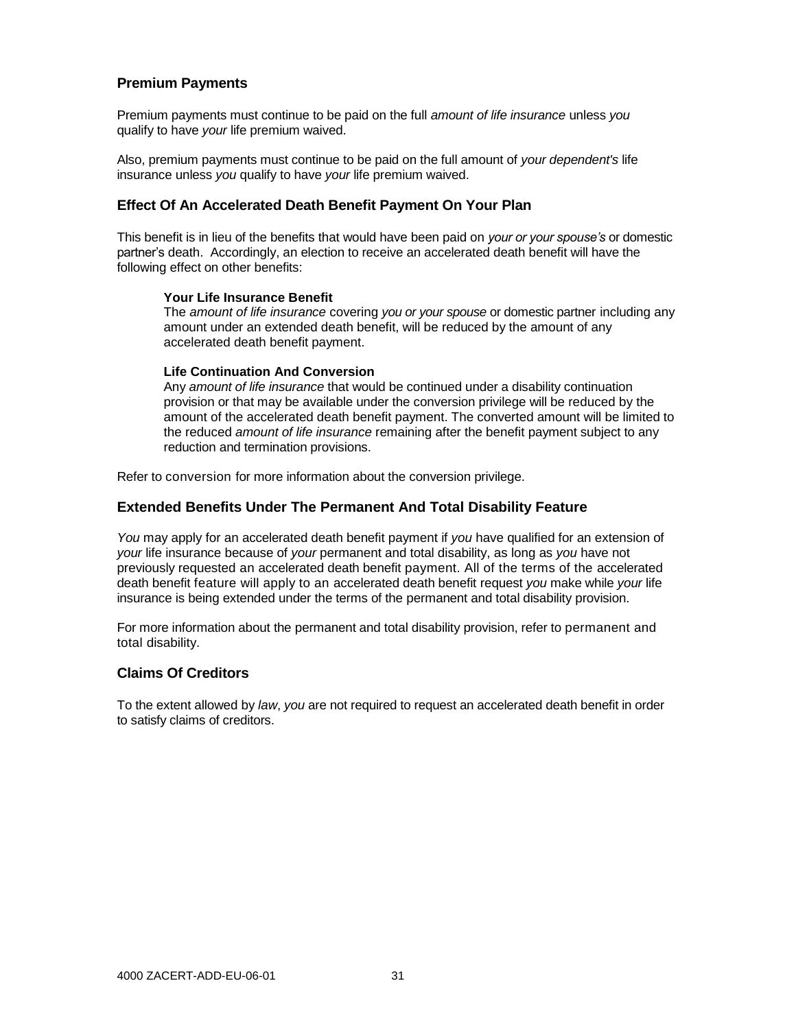## Premium Payments

Premium payments must continue to be paid on the full *amount of life insurance* unless *you* qualify to have *your* life premium waived.

Also, premium payments must continue to be paid on the full amount of *your dependent's* life insurance unless *you* qualify to have *your* life premium waived.

## Effect Of An Accelerated Death Benefit Payment On Your Plan

This benefit is in lieu of the benefits that would have been paid on *your or your spouse's* or domestic partner's death. Accordingly, an election to receive an accelerated death benefit will have the following effect on other benefits:

> **Your Life Insurance Benefit**
> The *amount of life insurance* covering *you or your spouse* or domestic partner including any amount under an extended death benefit, will be reduced by the amount of any accelerated death benefit payment.
>
> **Life Continuation And Conversion**
> Any *amount of life insurance* that would be continued under a disability continuation provision or that may be available under the conversion privilege will be reduced by the amount of the accelerated death benefit payment. The converted amount will be limited to the reduced *amount of life insurance* remaining after the benefit payment subject to any reduction and termination provisions.

Refer to conversion for more information about the conversion privilege.

## Extended Benefits Under The Permanent And Total Disability Feature

*You* may apply for an accelerated death benefit payment if *you* have qualified for an extension of *your* life insurance because of *your* permanent and total disability, as long as *you* have not previously requested an accelerated death benefit payment. All of the terms of the accelerated death benefit feature will apply to an accelerated death benefit request *you* make while *your* life insurance is being extended under the terms of the permanent and total disability provision.

For more information about the permanent and total disability provision, refer to permanent and total disability.

## Claims Of Creditors

To the extent allowed by *law*, *you* are not required to request an accelerated death benefit in order to satisfy claims of creditors.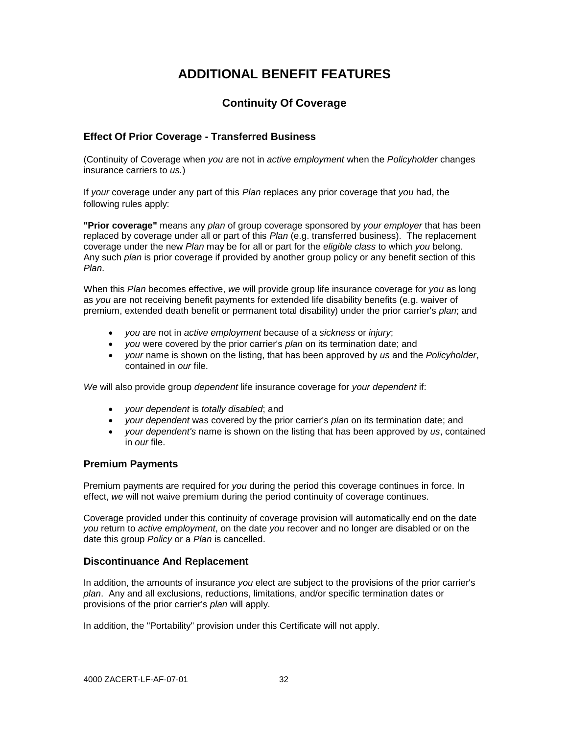# ADDITIONAL BENEFIT FEATURES

## Continuity Of Coverage

### Effect Of Prior Coverage - Transferred Business

(Continuity of Coverage when *you* are not in *active employment* when the *Policyholder* changes insurance carriers to *us.*)

If *your* coverage under any part of this *Plan* replaces any prior coverage that *you* had, the following rules apply:

**"Prior coverage"** means any *plan* of group coverage sponsored by *your employer* that has been replaced by coverage under all or part of this *Plan* (e.g. transferred business). The replacement coverage under the new *Plan* may be for all or part for the *eligible class* to which *you* belong. Any such *plan* is prior coverage if provided by another group policy or any benefit section of this *Plan*.

When this *Plan* becomes effective, *we* will provide group life insurance coverage for *you* as long as *you* are not receiving benefit payments for extended life disability benefits (e.g. waiver of premium, extended death benefit or permanent total disability) under the prior carrier's *plan*; and

- *you* are not in *active employment* because of a *sickness* or *injury*;
- *you* were covered by the prior carrier's *plan* on its termination date; and
- *your* name is shown on the listing, that has been approved by *us* and the *Policyholder*, contained in *our* file.

*We* will also provide group *dependent* life insurance coverage for *your dependent* if:

- *your dependent* is *totally disabled*; and
- *your dependent* was covered by the prior carrier's *plan* on its termination date; and
- *your dependent's* name is shown on the listing that has been approved by *us*, contained in *our* file.

### Premium Payments

Premium payments are required for *you* during the period this coverage continues in force. In effect, *we* will not waive premium during the period continuity of coverage continues.

Coverage provided under this continuity of coverage provision will automatically end on the date *you* return to *active employment*, on the date *you* recover and no longer are disabled or on the date this group *Policy* or a *Plan* is cancelled.

### Discontinuance And Replacement

In addition, the amounts of insurance *you* elect are subject to the provisions of the prior carrier's *plan*. Any and all exclusions, reductions, limitations, and/or specific termination dates or provisions of the prior carrier's *plan* will apply.

In addition, the "Portability" provision under this Certificate will not apply.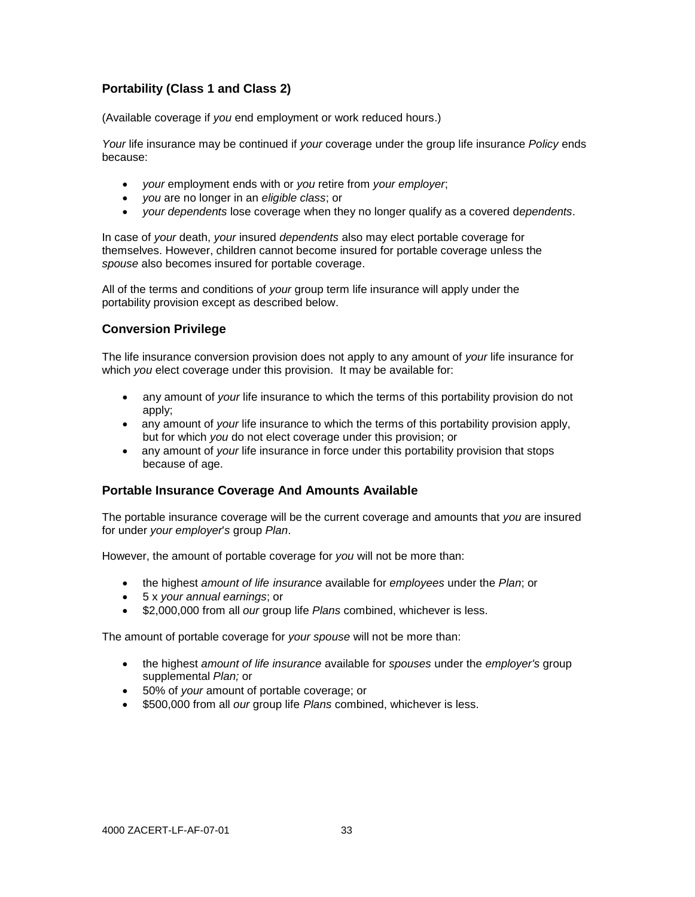### **Portability (Class 1 and Class 2)**

(Available coverage if *you* end employment or work reduced hours.)

*Your* life insurance may be continued if *your* coverage under the group life insurance *Policy* ends because:

- *your* employment ends with or *you* retire from *your employer*;
- *you* are no longer in an *eligible class*; or
- *your dependents* lose coverage when they no longer qualify as a covered d*ependents*.

In case of *your* death, *your* insured *dependents* also may elect portable coverage for themselves. However, children cannot become insured for portable coverage unless the *spouse* also becomes insured for portable coverage.

All of the terms and conditions of *your* group term life insurance will apply under the portability provision except as described below.

### **Conversion Privilege**

The life insurance conversion provision does not apply to any amount of *your* life insurance for which *you* elect coverage under this provision. It may be available for:

- any amount of *your* life insurance to which the terms of this portability provision do not apply;
- any amount of *your* life insurance to which the terms of this portability provision apply, but for which *you* do not elect coverage under this provision; or
- any amount of *your* life insurance in force under this portability provision that stops because of age.

### **Portable Insurance Coverage And Amounts Available**

The portable insurance coverage will be the current coverage and amounts that *you* are insured for under *your employer's* group *Plan*.

However, the amount of portable coverage for *you* will not be more than:

- the highest *amount of life insurance* available for *employees* under the *Plan*; or
- 5 x *your annual earnings*; or
- \$2,000,000 from all *our* group life *Plans* combined, whichever is less.

The amount of portable coverage for *your spouse* will not be more than:

- the highest *amount of life insurance* available for *spouses* under the *employer's* group supplemental *Plan;* or
- 50% of *your* amount of portable coverage; or
- \$500,000 from all *our* group life *Plans* combined, whichever is less.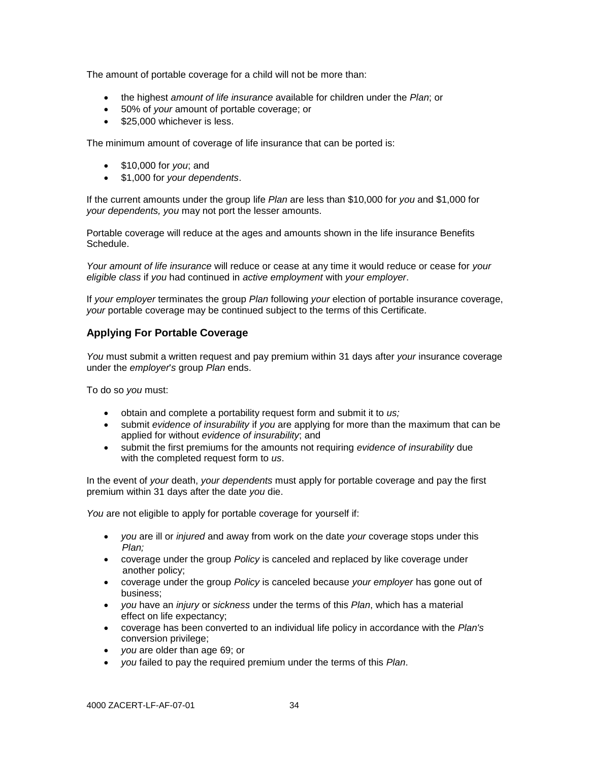The amount of portable coverage for a child will not be more than:

- the highest *amount of life insurance* available for children under the *Plan*; or
- 50% of *your* amount of portable coverage; or
- $25,000 whichever is less.

The minimum amount of coverage of life insurance that can be ported is:

- $10,000 for *you*; and
- $1,000 for *your dependents*.

If the current amounts under the group life *Plan* are less than $10,000 for *you* and $1,000 for *your dependents, you* may not port the lesser amounts.

Portable coverage will reduce at the ages and amounts shown in the life insurance Benefits Schedule.

*Your amount of life insurance* will reduce or cease at any time it would reduce or cease for *your eligible class* if *you* had continued in *active employment* with *your employer*.

If *your employer* terminates the group *Plan* following *your* election of portable insurance coverage, *your* portable coverage may be continued subject to the terms of this Certificate.

### Applying For Portable Coverage

*You* must submit a written request and pay premium within 31 days after *your* insurance coverage under the *employer's* group *Plan* ends.

To do so *you* must:

- obtain and complete a portability request form and submit it to *us;*
- submit *evidence of insurability* if *you* are applying for more than the maximum that can be applied for without *evidence of insurability*; and
- submit the first premiums for the amounts not requiring *evidence of insurability* due with the completed request form to *us*.

In the event of *your* death, *your dependents* must apply for portable coverage and pay the first premium within 31 days after the date *you* die.

*You* are not eligible to apply for portable coverage for yourself if:

- *you* are ill or *injured* and away from work on the date *your* coverage stops under this *Plan;*
- coverage under the group *Policy* is canceled and replaced by like coverage under another policy;
- coverage under the group *Policy* is canceled because *your employer* has gone out of business;
- *you* have an *injury* or *sickness* under the terms of this *Plan*, which has a material effect on life expectancy;
- coverage has been converted to an individual life policy in accordance with the *Plan's* conversion privilege;
- *you* are older than age 69; or
- *you* failed to pay the required premium under the terms of this *Plan*.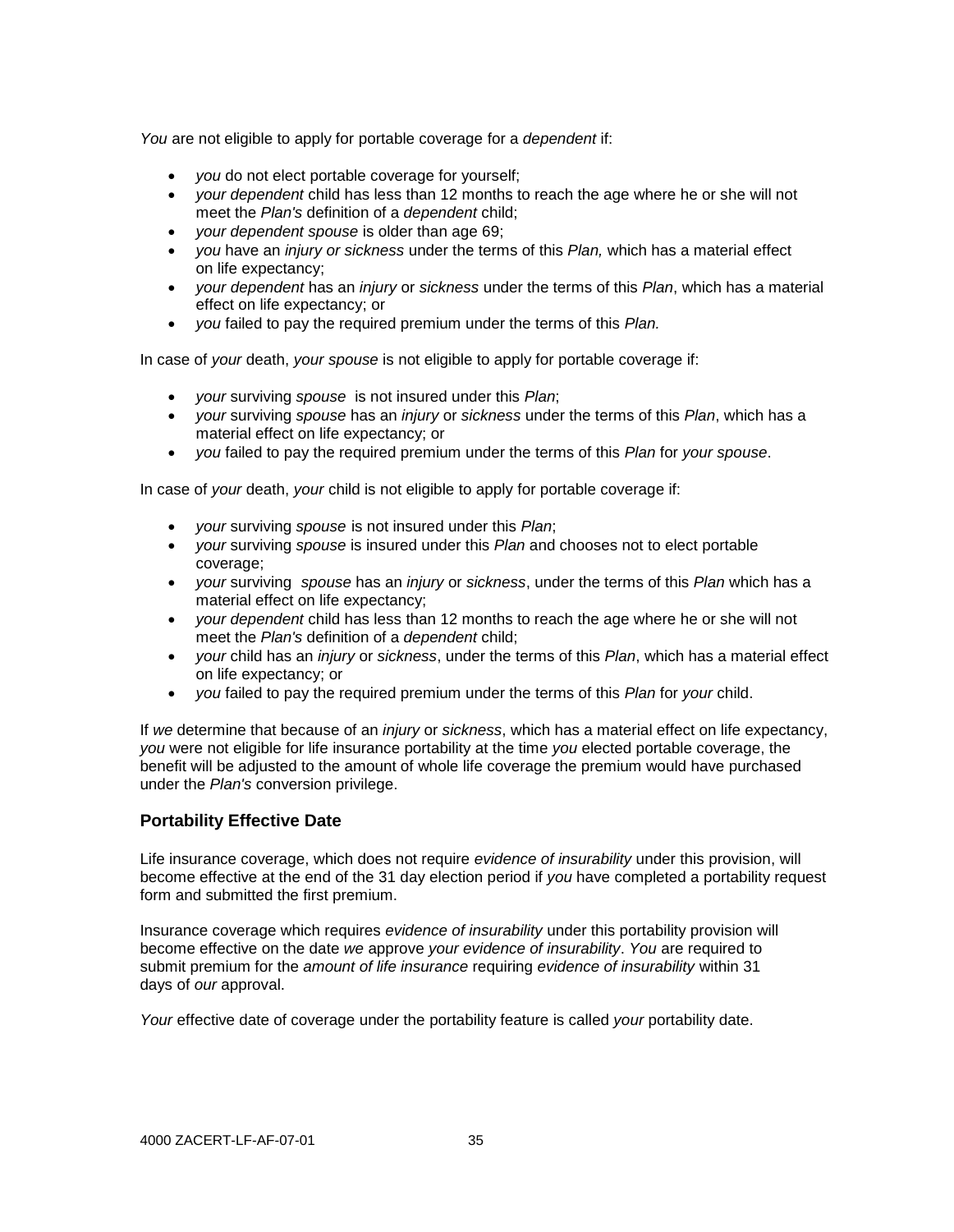*You* are not eligible to apply for portable coverage for a *dependent* if:

- *you* do not elect portable coverage for yourself;
- *your dependent* child has less than 12 months to reach the age where he or she will not meet the *Plan's* definition of a *dependent* child;
- *your dependent spouse* is older than age 69;
- *you* have an *injury or sickness* under the terms of this *Plan,* which has a material effect on life expectancy;
- *your dependent* has an *injury* or *sickness* under the terms of this *Plan*, which has a material effect on life expectancy; or
- *you* failed to pay the required premium under the terms of this *Plan.*

In case of *your* death, *your spouse* is not eligible to apply for portable coverage if:

- *your* surviving *spouse* is not insured under this *Plan*;
- *your* surviving *spouse* has an *injury* or *sickness* under the terms of this *Plan*, which has a material effect on life expectancy; or
- *you* failed to pay the required premium under the terms of this *Plan* for *your spouse*.

In case of *your* death, *your* child is not eligible to apply for portable coverage if:

- *your* surviving *spouse* is not insured under this *Plan*;
- *your* surviving *spouse* is insured under this *Plan* and chooses not to elect portable coverage;
- *your* surviving *spouse* has an *injury* or *sickness*, under the terms of this *Plan* which has a material effect on life expectancy;
- *your dependent* child has less than 12 months to reach the age where he or she will not meet the *Plan's* definition of a *dependent* child;
- *your* child has an *injury* or *sickness*, under the terms of this *Plan*, which has a material effect on life expectancy; or
- *you* failed to pay the required premium under the terms of this *Plan* for *your* child.

If *we* determine that because of an *injury* or *sickness*, which has a material effect on life expectancy, *you* were not eligible for life insurance portability at the time *you* elected portable coverage, the benefit will be adjusted to the amount of whole life coverage the premium would have purchased under the *Plan's* conversion privilege.

### Portability Effective Date

Life insurance coverage, which does not require *evidence of insurability* under this provision, will become effective at the end of the 31 day election period if *you* have completed a portability request form and submitted the first premium.

Insurance coverage which requires *evidence of insurability* under this portability provision will become effective on the date *we* approve *your evidence of insurability*. *You* are required to submit premium for the *amount of life insurance* requiring *evidence of insurability* within 31 days of *our* approval.

*Your* effective date of coverage under the portability feature is called *your* portability date.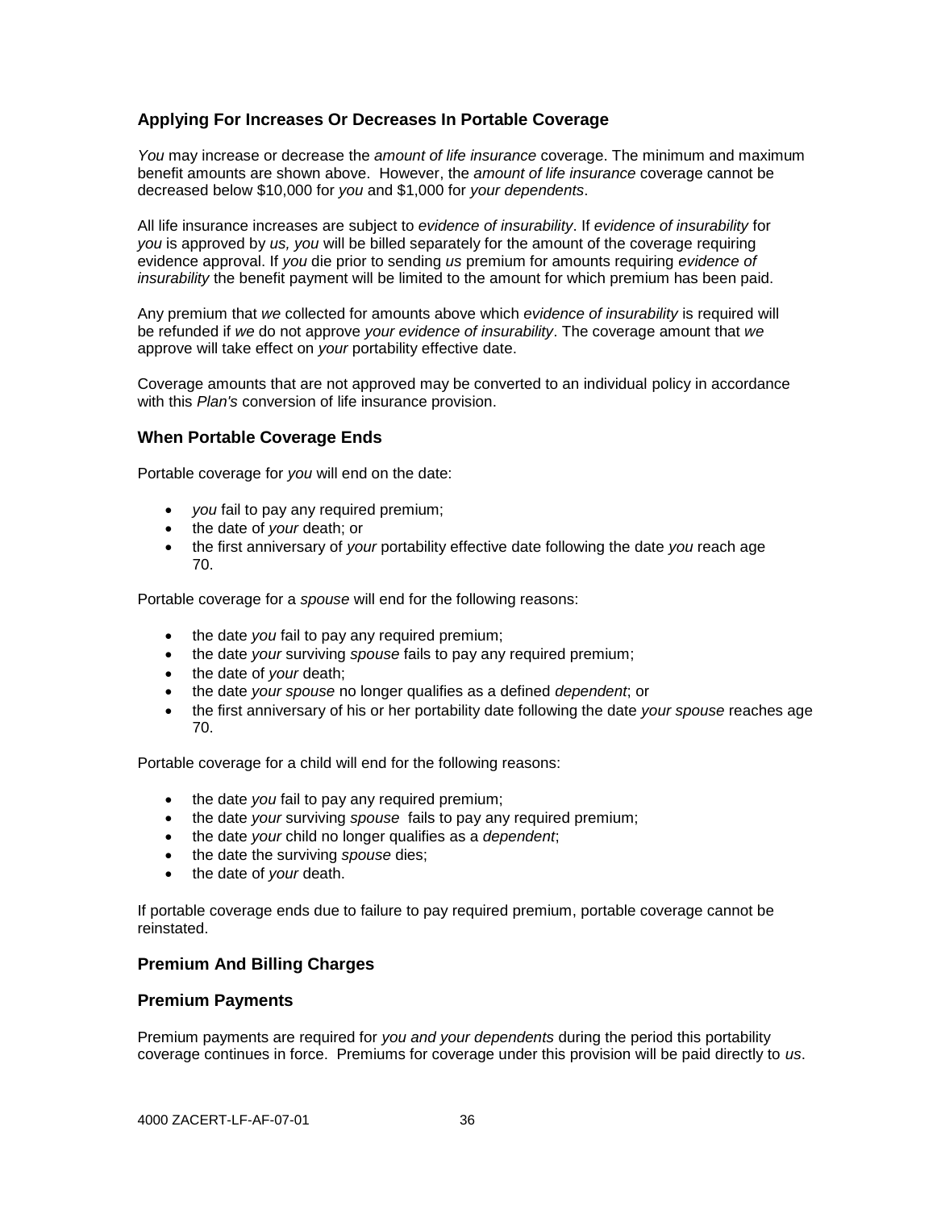### Applying For Increases Or Decreases In Portable Coverage

*You* may increase or decrease the *amount of life insurance* coverage. The minimum and maximum benefit amounts are shown above. However, the *amount of life insurance* coverage cannot be decreased below $10,000 for *you* and $1,000 for *your dependents*.

All life insurance increases are subject to *evidence of insurability*. If *evidence of insurability* for *you* is approved by *us, you* will be billed separately for the amount of the coverage requiring evidence approval. If *you* die prior to sending *us* premium for amounts requiring *evidence of insurability* the benefit payment will be limited to the amount for which premium has been paid.

Any premium that *we* collected for amounts above which *evidence of insurability* is required will be refunded if *we* do not approve *your evidence of insurability*. The coverage amount that *we* approve will take effect on *your* portability effective date.

Coverage amounts that are not approved may be converted to an individual policy in accordance with this *Plan's* conversion of life insurance provision.

### When Portable Coverage Ends

Portable coverage for *you* will end on the date:

- *you* fail to pay any required premium;
- the date of *your* death; or
- the first anniversary of *your* portability effective date following the date *you* reach age 70.

Portable coverage for a *spouse* will end for the following reasons:

- the date *you* fail to pay any required premium;
- the date *your* surviving *spouse* fails to pay any required premium;
- the date of *your* death;
- the date *your spouse* no longer qualifies as a defined *dependent*; or
- the first anniversary of his or her portability date following the date *your spouse* reaches age 70.

Portable coverage for a child will end for the following reasons:

- the date *you* fail to pay any required premium;
- the date *your* surviving *spouse* fails to pay any required premium;
- the date *your* child no longer qualifies as a *dependent*;
- the date the surviving *spouse* dies;
- the date of *your* death.

If portable coverage ends due to failure to pay required premium, portable coverage cannot be reinstated.

### Premium And Billing Charges

### Premium Payments

Premium payments are required for *you and your dependents* during the period this portability coverage continues in force. Premiums for coverage under this provision will be paid directly to *us*.

4000 ZACERT-LF-AF-07-01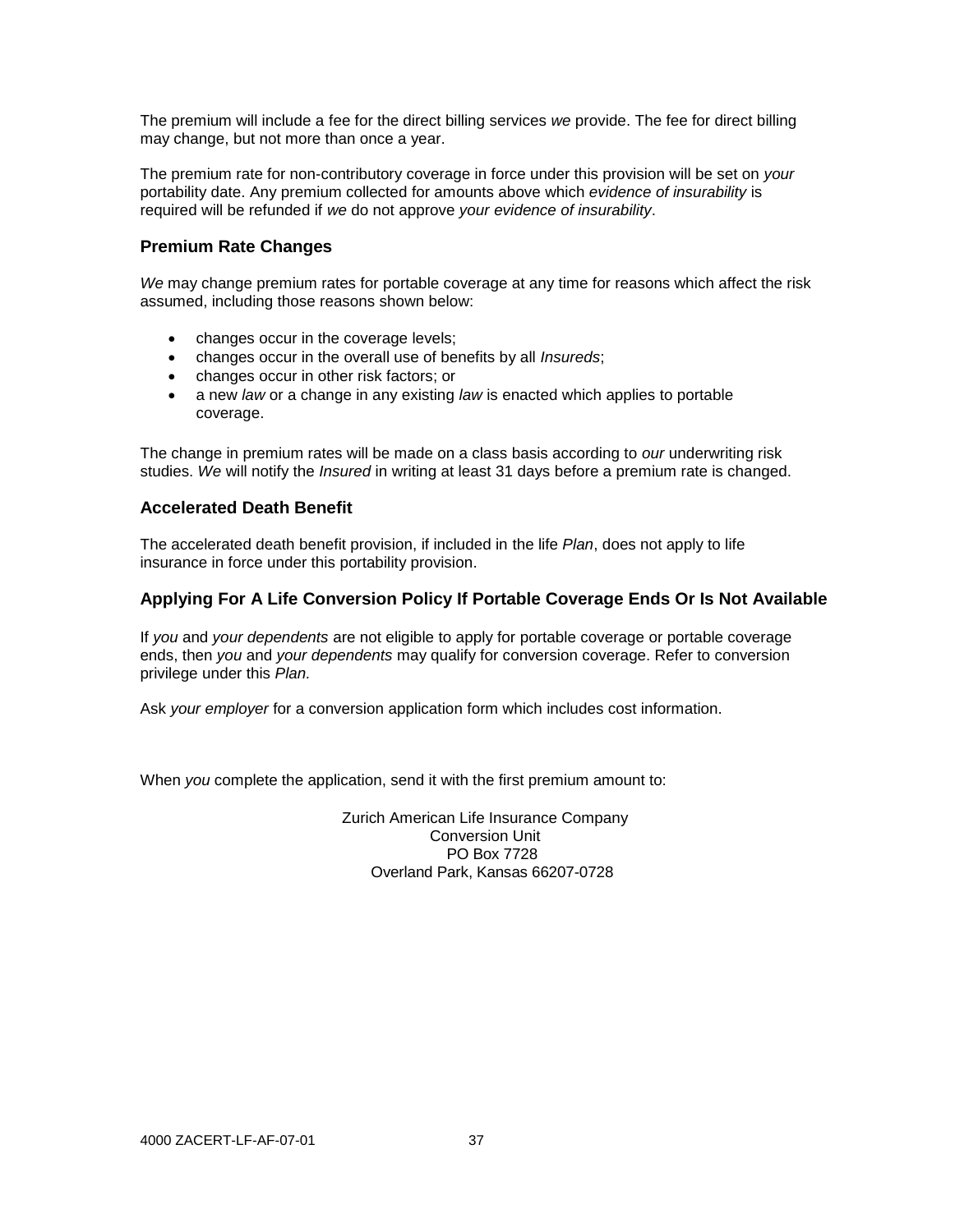The premium will include a fee for the direct billing services *we* provide. The fee for direct billing may change, but not more than once a year.

The premium rate for non-contributory coverage in force under this provision will be set on *your* portability date. Any premium collected for amounts above which *evidence of insurability* is required will be refunded if *we* do not approve *your evidence of insurability*.

### Premium Rate Changes

*We* may change premium rates for portable coverage at any time for reasons which affect the risk assumed, including those reasons shown below:

- changes occur in the coverage levels;
- changes occur in the overall use of benefits by all *Insureds*;
- changes occur in other risk factors; or
- a new *law* or a change in any existing *law* is enacted which applies to portable coverage.

The change in premium rates will be made on a class basis according to *our* underwriting risk studies. *We* will notify the *Insured* in writing at least 31 days before a premium rate is changed.

### Accelerated Death Benefit

The accelerated death benefit provision, if included in the life *Plan*, does not apply to life insurance in force under this portability provision.

### Applying For A Life Conversion Policy If Portable Coverage Ends Or Is Not Available

If *you* and *your dependents* are not eligible to apply for portable coverage or portable coverage ends, then *you* and *your dependents* may qualify for conversion coverage. Refer to conversion privilege under this *Plan.*

Ask *your employer* for a conversion application form which includes cost information.

When *you* complete the application, send it with the first premium amount to:

Zurich American Life Insurance Company  
Conversion Unit  
PO Box 7728  
Overland Park, Kansas 66207-0728

4000 ZACERT-LF-AF-07-01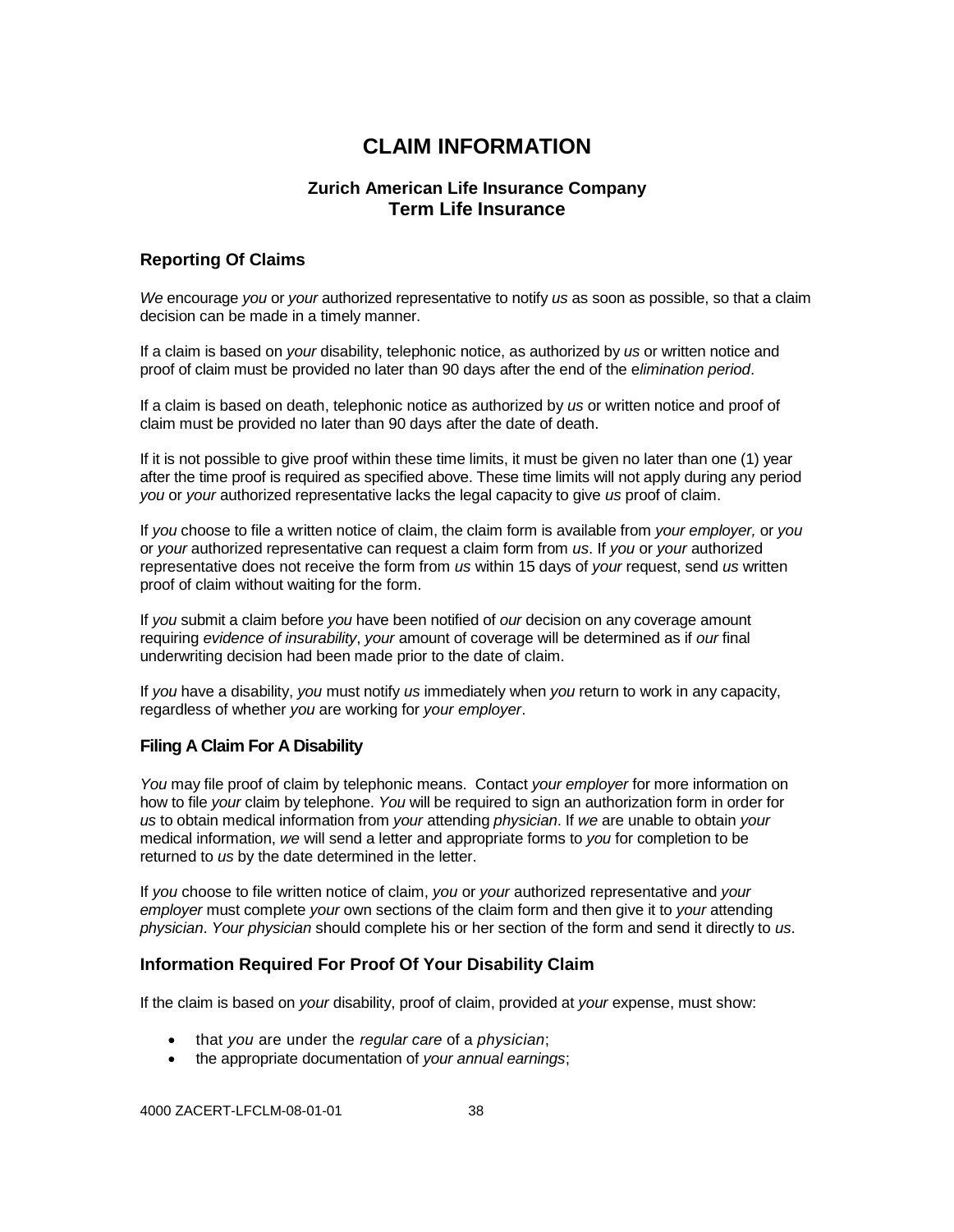# CLAIM INFORMATION

### Zurich American Life Insurance Company
### Term Life Insurance

## Reporting Of Claims

*We* encourage *you* or *your* authorized representative to notify *us* as soon as possible, so that a claim decision can be made in a timely manner.

If a claim is based on *your* disability, telephonic notice, as authorized by *us* or written notice and proof of claim must be provided no later than 90 days after the end of the e*limination period*.

If a claim is based on death, telephonic notice as authorized by *us* or written notice and proof of claim must be provided no later than 90 days after the date of death.

If it is not possible to give proof within these time limits, it must be given no later than one (1) year after the time proof is required as specified above. These time limits will not apply during any period *you* or *your* authorized representative lacks the legal capacity to give *us* proof of claim.

If *you* choose to file a written notice of claim, the claim form is available from *your employer,* or *you* or *your* authorized representative can request a claim form from *us*. If *you* or *your* authorized representative does not receive the form from *us* within 15 days of *your* request, send *us* written proof of claim without waiting for the form.

If *you* submit a claim before *you* have been notified of *our* decision on any coverage amount requiring *evidence of insurability*, *your* amount of coverage will be determined as if *our* final underwriting decision had been made prior to the date of claim.

If *you* have a disability, *you* must notify *us* immediately when *you* return to work in any capacity, regardless of whether *you* are working for *your employer*.

### Filing A Claim For A Disability

*You* may file proof of claim by telephonic means. Contact *your employer* for more information on how to file *your* claim by telephone. *You* will be required to sign an authorization form in order for *us* to obtain medical information from *your* attending *physician*. If *we* are unable to obtain *your* medical information, *we* will send a letter and appropriate forms to *you* for completion to be returned to *us* by the date determined in the letter.

If *you* choose to file written notice of claim, *you* or *your* authorized representative and *your employer* must complete *your* own sections of the claim form and then give it to *your* attending *physician*. *Your physician* should complete his or her section of the form and send it directly to *us*.

## Information Required For Proof Of Your Disability Claim

If the claim is based on *your* disability, proof of claim, provided at *your* expense, must show:

- that *you* are under the *regular care* of a *physician*;
- the appropriate documentation of *your annual earnings*;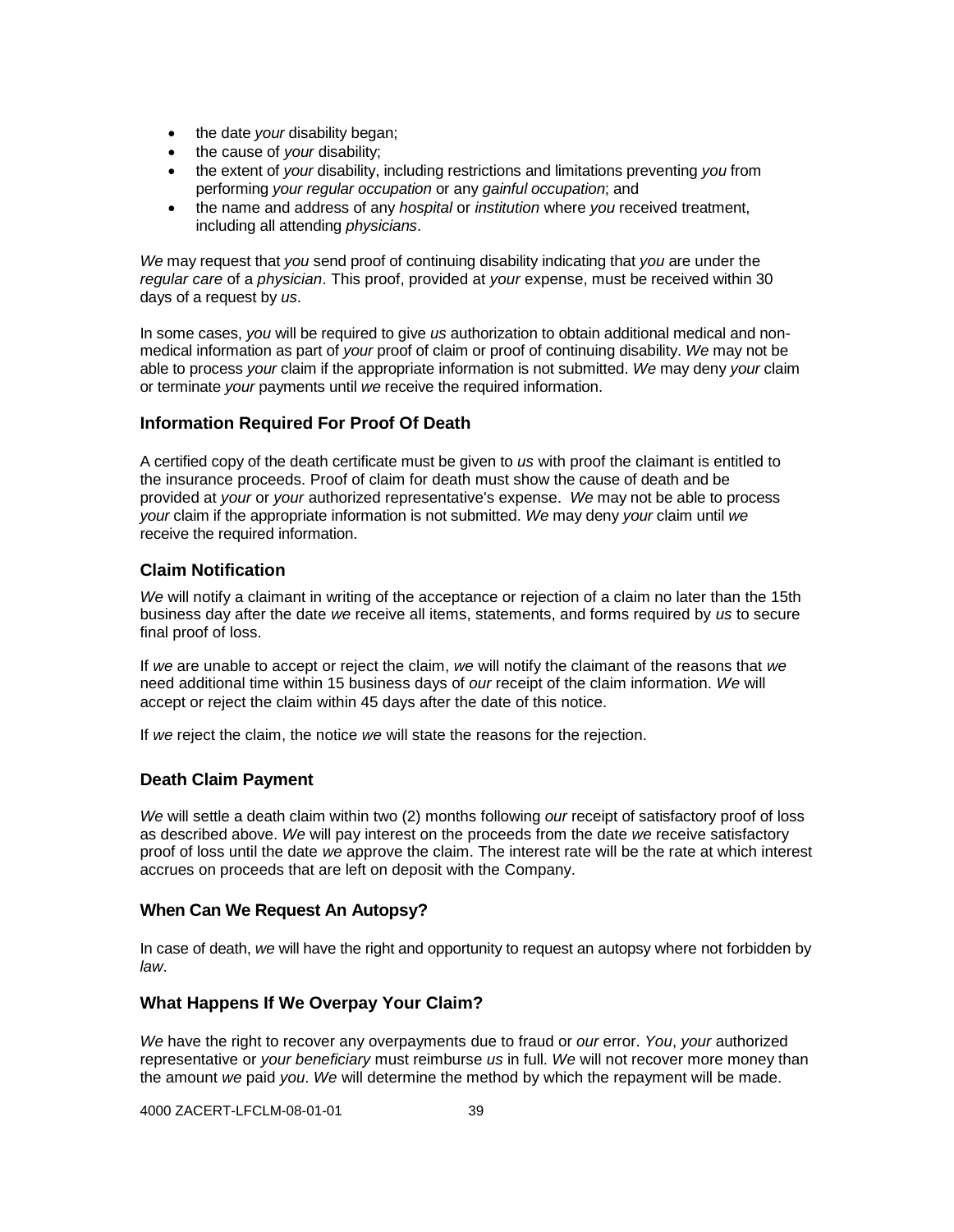- the date *your* disability began;
- the cause of *your* disability;
- the extent of *your* disability, including restrictions and limitations preventing *you* from performing *your regular occupation* or any *gainful occupation*; and
- the name and address of any *hospital* or *institution* where *you* received treatment, including all attending *physicians*.

*We* may request that *you* send proof of continuing disability indicating that *you* are under the *regular care* of a *physician*. This proof, provided at *your* expense, must be received within 30 days of a request by *us*.

In some cases, *you* will be required to give *us* authorization to obtain additional medical and non-medical information as part of *your* proof of claim or proof of continuing disability. *We* may not be able to process *your* claim if the appropriate information is not submitted. *We* may deny *your* claim or terminate *your* payments until *we* receive the required information.

### Information Required For Proof Of Death

A certified copy of the death certificate must be given to *us* with proof the claimant is entitled to the insurance proceeds. Proof of claim for death must show the cause of death and be provided at *your* or *your* authorized representative's expense. *We* may not be able to process *your* claim if the appropriate information is not submitted. *We* may deny *your* claim until *we* receive the required information.

### Claim Notification

*We* will notify a claimant in writing of the acceptance or rejection of a claim no later than the 15th business day after the date *we* receive all items, statements, and forms required by *us* to secure final proof of loss.

If *we* are unable to accept or reject the claim, *we* will notify the claimant of the reasons that *we* need additional time within 15 business days of *our* receipt of the claim information. *We* will accept or reject the claim within 45 days after the date of this notice.

If *we* reject the claim, the notice *we* will state the reasons for the rejection.

### Death Claim Payment

*We* will settle a death claim within two (2) months following *our* receipt of satisfactory proof of loss as described above. *We* will pay interest on the proceeds from the date *we* receive satisfactory proof of loss until the date *we* approve the claim. The interest rate will be the rate at which interest accrues on proceeds that are left on deposit with the Company.

### When Can We Request An Autopsy?

In case of death, *we* will have the right and opportunity to request an autopsy where not forbidden by *law*.

### What Happens If We Overpay Your Claim?

*We* have the right to recover any overpayments due to fraud or *our* error. *You*, *your* authorized representative or *your beneficiary* must reimburse *us* in full. *We* will not recover more money than the amount *we* paid *you*. *We* will determine the method by which the repayment will be made.

4000 ZACERT-LFCLM-08-01-01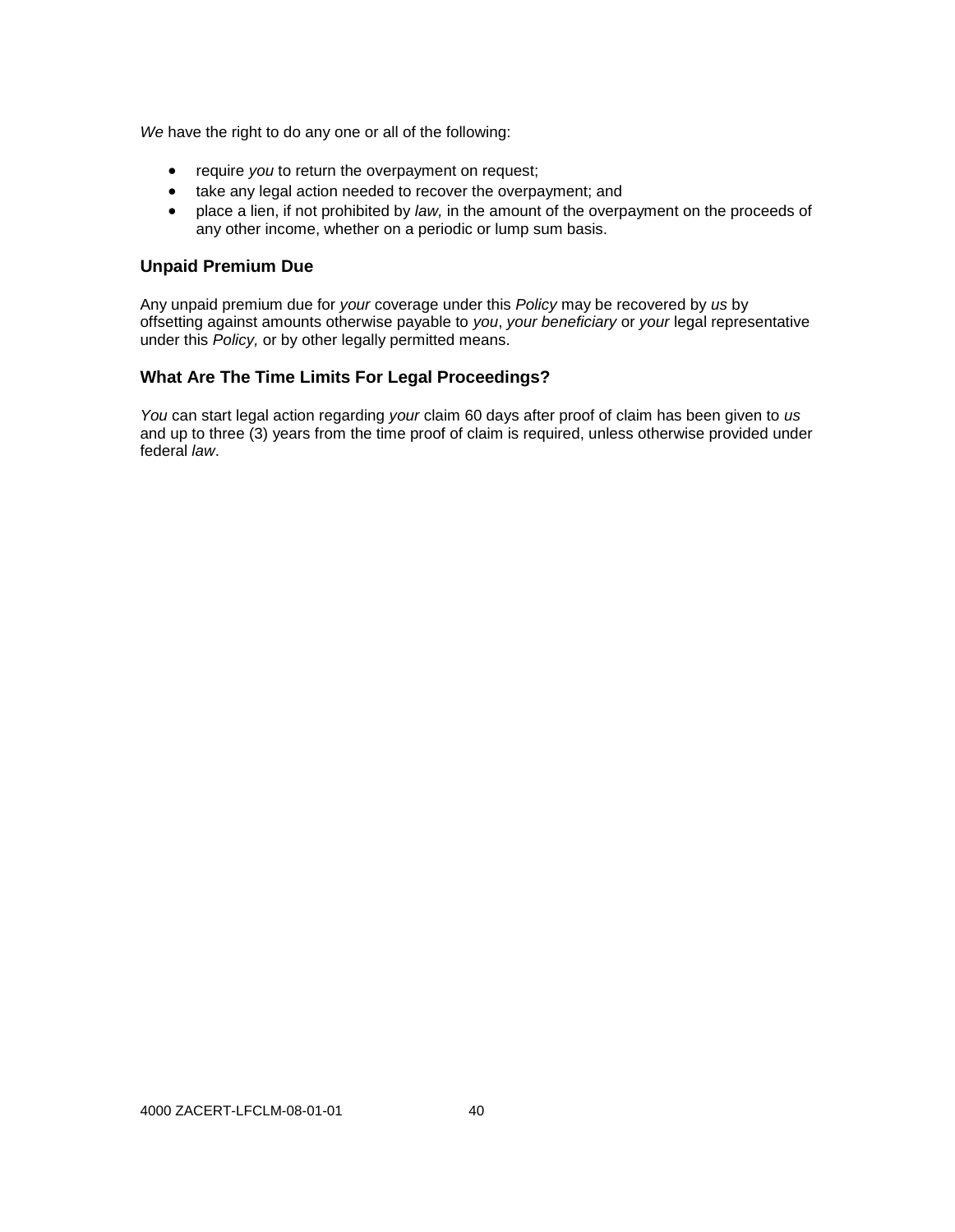*We* have the right to do any one or all of the following:

- require *you* to return the overpayment on request;
- take any legal action needed to recover the overpayment; and
- place a lien, if not prohibited by *law,* in the amount of the overpayment on the proceeds of any other income, whether on a periodic or lump sum basis.

### Unpaid Premium Due

Any unpaid premium due for *your* coverage under this *Policy* may be recovered by *us* by offsetting against amounts otherwise payable to *you*, *your beneficiary* or *your* legal representative under this *Policy,* or by other legally permitted means.

### What Are The Time Limits For Legal Proceedings?

*You* can start legal action regarding *your* claim 60 days after proof of claim has been given to *us* and up to three (3) years from the time proof of claim is required, unless otherwise provided under federal *law*.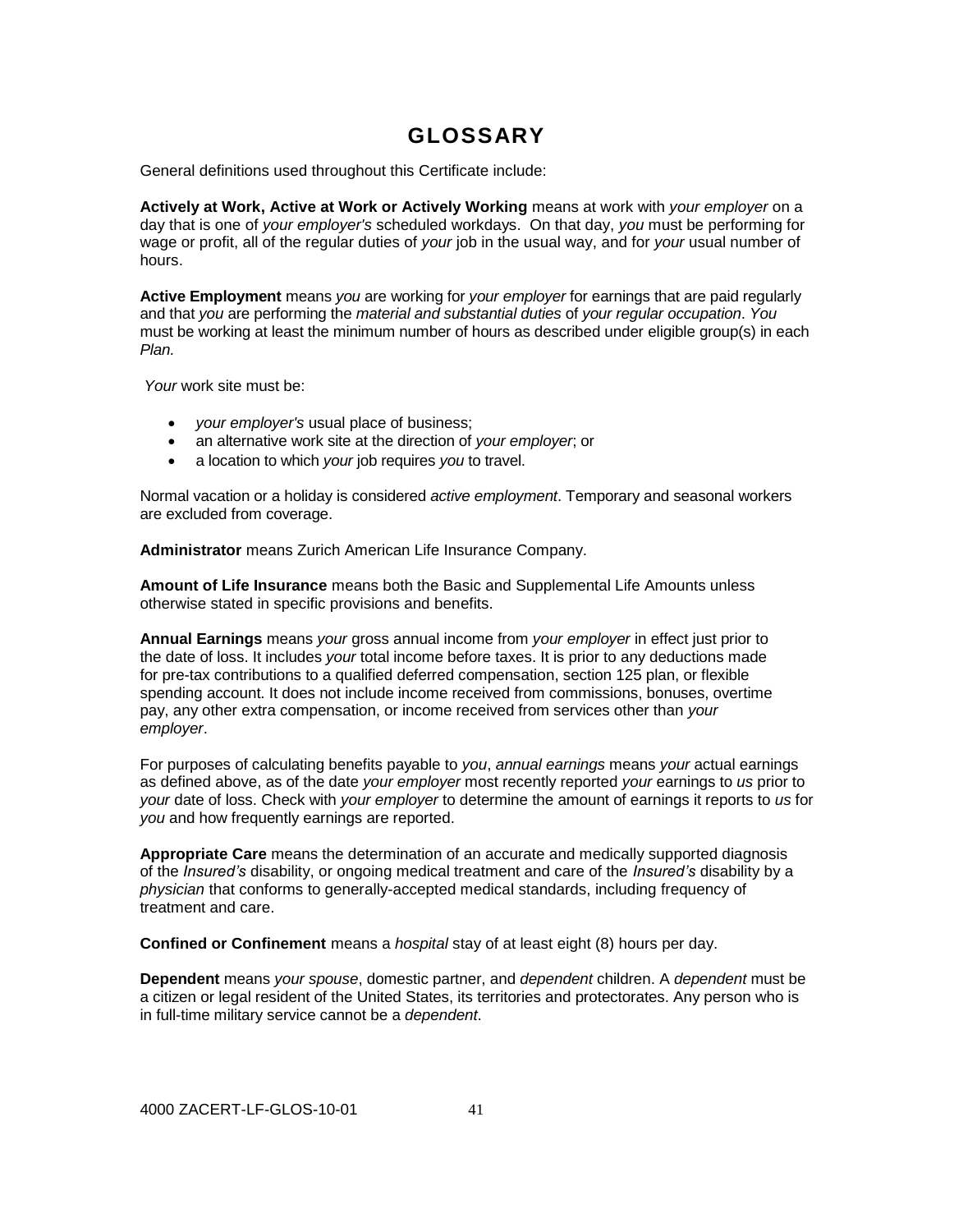# GLOSSARY

General definitions used throughout this Certificate include:

**Actively at Work, Active at Work or Actively Working** means at work with *your employer* on a day that is one of *your employer's* scheduled workdays. On that day, *you* must be performing for wage or profit, all of the regular duties of *your* job in the usual way, and for *your* usual number of hours.

**Active Employment** means *you* are working for *your employer* for earnings that are paid regularly and that *you* are performing the *material and substantial duties* of *your regular occupation*. *You* must be working at least the minimum number of hours as described under eligible group(s) in each *Plan.*

*Your* work site must be:

- *your employer's* usual place of business;
- an alternative work site at the direction of *your employer*; or
- a location to which *your* job requires *you* to travel.

Normal vacation or a holiday is considered *active employment*. Temporary and seasonal workers are excluded from coverage.

**Administrator** means Zurich American Life Insurance Company.

**Amount of Life Insurance** means both the Basic and Supplemental Life Amounts unless otherwise stated in specific provisions and benefits.

**Annual Earnings** means *your* gross annual income from *your employer* in effect just prior to the date of loss. It includes *your* total income before taxes. It is prior to any deductions made for pre-tax contributions to a qualified deferred compensation, section 125 plan, or flexible spending account. It does not include income received from commissions, bonuses, overtime pay, any other extra compensation, or income received from services other than *your employer*.

For purposes of calculating benefits payable to *you*, *annual earnings* means *your* actual earnings as defined above, as of the date *your employer* most recently reported *your* earnings to *us* prior to *your* date of loss. Check with *your employer* to determine the amount of earnings it reports to *us* for *you* and how frequently earnings are reported.

**Appropriate Care** means the determination of an accurate and medically supported diagnosis of the *Insured's* disability, or ongoing medical treatment and care of the *Insured's* disability by a *physician* that conforms to generally-accepted medical standards, including frequency of treatment and care.

**Confined or Confinement** means a *hospital* stay of at least eight (8) hours per day.

**Dependent** means *your spouse*, domestic partner, and *dependent* children. A *dependent* must be a citizen or legal resident of the United States, its territories and protectorates. Any person who is in full-time military service cannot be a *dependent*.

4000 ZACERT-LF-GLOS-10-01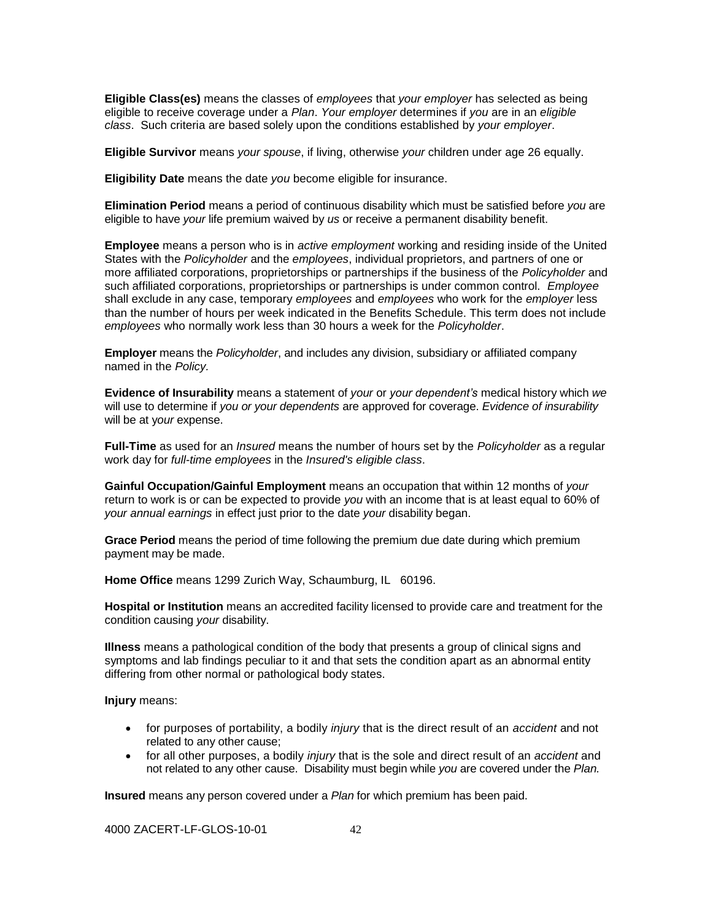**Eligible Class(es)** means the classes of *employees* that *your employer* has selected as being eligible to receive coverage under a *Plan*. *Your employer* determines if *you* are in an *eligible class*. Such criteria are based solely upon the conditions established by *your employer*.

**Eligible Survivor** means *your spouse*, if living, otherwise *your* children under age 26 equally.

**Eligibility Date** means the date *you* become eligible for insurance.

**Elimination Period** means a period of continuous disability which must be satisfied before *you* are eligible to have *your* life premium waived by *us* or receive a permanent disability benefit.

**Employee** means a person who is in *active employment* working and residing inside of the United States with the *Policyholder* and the *employees*, individual proprietors, and partners of one or more affiliated corporations, proprietorships or partnerships if the business of the *Policyholder* and such affiliated corporations, proprietorships or partnerships is under common control. *Employee* shall exclude in any case, temporary *employees* and *employees* who work for the *employer* less than the number of hours per week indicated in the Benefits Schedule. This term does not include *employees* who normally work less than 30 hours a week for the *Policyholder*.

**Employer** means the *Policyholder*, and includes any division, subsidiary or affiliated company named in the *Policy.*

**Evidence of Insurability** means a statement of *your* or *your dependent's* medical history which *we* will use to determine if *you or your dependents* are approved for coverage. *Evidence of insurability* will be at *your* expense.

**Full-Time** as used for an *Insured* means the number of hours set by the *Policyholder* as a regular work day for *full-time employees* in the *Insured's eligible class*.

**Gainful Occupation/Gainful Employment** means an occupation that within 12 months of *your* return to work is or can be expected to provide *you* with an income that is at least equal to 60% of *your annual earnings* in effect just prior to the date *your* disability began.

**Grace Period** means the period of time following the premium due date during which premium payment may be made.

**Home Office** means 1299 Zurich Way, Schaumburg, IL 60196.

**Hospital or Institution** means an accredited facility licensed to provide care and treatment for the condition causing *your* disability.

**Illness** means a pathological condition of the body that presents a group of clinical signs and symptoms and lab findings peculiar to it and that sets the condition apart as an abnormal entity differing from other normal or pathological body states.

**Injury** means:

- for purposes of portability, a bodily *injury* that is the direct result of an *accident* and not related to any other cause;
- for all other purposes, a bodily *injury* that is the sole and direct result of an *accident* and not related to any other cause. Disability must begin while *you* are covered under the *Plan.*

**Insured** means any person covered under a *Plan* for which premium has been paid.

4000 ZACERT-LF-GLOS-10-01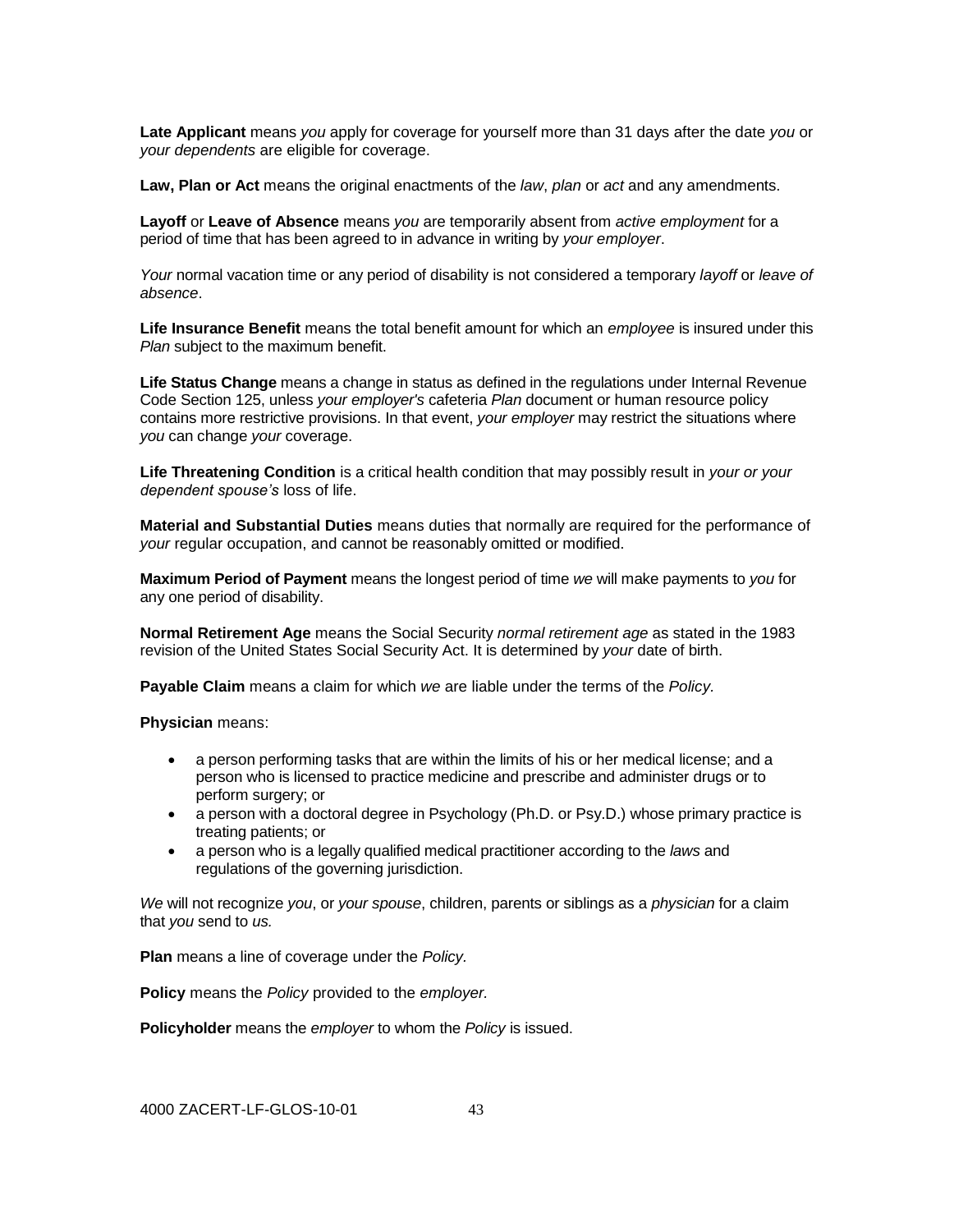**Late Applicant** means *you* apply for coverage for yourself more than 31 days after the date *you* or *your dependents* are eligible for coverage.

**Law, Plan or Act** means the original enactments of the *law*, *plan* or *act* and any amendments.

**Layoff** or **Leave of Absence** means *you* are temporarily absent from *active employment* for a period of time that has been agreed to in advance in writing by *your employer*.

*Your* normal vacation time or any period of disability is not considered a temporary *layoff* or *leave of absence*.

**Life Insurance Benefit** means the total benefit amount for which an *employee* is insured under this *Plan* subject to the maximum benefit.

**Life Status Change** means a change in status as defined in the regulations under Internal Revenue Code Section 125, unless *your employer's* cafeteria *Plan* document or human resource policy contains more restrictive provisions. In that event, *your employer* may restrict the situations where *you* can change *your* coverage.

**Life Threatening Condition** is a critical health condition that may possibly result in *your or your dependent spouse's* loss of life.

**Material and Substantial Duties** means duties that normally are required for the performance of *your* regular occupation, and cannot be reasonably omitted or modified.

**Maximum Period of Payment** means the longest period of time *we* will make payments to *you* for any one period of disability.

**Normal Retirement Age** means the Social Security *normal retirement age* as stated in the 1983 revision of the United States Social Security Act. It is determined by *your* date of birth.

**Payable Claim** means a claim for which *we* are liable under the terms of the *Policy*.

**Physician** means:

- a person performing tasks that are within the limits of his or her medical license; and a person who is licensed to practice medicine and prescribe and administer drugs or to perform surgery; or
- a person with a doctoral degree in Psychology (Ph.D. or Psy.D.) whose primary practice is treating patients; or
- a person who is a legally qualified medical practitioner according to the *laws* and regulations of the governing jurisdiction.

*We* will not recognize *you*, or *your spouse*, children, parents or siblings as a *physician* for a claim that *you* send to *us.*

**Plan** means a line of coverage under the *Policy.*

**Policy** means the *Policy* provided to the *employer.*

**Policyholder** means the *employer* to whom the *Policy* is issued.

4000 ZACERT-LF-GLOS-10-01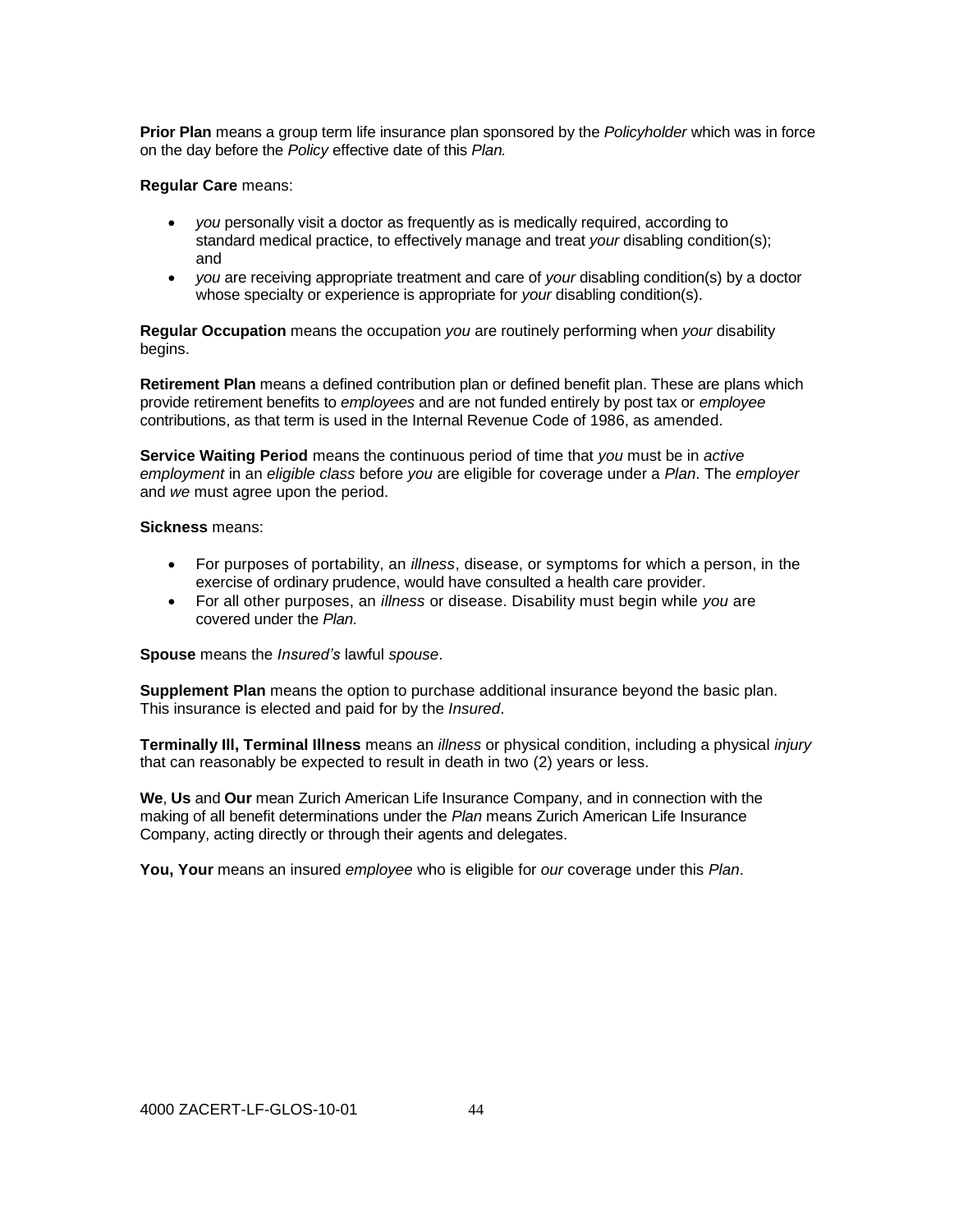**Prior Plan** means a group term life insurance plan sponsored by the *Policyholder* which was in force on the day before the *Policy* effective date of this *Plan.*

**Regular Care** means:

- *you* personally visit a doctor as frequently as is medically required, according to standard medical practice, to effectively manage and treat *your* disabling condition(s); and
- *you* are receiving appropriate treatment and care of *your* disabling condition(s) by a doctor whose specialty or experience is appropriate for *your* disabling condition(s).

**Regular Occupation** means the occupation *you* are routinely performing when *your* disability begins.

**Retirement Plan** means a defined contribution plan or defined benefit plan. These are plans which provide retirement benefits to *employees* and are not funded entirely by post tax or *employee* contributions, as that term is used in the Internal Revenue Code of 1986, as amended.

**Service Waiting Period** means the continuous period of time that *you* must be in *active employment* in an *eligible class* before *you* are eligible for coverage under a *Plan*. The *employer* and *we* must agree upon the period.

**Sickness** means:

- For purposes of portability, an *illness*, disease, or symptoms for which a person, in the exercise of ordinary prudence, would have consulted a health care provider.
- For all other purposes, an *illness* or disease. Disability must begin while *you* are covered under the *Plan.*

**Spouse** means the *Insured's* lawful *spouse*.

**Supplement Plan** means the option to purchase additional insurance beyond the basic plan. This insurance is elected and paid for by the *Insured*.

**Terminally Ill, Terminal Illness** means an *illness* or physical condition, including a physical *injury* that can reasonably be expected to result in death in two (2) years or less.

**We**, **Us** and **Our** mean Zurich American Life Insurance Company, and in connection with the making of all benefit determinations under the *Plan* means Zurich American Life Insurance Company, acting directly or through their agents and delegates.

**You, Your** means an insured *employee* who is eligible for *our* coverage under this *Plan*.

4000 ZACERT-LF-GLOS-10-01